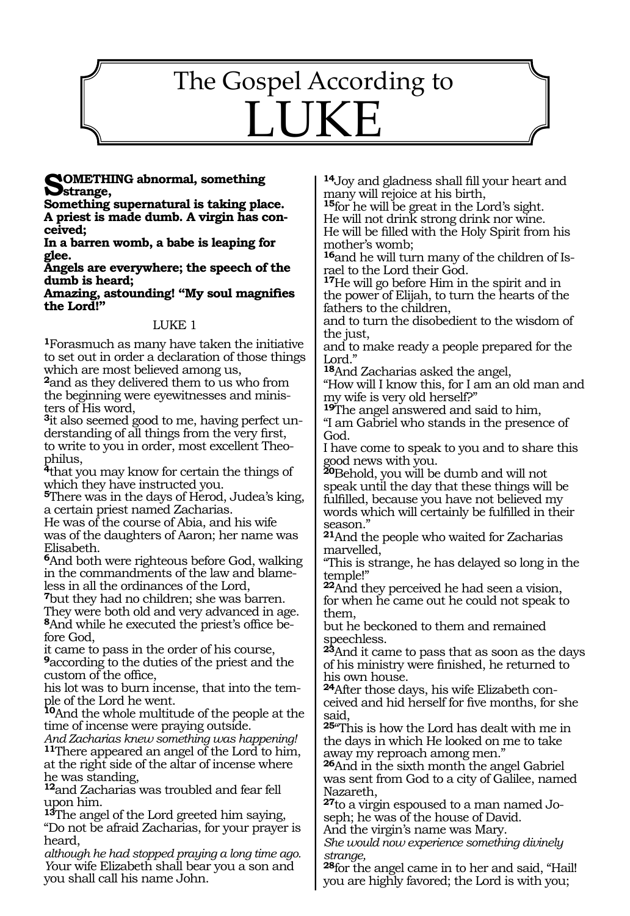# The Gospel According to LUKE

**SOMETHING abnormal, something strange,**
**Something supernatural is taking place.**
**A priest is made dumb. A virgin has conceived;**
**In a barren womb, a babe is leaping for glee.**
**Angels are everywhere; the speech of the dumb is heard;**
**Amazing, astounding! "My soul magnifies the Lord!"**

## LUKE 1

**1**Forasmuch as many have taken the initiative to set out in order a declaration of those things which are most believed among us,
**2**and as they delivered them to us who from the beginning were eyewitnesses and ministers of His word,
**3**it also seemed good to me, having perfect understanding of all things from the very first, to write to you in order, most excellent Theophilus,
**4**that you may know for certain the things of which they have instructed you.
**5**There was in the days of Herod, Judea's king, a certain priest named Zacharias.
He was of the course of Abia, and his wife was of the daughters of Aaron; her name was Elisabeth.
**6**And both were righteous before God, walking in the commandments of the law and blameless in all the ordinances of the Lord,
**7**but they had no children; she was barren.
They were both old and very advanced in age.
**8**And while he executed the priest's office before God,
it came to pass in the order of his course,
**9**according to the duties of the priest and the custom of the office,
his lot was to burn incense, that into the temple of the Lord he went.
**10**And the whole multitude of the people at the time of incense were praying outside.
*And Zacharias knew something was happening!*
**11**There appeared an angel of the Lord to him, at the right side of the altar of incense where he was standing,
**12**and Zacharias was troubled and fear fell upon him.
**13**The angel of the Lord greeted him saying, "Do not be afraid Zacharias, for your prayer is heard,
*although he had stopped praying a long time ago.*
Your wife Elizabeth shall bear you a son and you shall call his name John.
**14**Joy and gladness shall fill your heart and many will rejoice at his birth,
**15**for he will be great in the Lord's sight.
He will not drink strong drink nor wine.
He will be filled with the Holy Spirit from his mother's womb;
**16**and he will turn many of the children of Israel to the Lord their God.
**17**He will go before Him in the spirit and in the power of Elijah, to turn the hearts of the fathers to the children,
and to turn the disobedient to the wisdom of the just,
and to make ready a people prepared for the Lord."
**18**And Zacharias asked the angel,
"How will I know this, for I am an old man and my wife is very old herself?"
**19**The angel answered and said to him,
"I am Gabriel who stands in the presence of God.
I have come to speak to you and to share this good news with you.
**20**Behold, you will be dumb and will not speak until the day that these things will be fulfilled, because you have not believed my words which will certainly be fulfilled in their season."
**21**And the people who waited for Zacharias marvelled,
"This is strange, he has delayed so long in the temple!"
**22**And they perceived he had seen a vision, for when he came out he could not speak to them,
but he beckoned to them and remained speechless.
**23**And it came to pass that as soon as the days of his ministry were finished, he returned to his own house.
**24**After those days, his wife Elizabeth conceived and hid herself for five months, for she said,
**25**"This is how the Lord has dealt with me in the days in which He looked on me to take away my reproach among men."
**26**And in the sixth month the angel Gabriel was sent from God to a city of Galilee, named Nazareth,
**27**to a virgin espoused to a man named Joseph; he was of the house of David.
And the virgin's name was Mary.
*She would now experience something divinely strange,*
**28**for the angel came in to her and said, "Hail! you are highly favored; the Lord is with you;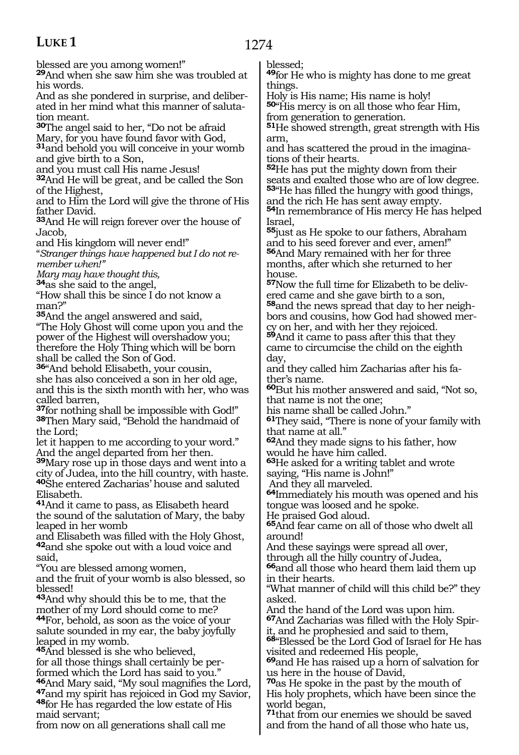blessed are you among women!"

**29**And when she saw him she was troubled at his words.

And as she pondered in surprise, and deliberated in her mind what this manner of salutation meant.

**30**The angel said to her, "Do not be afraid Mary, for you have found favor with God,

**31**and behold you will conceive in your womb and give birth to a Son,

and you must call His name Jesus!

**32**And He will be great, and be called the Son of the Highest,

and to Him the Lord will give the throne of His father David.

**33**And He will reign forever over the house of Jacob,

and His kingdom will never end!"

"*Stranger things have happened but I do not remember when!"*

*Mary may have thought this,*

**34**as she said to the angel,

"How shall this be since I do not know a man?"

**35**And the angel answered and said,

"The Holy Ghost will come upon you and the power of the Highest will overshadow you; therefore the Holy Thing which will be born shall be called the Son of God.

**36**"And behold Elisabeth, your cousin,

she has also conceived a son in her old age, and this is the sixth month with her, who was called barren,

**37**for nothing shall be impossible with God!"

**38**Then Mary said, "Behold the handmaid of the Lord;

let it happen to me according to your word."

And the angel departed from her then.

**39**Mary rose up in those days and went into a city of Judea, into the hill country, with haste.

**40**She entered Zacharias' house and saluted Elisabeth.

**41**And it came to pass, as Elisabeth heard the sound of the salutation of Mary, the baby leaped in her womb

and Elisabeth was filled with the Holy Ghost,

**42**and she spoke out with a loud voice and said,

"You are blessed among women,

and the fruit of your womb is also blessed, so blessed!

**43**And why should this be to me, that the mother of my Lord should come to me?

**44**For, behold, as soon as the voice of your salute sounded in my ear, the baby joyfully leaped in my womb.

**45**And blessed is she who believed,

for all those things shall certainly be performed which the Lord has said to you."

**46**And Mary said, "My soul magnifies the Lord,

**47**and my spirit has rejoiced in God my Savior,

**48**for He has regarded the low estate of His maid servant;

from now on all generations shall call me blessed;

**49**for He who is mighty has done to me great things.

Holy is His name; His name is holy!

**50**"His mercy is on all those who fear Him,

from generation to generation.

**51**He showed strength, great strength with His arm,

and has scattered the proud in the imaginations of their hearts.

**52**He has put the mighty down from their seats and exalted those who are of low degree.

**53**"He has filled the hungry with good things, and the rich He has sent away empty.

**54**In remembrance of His mercy He has helped Israel,

**55**just as He spoke to our fathers, Abraham and to his seed forever and ever, amen!"

**56**And Mary remained with her for three months, after which she returned to her house.

**57**Now the full time for Elizabeth to be delivered came and she gave birth to a son,

**58**and the news spread that day to her neighbors and cousins, how God had showed mercy on her, and with her they rejoiced.

**59**And it came to pass after this that they came to circumcise the child on the eighth day,

and they called him Zacharias after his father's name.

**60**But his mother answered and said, "Not so, that name is not the one;

his name shall be called John."

**61**They said, "There is none of your family with that name at all."

**62**And they made signs to his father, how would he have him called.

**63**He asked for a writing tablet and wrote saying, "His name is John!"

And they all marveled.

**64**Immediately his mouth was opened and his tongue was loosed and he spoke.

He praised God aloud.

**65**And fear came on all of those who dwelt all around!

And these sayings were spread all over,

through all the hilly country of Judea,

**66**and all those who heard them laid them up in their hearts.

"What manner of child will this child be?" they asked.

And the hand of the Lord was upon him.

**67**And Zacharias was filled with the Holy Spirit, and he prophesied and said to them,

**68**"Blessed be the Lord God of Israel for He has visited and redeemed His people,

**69**and He has raised up a horn of salvation for us here in the house of David,

**70**as He spoke in the past by the mouth of His holy prophets, which have been since the world began,

**71**that from our enemies we should be saved and from the hand of all those who hate us,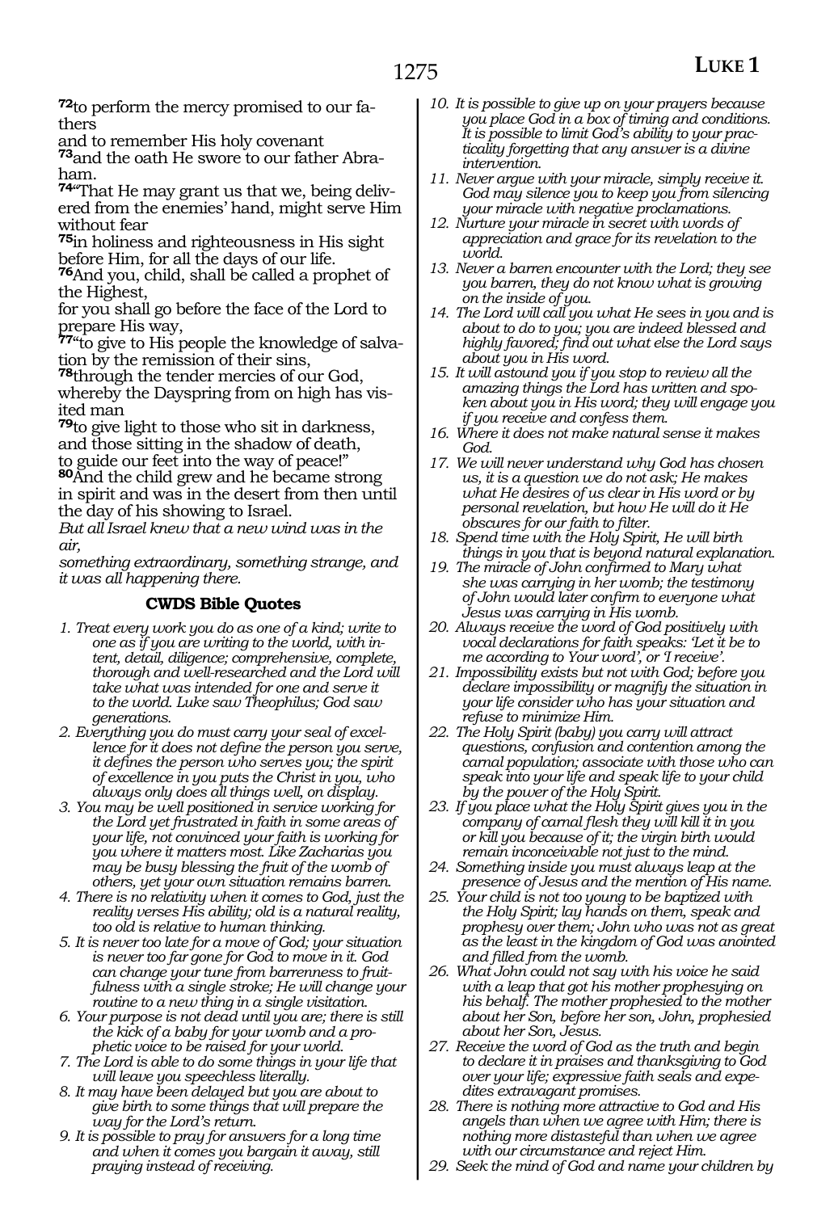**72**to perform the mercy promised to our fathers

and to remember His holy covenant

**73**and the oath He swore to our father Abraham.

**74**"That He may grant us that we, being delivered from the enemies' hand, might serve Him without fear

**75**in holiness and righteousness in His sight before Him, for all the days of our life.

**76**And you, child, shall be called a prophet of the Highest,

for you shall go before the face of the Lord to prepare His way,

**77**"to give to His people the knowledge of salvation by the remission of their sins,

**78**through the tender mercies of our God, whereby the Dayspring from on high has visited man

**79**to give light to those who sit in darkness, and those sitting in the shadow of death, to guide our feet into the way of peace!"

**80**And the child grew and he became strong in spirit and was in the desert from then until the day of his showing to Israel.

*But all Israel knew that a new wind was in the air,*

*something extraordinary, something strange, and it was all happening there.*

### CWDS Bible Quotes

1. *Treat every work you do as one of a kind; write to one as if you are writing to the world, with intent, detail, diligence; comprehensive, complete, thorough and well-researched and the Lord will take what was intended for one and serve it to the world. Luke saw Theophilus; God saw generations.*
2. *Everything you do must carry your seal of excellence for it does not define the person you serve, it defines the person who serves you; the spirit of excellence in you puts the Christ in you, who always only does all things well, on display.*
3. *You may be well positioned in service working for the Lord yet frustrated in faith in some areas of your life, not convinced your faith is working for you where it matters most. Like Zacharias you may be busy blessing the fruit of the womb of others, yet your own situation remains barren.*
4. *There is no relativity when it comes to God, just the reality verses His ability; old is a natural reality, too old is relative to human thinking.*
5. *It is never too late for a move of God; your situation is never too far gone for God to move in it. God can change your tune from barrenness to fruitfulness with a single stroke; He will change your routine to a new thing in a single visitation.*
6. *Your purpose is not dead until you are; there is still the kick of a baby for your womb and a prophetic voice to be raised for your world.*
7. *The Lord is able to do some things in your life that will leave you speechless literally.*
8. *It may have been delayed but you are about to give birth to some things that will prepare the way for the Lord's return.*
9. *It is possible to pray for answers for a long time and when it comes you bargain it away, still praying instead of receiving.*
10. *It is possible to give up on your prayers because you place God in a box of timing and conditions. It is possible to limit God's ability to your practicality forgetting that any answer is a divine intervention.*
11. *Never argue with your miracle, simply receive it. God may silence you to keep you from silencing your miracle with negative proclamations.*
12. *Nurture your miracle in secret with words of appreciation and grace for its revelation to the world.*
13. *Never a barren encounter with the Lord; they see you barren, they do not know what is growing on the inside of you.*
14. *The Lord will call you what He sees in you and is about to do to you; you are indeed blessed and highly favored; find out what else the Lord says about you in His word.*
15. *It will astound you if you stop to review all the amazing things the Lord has written and spoken about you in His word; they will engage you if you receive and confess them.*
16. *Where it does not make natural sense it makes God.*
17. *We will never understand why God has chosen us, it is a question we do not ask; He makes what He desires of us clear in His word or by personal revelation, but how He will do it He obscures for our faith to filter.*
18. *Spend time with the Holy Spirit, He will birth things in you that is beyond natural explanation.*
19. *The miracle of John confirmed to Mary what she was carrying in her womb; the testimony of John would later confirm to everyone what Jesus was carrying in His womb.*
20. *Always receive the word of God positively with vocal declarations for faith speaks: 'Let it be to me according to Your word', or 'I receive'.*
21. *Impossibility exists but not with God; before you declare impossibility or magnify the situation in your life consider who has your situation and refuse to minimize Him.*
22. *The Holy Spirit (baby) you carry will attract questions, confusion and contention among the carnal population; associate with those who can speak into your life and speak life to your child by the power of the Holy Spirit.*
23. *If you place what the Holy Spirit gives you in the company of carnal flesh they will kill it in you or kill you because of it; the virgin birth would remain inconceivable not just to the mind.*
24. *Something inside you must always leap at the presence of Jesus and the mention of His name.*
25. *Your child is not too young to be baptized with the Holy Spirit; lay hands on them, speak and prophesy over them; John who was not as great as the least in the kingdom of God was anointed and filled from the womb.*
26. *What John could not say with his voice he said with a leap that got his mother prophesying on his behalf. The mother prophesied to the mother about her Son, before her son, John, prophesied about her Son, Jesus.*
27. *Receive the word of God as the truth and begin to declare it in praises and thanksgiving to God over your life; expressive faith seals and expedites extravagant promises.*
28. *There is nothing more attractive to God and His angels than when we agree with Him; there is nothing more distasteful than when we agree with our circumstance and reject Him.*
29. *Seek the mind of God and name your children by*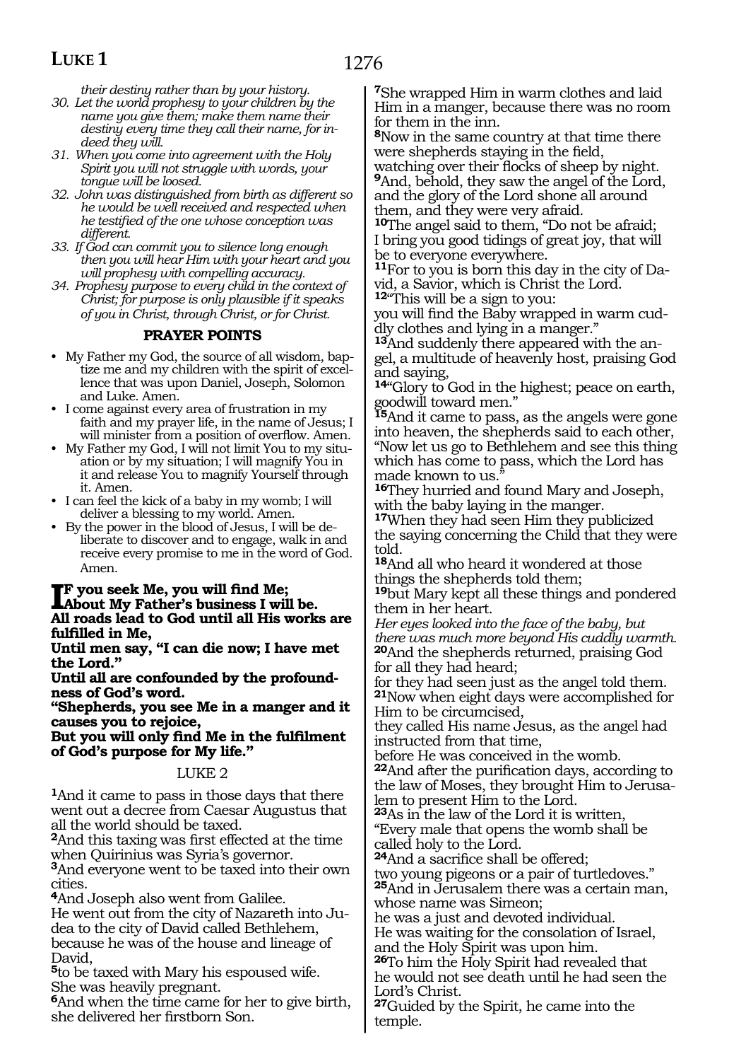*their destiny rather than by your history.*

30. *Let the world prophesy to your children by the name you give them; make them name their destiny every time they call their name, for indeed they will.*
31. *When you come into agreement with the Holy Spirit you will not struggle with words, your tongue will be loosed.*
32. *John was distinguished from birth as different so he would be well received and respected when he testified of the one whose conception was different.*
33. *If God can commit you to silence long enough then you will hear Him with your heart and you will prophesy with compelling accuracy.*
34. *Prophesy purpose to every child in the context of Christ; for purpose is only plausible if it speaks of you in Christ, through Christ, or for Christ.*

### PRAYER POINTS

- My Father my God, the source of all wisdom, baptize me and my children with the spirit of excellence that was upon Daniel, Joseph, Solomon and Luke. Amen.
- I come against every area of frustration in my faith and my prayer life, in the name of Jesus; I will minister from a position of overflow. Amen.
- My Father my God, I will not limit You to my situation or by my situation; I will magnify You in it and release You to magnify Yourself through it. Amen.
- I can feel the kick of a baby in my womb; I will deliver a blessing to my world. Amen.
- By the power in the blood of Jesus, I will be deliberate to discover and to engage, walk in and receive every promise to me in the word of God. Amen.

**If you seek Me, you will find Me;**
**About My Father's business I will be.**
**All roads lead to God until all His works are fulfilled in Me,**
**Until men say, "I can die now; I have met the Lord."**
**Until all are confounded by the profoundness of God's word.**
**"Shepherds, you see Me in a manger and it causes you to rejoice,**
**But you will only find Me in the fulfilment of God's purpose for My life."**

## LUKE 2

**1**And it came to pass in those days that there went out a decree from Caesar Augustus that all the world should be taxed.
**2**And this taxing was first effected at the time when Quirinius was Syria's governor.
**3**And everyone went to be taxed into their own cities.
**4**And Joseph also went from Galilee.
He went out from the city of Nazareth into Judea to the city of David called Bethlehem, because he was of the house and lineage of David,
**5**to be taxed with Mary his espoused wife.
She was heavily pregnant.
**6**And when the time came for her to give birth, she delivered her firstborn Son.
**7**She wrapped Him in warm clothes and laid Him in a manger, because there was no room for them in the inn.
**8**Now in the same country at that time there were shepherds staying in the field, watching over their flocks of sheep by night.
**9**And, behold, they saw the angel of the Lord, and the glory of the Lord shone all around them, and they were very afraid.
**10**The angel said to them, "Do not be afraid; I bring you good tidings of great joy, that will be to everyone everywhere.
**11**For to you is born this day in the city of David, a Savior, which is Christ the Lord.
**12**"This will be a sign to you:
you will find the Baby wrapped in warm cuddly clothes and lying in a manger."
**13**And suddenly there appeared with the angel, a multitude of heavenly host, praising God and saying,
**14**"Glory to God in the highest; peace on earth, goodwill toward men."
**15**And it came to pass, as the angels were gone into heaven, the shepherds said to each other, "Now let us go to Bethlehem and see this thing which has come to pass, which the Lord has made known to us."
**16**They hurried and found Mary and Joseph, with the baby laying in the manger.
**17**When they had seen Him they publicized the saying concerning the Child that they were told.
**18**And all who heard it wondered at those things the shepherds told them;
**19**but Mary kept all these things and pondered them in her heart.
*Her eyes looked into the face of the baby, but there was much more beyond His cuddly warmth.*
**20**And the shepherds returned, praising God for all they had heard;
for they had seen just as the angel told them.
**21**Now when eight days were accomplished for Him to be circumcised,
they called His name Jesus, as the angel had instructed from that time,
before He was conceived in the womb.
**22**And after the purification days, according to the law of Moses, they brought Him to Jerusalem to present Him to the Lord.
**23**As in the law of the Lord it is written,
"Every male that opens the womb shall be called holy to the Lord.
**24**And a sacrifice shall be offered;
two young pigeons or a pair of turtledoves."
**25**And in Jerusalem there was a certain man, whose name was Simeon;
he was a just and devoted individual.
He was waiting for the consolation of Israel, and the Holy Spirit was upon him.
**26**To him the Holy Spirit had revealed that he would not see death until he had seen the Lord's Christ.
**27**Guided by the Spirit, he came into the temple.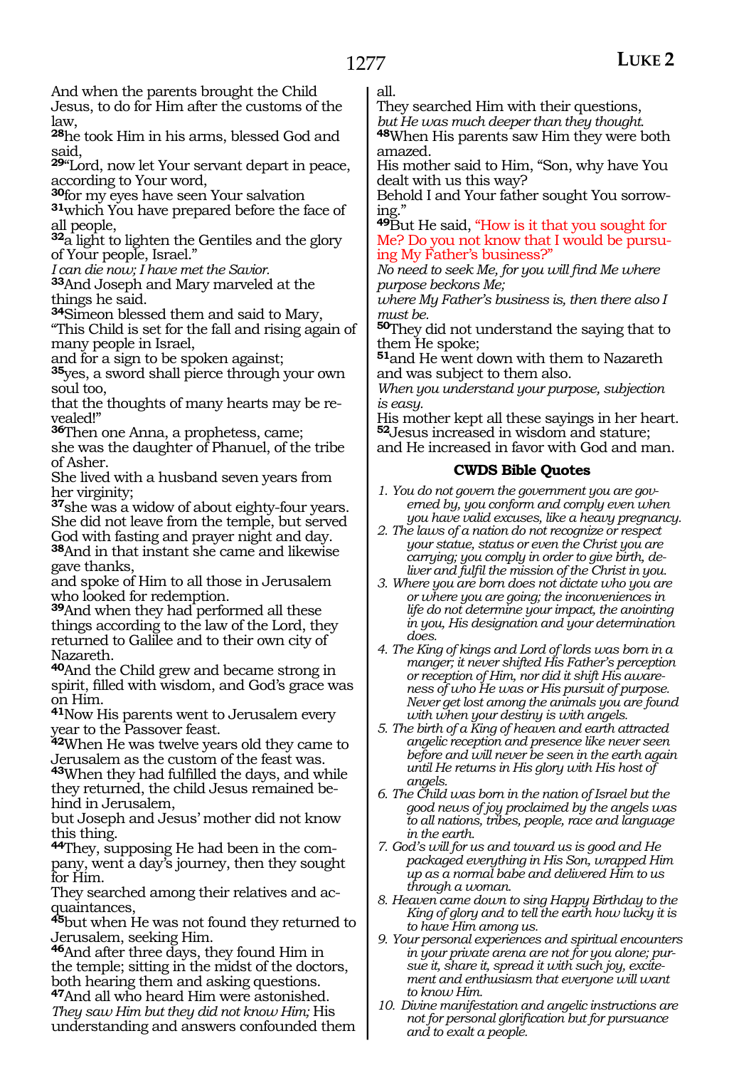And when the parents brought the Child Jesus, to do for Him after the customs of the law,

**28**he took Him in his arms, blessed God and said,

**29**"Lord, now let Your servant depart in peace, according to Your word,

**30**for my eyes have seen Your salvation

**31**which You have prepared before the face of all people,

**32**a light to lighten the Gentiles and the glory of Your people, Israel."

*I can die now; I have met the Savior.*

**33**And Joseph and Mary marveled at the things he said.

**34**Simeon blessed them and said to Mary, "This Child is set for the fall and rising again of many people in Israel,

and for a sign to be spoken against;

**35**yes, a sword shall pierce through your own soul too,

that the thoughts of many hearts may be revealed!"

**36**Then one Anna, a prophetess, came;

she was the daughter of Phanuel, of the tribe of Asher.

She lived with a husband seven years from her virginity;

**37**she was a widow of about eighty-four years.

She did not leave from the temple, but served God with fasting and prayer night and day.

**38**And in that instant she came and likewise gave thanks,

and spoke of Him to all those in Jerusalem who looked for redemption.

**39**And when they had performed all these things according to the law of the Lord, they returned to Galilee and to their own city of Nazareth.

**40**And the Child grew and became strong in spirit, filled with wisdom, and God's grace was on Him.

**41**Now His parents went to Jerusalem every year to the Passover feast.

**42**When He was twelve years old they came to Jerusalem as the custom of the feast was.

**43**When they had fulfilled the days, and while they returned, the child Jesus remained behind in Jerusalem,

but Joseph and Jesus' mother did not know this thing.

**44**They, supposing He had been in the company, went a day's journey, then they sought for Him.

They searched among their relatives and acquaintances,

**45**but when He was not found they returned to Jerusalem, seeking Him.

**46**And after three days, they found Him in the temple; sitting in the midst of the doctors, both hearing them and asking questions.

**47**And all who heard Him were astonished.

*They saw Him but they did not know Him;* His understanding and answers confounded them all.

They searched Him with their questions,

*but He was much deeper than they thought.*

**48**When His parents saw Him they were both amazed.

His mother said to Him, "Son, why have You dealt with us this way?

Behold I and Your father sought You sorrowing."

**49**But He said, "How is it that you sought for Me? Do you not know that I would be pursuing My Father's business?"

*No need to seek Me, for you will find Me where purpose beckons Me;*

*where My Father's business is, then there also I must be.*

**50**They did not understand the saying that to them He spoke;

**51**and He went down with them to Nazareth and was subject to them also.

*When you understand your purpose, subjection is easy.*

His mother kept all these sayings in her heart.

**52**Jesus increased in wisdom and stature;

and He increased in favor with God and man.

### CWDS Bible Quotes

1. *You do not govern the government you are governed by, you conform and comply even when you have valid excuses, like a heavy pregnancy.*
2. *The laws of a nation do not recognize or respect your statue, status or even the Christ you are carrying; you comply in order to give birth, deliver and fulfil the mission of the Christ in you.*
3. *Where you are born does not dictate who you are or where you are going; the inconveniences in life do not determine your impact, the anointing in you, His designation and your determination does.*
4. *The King of kings and Lord of lords was born in a manger; it never shifted His Father's perception or reception of Him, nor did it shift His awareness of who He was or His pursuit of purpose. Never get lost among the animals you are found with when your destiny is with angels.*
5. *The birth of a King of heaven and earth attracted angelic reception and presence like never seen before and will never be seen in the earth again until He returns in His glory with His host of angels.*
6. *The Child was born in the nation of Israel but the good news of joy proclaimed by the angels was to all nations, tribes, people, race and language in the earth.*
7. *God's will for us and toward us is good and He packaged everything in His Son, wrapped Him up as a normal babe and delivered Him to us through a woman.*
8. *Heaven came down to sing Happy Birthday to the King of glory and to tell the earth how lucky it is to have Him among us.*
9. *Your personal experiences and spiritual encounters in your private arena are not for you alone; pursue it, share it, spread it with such joy, excitement and enthusiasm that everyone will want to know Him.*
10. *Divine manifestation and angelic instructions are not for personal glorification but for pursuance and to exalt a people.*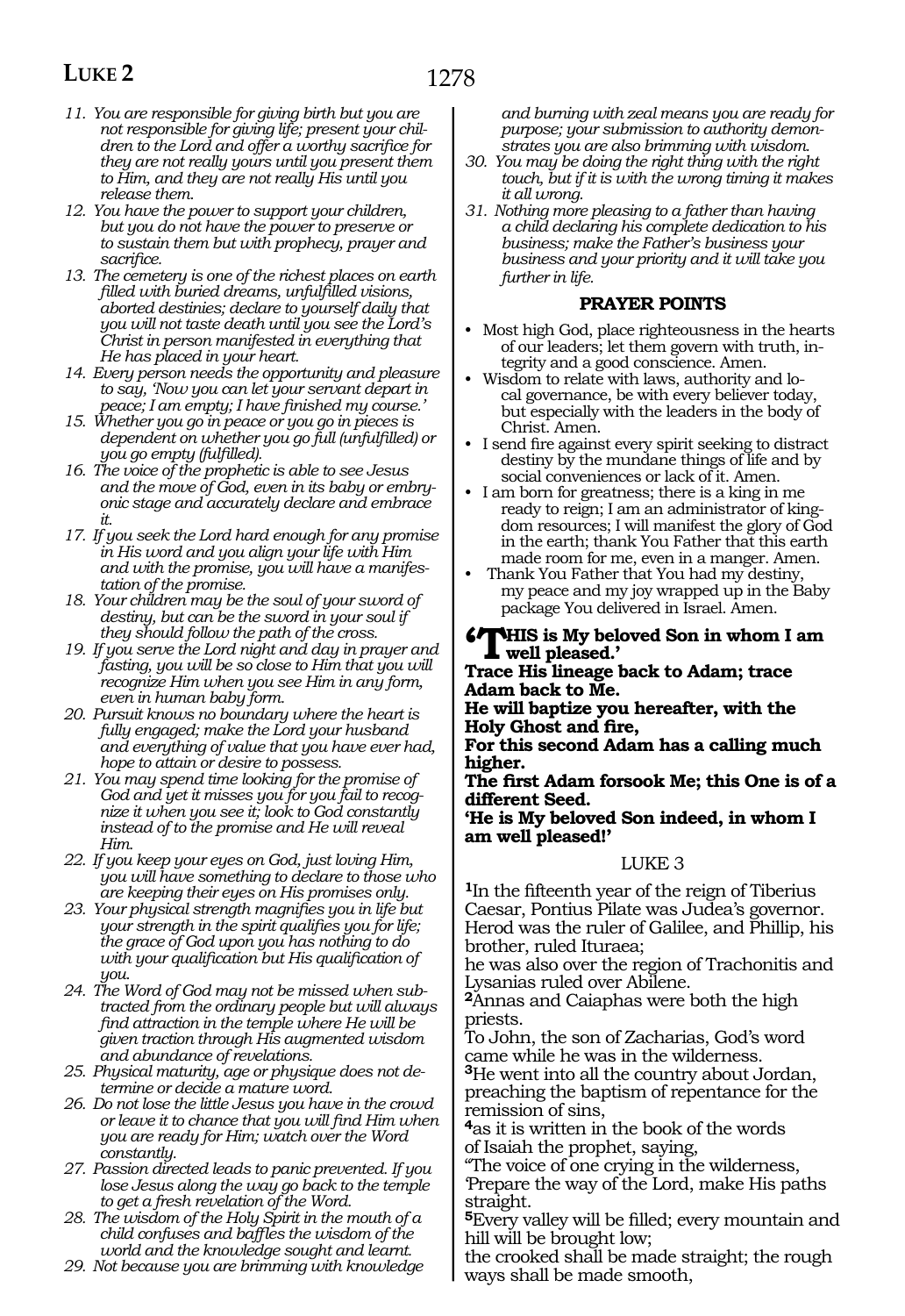11. *You are responsible for giving birth but you are not responsible for giving life; present your children to the Lord and offer a worthy sacrifice for they are not really yours until you present them to Him, and they are not really His until you release them.*
12. *You have the power to support your children, but you do not have the power to preserve or to sustain them but with prophecy, prayer and sacrifice.*
13. *The cemetery is one of the richest places on earth filled with buried dreams, unfulfilled visions, aborted destinies; declare to yourself daily that you will not taste death until you see the Lord's Christ in person manifested in everything that He has placed in your heart.*
14. *Every person needs the opportunity and pleasure to say, 'Now you can let your servant depart in peace; I am empty; I have finished my course.'*
15. *Whether you go in peace or you go in pieces is dependent on whether you go full (unfulfilled) or you go empty (fulfilled).*
16. *The voice of the prophetic is able to see Jesus and the move of God, even in its baby or embryonic stage and accurately declare and embrace it.*
17. *If you seek the Lord hard enough for any promise in His word and you align your life with Him and with the promise, you will have a manifestation of the promise.*
18. *Your children may be the soul of your sword of destiny, but can be the sword in your soul if they should follow the path of the cross.*
19. *If you serve the Lord night and day in prayer and fasting, you will be so close to Him that you will recognize Him when you see Him in any form, even in human baby form.*
20. *Pursuit knows no boundary where the heart is fully engaged; make the Lord your husband and everything of value that you have ever had, hope to attain or desire to possess.*
21. *You may spend time looking for the promise of God and yet it misses you for you fail to recognize it when you see it; look to God constantly instead of to the promise and He will reveal Him.*
22. *If you keep your eyes on God, just loving Him, you will have something to declare to those who are keeping their eyes on His promises only.*
23. *Your physical strength magnifies you in life but your strength in the spirit qualifies you for life; the grace of God upon you has nothing to do with your qualification but His qualification of you.*
24. *The Word of God may not be missed when subtracted from the ordinary people but will always find attraction in the temple where He will be given traction through His augmented wisdom and abundance of revelations.*
25. *Physical maturity, age or physique does not determine or decide a mature word.*
26. *Do not lose the little Jesus you have in the crowd or leave it to chance that you will find Him when you are ready for Him; watch over the Word constantly.*
27. *Passion directed leads to panic prevented. If you lose Jesus along the way go back to the temple to get a fresh revelation of the Word.*
28. *The wisdom of the Holy Spirit in the mouth of a child confuses and baffles the wisdom of the world and the knowledge sought and learnt.*
29. *Not because you are brimming with knowledge and burning with zeal means you are ready for purpose; your submission to authority demonstrates you are also brimming with wisdom.*
30. *You may be doing the right thing with the right touch, but if it is with the wrong timing it makes it all wrong.*
31. *Nothing more pleasing to a father than having a child declaring his complete dedication to his business; make the Father's business your business and your priority and it will take you further in life.*

### PRAYER POINTS

- Most high God, place righteousness in the hearts of our leaders; let them govern with truth, integrity and a good conscience. Amen.
- Wisdom to relate with laws, authority and local governance, be with every believer today, but especially with the leaders in the body of Christ. Amen.
- I send fire against every spirit seeking to distract destiny by the mundane things of life and by social conveniences or lack of it. Amen.
- I am born for greatness; there is a king in me ready to reign; I am an administrator of kingdom resources; I will manifest the glory of God in the earth; thank You Father that this earth made room for me, even in a manger. Amen.
- Thank You Father that You had my destiny, my peace and my joy wrapped up in the Baby package You delivered in Israel. Amen.

**'THIS is My beloved Son in whom I am well pleased.'**
**Trace His lineage back to Adam; trace Adam back to Me.**
**He will baptize you hereafter, with the Holy Ghost and fire,**
**For this second Adam has a calling much higher.**
**The first Adam forsook Me; this One is of a different Seed.**
**'He is My beloved Son indeed, in whom I am well pleased!'**

## LUKE 3

**1**In the fifteenth year of the reign of Tiberius Caesar, Pontius Pilate was Judea's governor. Herod was the ruler of Galilee, and Phillip, his brother, ruled Ituraea;
he was also over the region of Trachonitis and Lysanias ruled over Abilene.
**2**Annas and Caiaphas were both the high priests.
To John, the son of Zacharias, God's word came while he was in the wilderness.
**3**He went into all the country about Jordan, preaching the baptism of repentance for the remission of sins,
**4**as it is written in the book of the words of Isaiah the prophet, saying,
"The voice of one crying in the wilderness, 'Prepare the way of the Lord, make His paths straight.
**5**Every valley will be filled; every mountain and hill will be brought low;
the crooked shall be made straight; the rough ways shall be made smooth,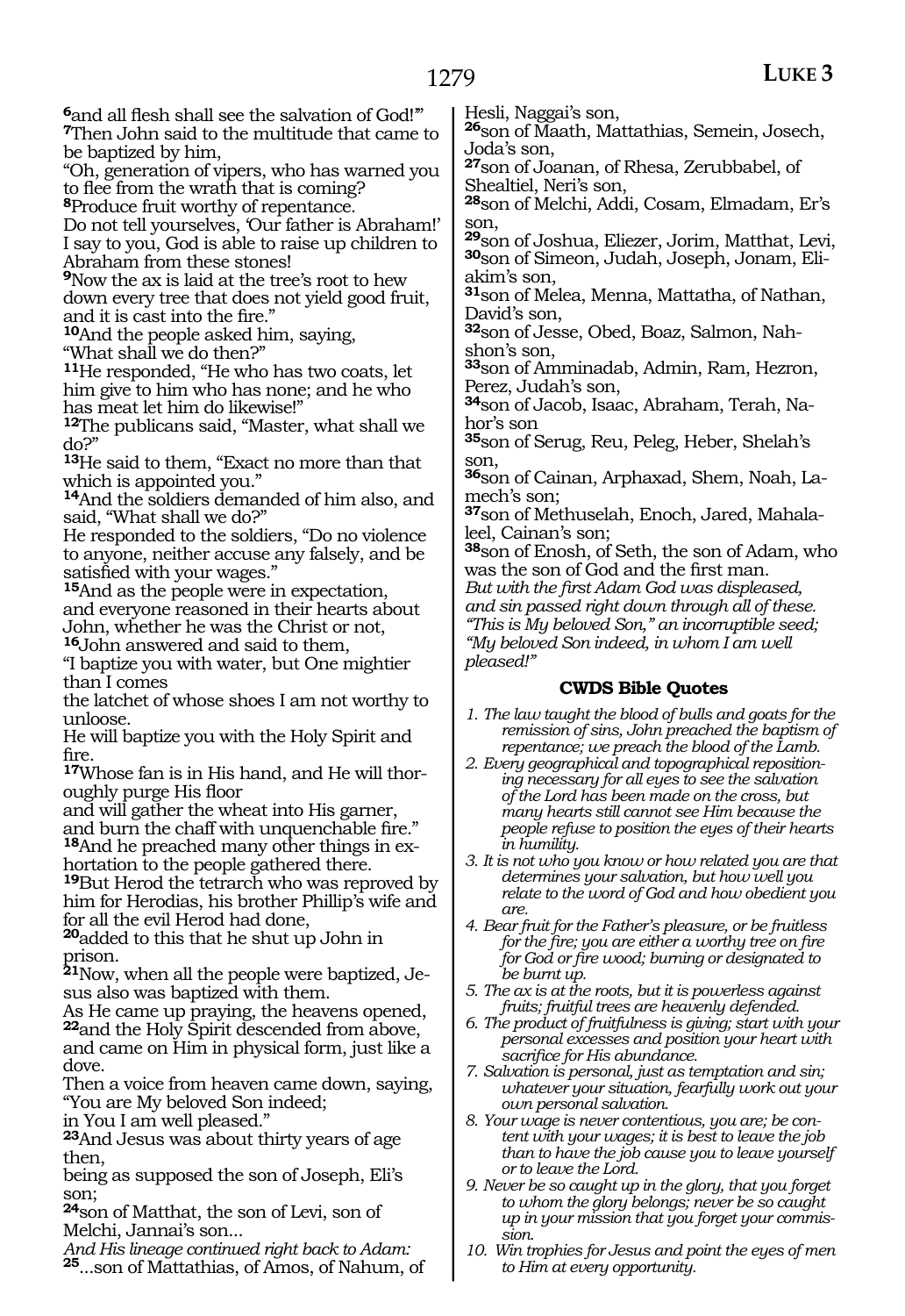[6]and all flesh shall see the salvation of God!'"
[7]Then John said to the multitude that came to be baptized by him,
"Oh, generation of vipers, who has warned you to flee from the wrath that is coming?
[8]Produce fruit worthy of repentance.
Do not tell yourselves, 'Our father is Abraham!' I say to you, God is able to raise up children to Abraham from these stones!
[9]Now the ax is laid at the tree's root to hew down every tree that does not yield good fruit, and it is cast into the fire."
[10]And the people asked him, saying,
"What shall we do then?"
[11]He responded, "He who has two coats, let him give to him who has none; and he who has meat let him do likewise!"
[12]The publicans said, "Master, what shall we do?"
[13]He said to them, "Exact no more than that which is appointed you."
[14]And the soldiers demanded of him also, and said, "What shall we do?"
He responded to the soldiers, "Do no violence to anyone, neither accuse any falsely, and be satisfied with your wages."
[15]And as the people were in expectation, and everyone reasoned in their hearts about John, whether he was the Christ or not,
[16]John answered and said to them,
"I baptize you with water, but One mightier than I comes
the latchet of whose shoes I am not worthy to unloose.
He will baptize you with the Holy Spirit and fire.
[17]Whose fan is in His hand, and He will thoroughly purge His floor
and will gather the wheat into His garner,
and burn the chaff with unquenchable fire."
[18]And he preached many other things in exhortation to the people gathered there.
[19]But Herod the tetrarch who was reproved by him for Herodias, his brother Phillip's wife and for all the evil Herod had done,
[20]added to this that he shut up John in prison.
[21]Now, when all the people were baptized, Jesus also was baptized with them.
As He came up praying, the heavens opened,
[22]and the Holy Spirit descended from above, and came on Him in physical form, just like a dove.
Then a voice from heaven came down, saying,
"You are My beloved Son indeed;
in You I am well pleased."
[23]And Jesus was about thirty years of age then,
being as supposed the son of Joseph, Eli's son;
[24]son of Matthat, the son of Levi, son of Melchi, Jannai's son...
*And His lineage continued right back to Adam:*
[25]...son of Mattathias, of Amos, of Nahum, of Hesli, Naggai's son,
[26]son of Maath, Mattathias, Semein, Josech, Joda's son,
[27]son of Joanan, of Rhesa, Zerubbabel, of Shealtiel, Neri's son,
[28]son of Melchi, Addi, Cosam, Elmadam, Er's son,
[29]son of Joshua, Eliezer, Jorim, Matthat, Levi,
[30]son of Simeon, Judah, Joseph, Jonam, Eliakim's son,
[31]son of Melea, Menna, Mattatha, of Nathan, David's son,
[32]son of Jesse, Obed, Boaz, Salmon, Nahshon's son,
[33]son of Amminadab, Admin, Ram, Hezron, Perez, Judah's son,
[34]son of Jacob, Isaac, Abraham, Terah, Nahor's son
[35]son of Serug, Reu, Peleg, Heber, Shelah's son,
[36]son of Cainan, Arphaxad, Shem, Noah, Lamech's son;
[37]son of Methuselah, Enoch, Jared, Mahalaleel, Cainan's son;
[38]son of Enosh, of Seth, the son of Adam, who was the son of God and the first man.
*But with the first Adam God was displeased,*
*and sin passed right down through all of these.*
*"This is My beloved Son," an incorruptible seed;*
*"My beloved Son indeed, in whom I am well pleased!"*

## CWDS Bible Quotes

1. *The law taught the blood of bulls and goats for the remission of sins, John preached the baptism of repentance; we preach the blood of the Lamb.*
2. *Every geographical and topographical repositioning necessary for all eyes to see the salvation of the Lord has been made on the cross, but many hearts still cannot see Him because the people refuse to position the eyes of their hearts in humility.*
3. *It is not who you know or how related you are that determines your salvation, but how well you relate to the word of God and how obedient you are.*
4. *Bear fruit for the Father's pleasure, or be fruitless for the fire; you are either a worthy tree on fire for God or fire wood; burning or designated to be burnt up.*
5. *The ax is at the roots, but it is powerless against fruits; fruitful trees are heavenly defended.*
6. *The product of fruitfulness is giving; start with your personal excesses and position your heart with sacrifice for His abundance.*
7. *Salvation is personal, just as temptation and sin; whatever your situation, fearfully work out your own personal salvation.*
8. *Your wage is never contentious, you are; be content with your wages; it is best to leave the job than to have the job cause you to leave yourself or to leave the Lord.*
9. *Never be so caught up in the glory, that you forget to whom the glory belongs; never be so caught up in your mission that you forget your commission.*
10. *Win trophies for Jesus and point the eyes of men to Him at every opportunity.*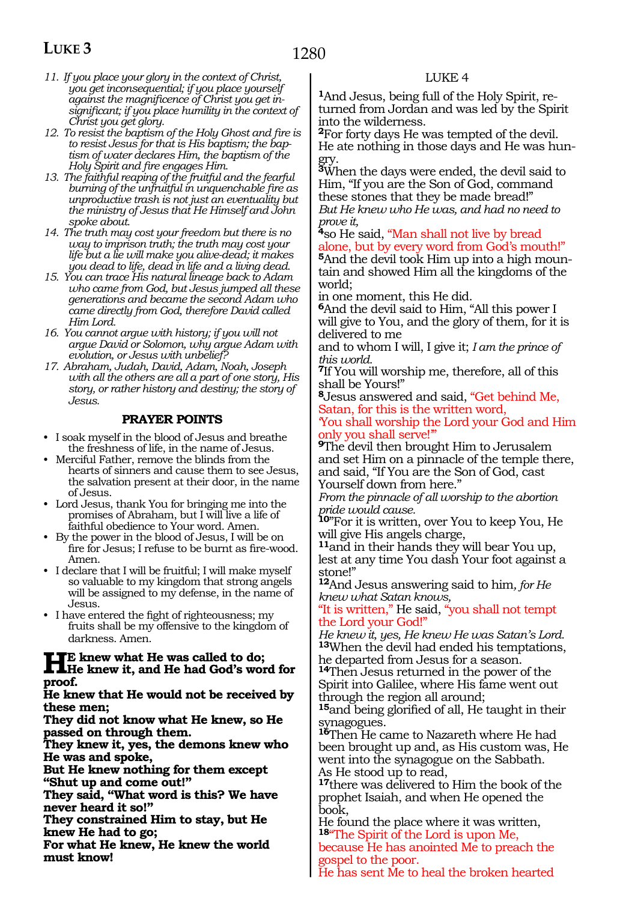11. *If you place your glory in the context of Christ, you get inconsequential; if you place yourself against the magnificence of Christ you get insignificant; if you place humility in the context of Christ you get glory.*
12. *To resist the baptism of the Holy Ghost and fire is to resist Jesus for that is His baptism; the baptism of water declares Him, the baptism of the Holy Spirit and fire engages Him.*
13. *The faithful reaping of the fruitful and the fearful burning of the unfruitful in unquenchable fire as unproductive trash is not just an eventuality but the ministry of Jesus that He Himself and John spoke about.*
14. *The truth may cost your freedom but there is no way to imprison truth; the truth may cost your life but a lie will make you alive-dead; it makes you dead to life, dead in life and a living dead.*
15. *You can trace His natural lineage back to Adam who came from God, but Jesus jumped all these generations and became the second Adam who came directly from God, therefore David called Him Lord.*
16. *You cannot argue with history; if you will not argue David or Solomon, why argue Adam with evolution, or Jesus with unbelief?*
17. *Abraham, Judah, David, Adam, Noah, Joseph with all the others are all a part of one story, His story, or rather history and destiny; the story of Jesus.*

## PRAYER POINTS

- I soak myself in the blood of Jesus and breathe the freshness of life, in the name of Jesus.
- Merciful Father, remove the blinds from the hearts of sinners and cause them to see Jesus, the salvation present at their door, in the name of Jesus.
- Lord Jesus, thank You for bringing me into the promises of Abraham, but I will live a life of faithful obedience to Your word. Amen.
- By the power in the blood of Jesus, I will be on fire for Jesus; I refuse to be burnt as fire-wood. Amen.
- I declare that I will be fruitful; I will make myself so valuable to my kingdom that strong angels will be assigned to my defense, in the name of Jesus.
- I have entered the fight of righteousness; my fruits shall be my offensive to the kingdom of darkness. Amen.

**HE knew what He was called to do;**
**He knew it, and He had God's word for proof.**
**He knew that He would not be received by these men;**
**They did not know what He knew, so He passed on through them.**
**They knew it, yes, the demons knew who He was and spoke,**
**But He knew nothing for them except "Shut up and come out!"**
**They said, "What word is this? We have never heard it so!"**
**They constrained Him to stay, but He knew He had to go;**
**For what He knew, He knew the world must know!**

## LUKE 4

[1]And Jesus, being full of the Holy Spirit, returned from Jordan and was led by the Spirit into the wilderness.
[2]For forty days He was tempted of the devil. He ate nothing in those days and He was hungry.
[3]When the days were ended, the devil said to Him, "If you are the Son of God, command these stones that they be made bread!"
*But He knew who He was, and had no need to prove it,*
[4]so He said, "Man shall not live by bread alone, but by every word from God's mouth!"
[5]And the devil took Him up into a high mountain and showed Him all the kingdoms of the world;
in one moment, this He did.
[6]And the devil said to Him, "All this power I will give to You, and the glory of them, for it is delivered to me
and to whom I will, I give it; *I am the prince of this world.*
[7]If You will worship me, therefore, all of this shall be Yours!"
[8]Jesus answered and said, "Get behind Me, Satan, for this is the written word,
'You shall worship the Lord your God and Him only you shall serve!'"
[9]The devil then brought Him to Jerusalem and set Him on a pinnacle of the temple there, and said, "If You are the Son of God, cast Yourself down from here."
*From the pinnacle of all worship to the abortion pride would cause.*
[10]"For it is written, over You to keep You, He will give His angels charge,
[11]and in their hands they will bear You up, lest at any time You dash Your foot against a stone!"
[12]And Jesus answering said to him, *for He knew what Satan knows,*
"It is written," He said, "you shall not tempt the Lord your God!"
*He knew it, yes, He knew He was Satan's Lord.*
[13]When the devil had ended his temptations, he departed from Jesus for a season.
[14]Then Jesus returned in the power of the Spirit into Galilee, where His fame went out through the region all around;
[15]and being glorified of all, He taught in their synagogues.
[16]Then He came to Nazareth where He had been brought up and, as His custom was, He went into the synagogue on the Sabbath.
As He stood up to read,
[17]there was delivered to Him the book of the prophet Isaiah, and when He opened the book,
He found the place where it was written,
[18]"The Spirit of the Lord is upon Me, because He has anointed Me to preach the gospel to the poor.
He has sent Me to heal the broken hearted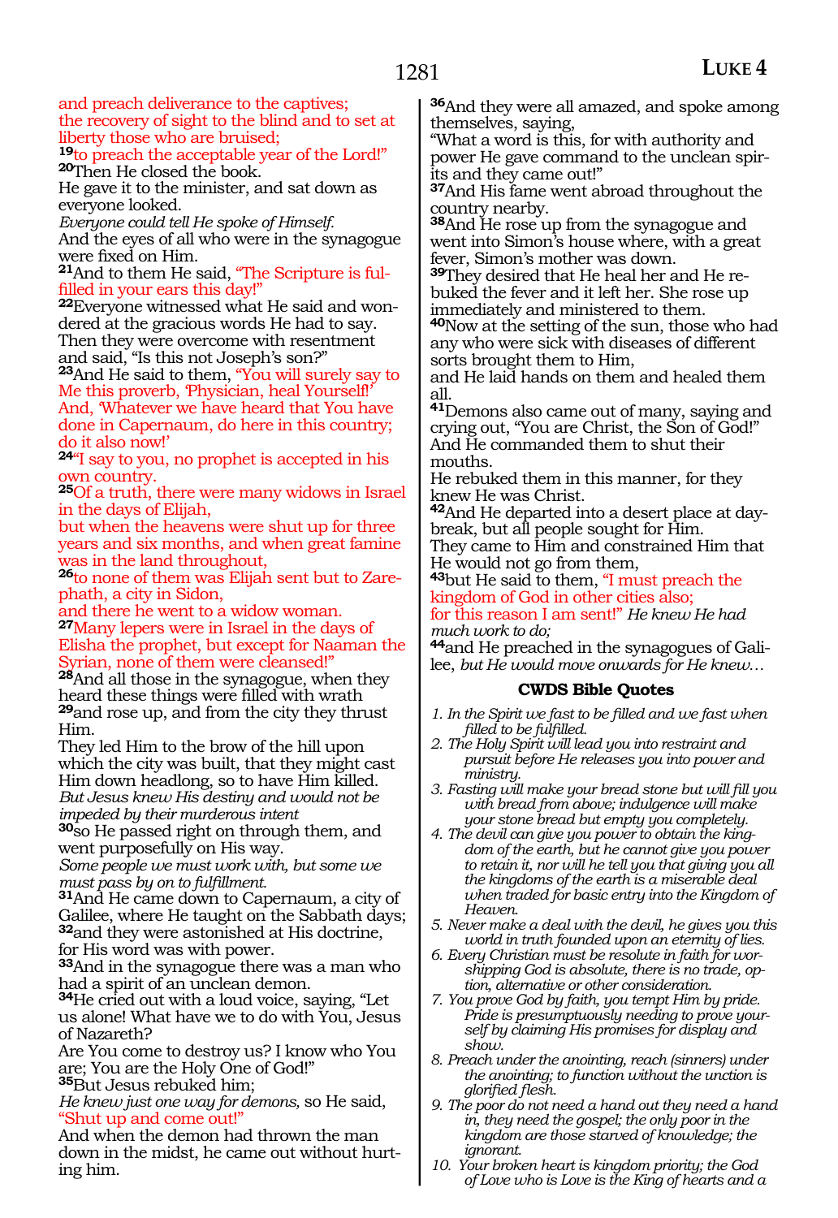and preach deliverance to the captives;
the recovery of sight to the blind and to set at liberty those who are bruised;
**19**to preach the acceptable year of the Lord!"
**20**Then He closed the book.
He gave it to the minister, and sat down as everyone looked.
*Everyone could tell He spoke of Himself.*
And the eyes of all who were in the synagogue were fixed on Him.
**21**And to them He said, "The Scripture is fulfilled in your ears this day!"
**22**Everyone witnessed what He said and wondered at the gracious words He had to say.
Then they were overcome with resentment and said, "Is this not Joseph's son?"
**23**And He said to them, "You will surely say to Me this proverb, 'Physician, heal Yourself!'
And, 'Whatever we have heard that You have done in Capernaum, do here in this country; do it also now!'
**24**"I say to you, no prophet is accepted in his own country.
**25**Of a truth, there were many widows in Israel in the days of Elijah,
but when the heavens were shut up for three years and six months, and when great famine was in the land throughout,
**26**to none of them was Elijah sent but to Zarephath, a city in Sidon,
and there he went to a widow woman.
**27**Many lepers were in Israel in the days of Elisha the prophet, but except for Naaman the Syrian, none of them were cleansed!"
**28**And all those in the synagogue, when they heard these things were filled with wrath
**29**and rose up, and from the city they thrust Him.
They led Him to the brow of the hill upon which the city was built, that they might cast Him down headlong, so to have Him killed.
*But Jesus knew His destiny and would not be impeded by their murderous intent*
**30**so He passed right on through them, and went purposefully on His way.
*Some people we must work with, but some we must pass by on to fulfillment.*
**31**And He came down to Capernaum, a city of Galilee, where He taught on the Sabbath days;
**32**and they were astonished at His doctrine, for His word was with power.
**33**And in the synagogue there was a man who had a spirit of an unclean demon.
**34**He cried out with a loud voice, saying, "Let us alone! What have we to do with You, Jesus of Nazareth?
Are You come to destroy us? I know who You are; You are the Holy One of God!"
**35**But Jesus rebuked him;
*He knew just one way for demons,* so He said, "Shut up and come out!"
And when the demon had thrown the man down in the midst, he came out without hurting him.
**36**And they were all amazed, and spoke among themselves, saying,
"What a word is this, for with authority and power He gave command to the unclean spirits and they came out!"
**37**And His fame went abroad throughout the country nearby.
**38**And He rose up from the synagogue and went into Simon's house where, with a great fever, Simon's mother was down.
**39**They desired that He heal her and He rebuked the fever and it left her. She rose up immediately and ministered to them.
**40**Now at the setting of the sun, those who had any who were sick with diseases of different sorts brought them to Him,
and He laid hands on them and healed them all.
**41**Demons also came out of many, saying and crying out, "You are Christ, the Son of God!"
And He commanded them to shut their mouths.
He rebuked them in this manner, for they knew He was Christ.
**42**And He departed into a desert place at daybreak, but all people sought for Him.
They came to Him and constrained Him that He would not go from them,
**43**but He said to them, "I must preach the kingdom of God in other cities also;
for this reason I am sent!" *He knew He had much work to do;*
**44**and He preached in the synagogues of Galilee, *but He would move onwards for He knew…*

### CWDS Bible Quotes

1. *In the Spirit we fast to be filled and we fast when filled to be fulfilled.*
2. *The Holy Spirit will lead you into restraint and pursuit before He releases you into power and ministry.*
3. *Fasting will make your bread stone but will fill you with bread from above; indulgence will make your stone bread but empty you completely.*
4. *The devil can give you power to obtain the kingdom of the earth, but he cannot give you power to retain it, nor will he tell you that giving you all the kingdoms of the earth is a miserable deal when traded for basic entry into the Kingdom of Heaven.*
5. *Never make a deal with the devil, he gives you this world in truth founded upon an eternity of lies.*
6. *Every Christian must be resolute in faith for worshipping God is absolute, there is no trade, option, alternative or other consideration.*
7. *You prove God by faith, you tempt Him by pride. Pride is presumptuously needing to prove yourself by claiming His promises for display and show.*
8. *Preach under the anointing, reach (sinners) under the anointing; to function without the unction is glorified flesh.*
9. *The poor do not need a hand out they need a hand in, they need the gospel; the only poor in the kingdom are those starved of knowledge; the ignorant.*
10. *Your broken heart is kingdom priority; the God of Love who is Love is the King of hearts and a*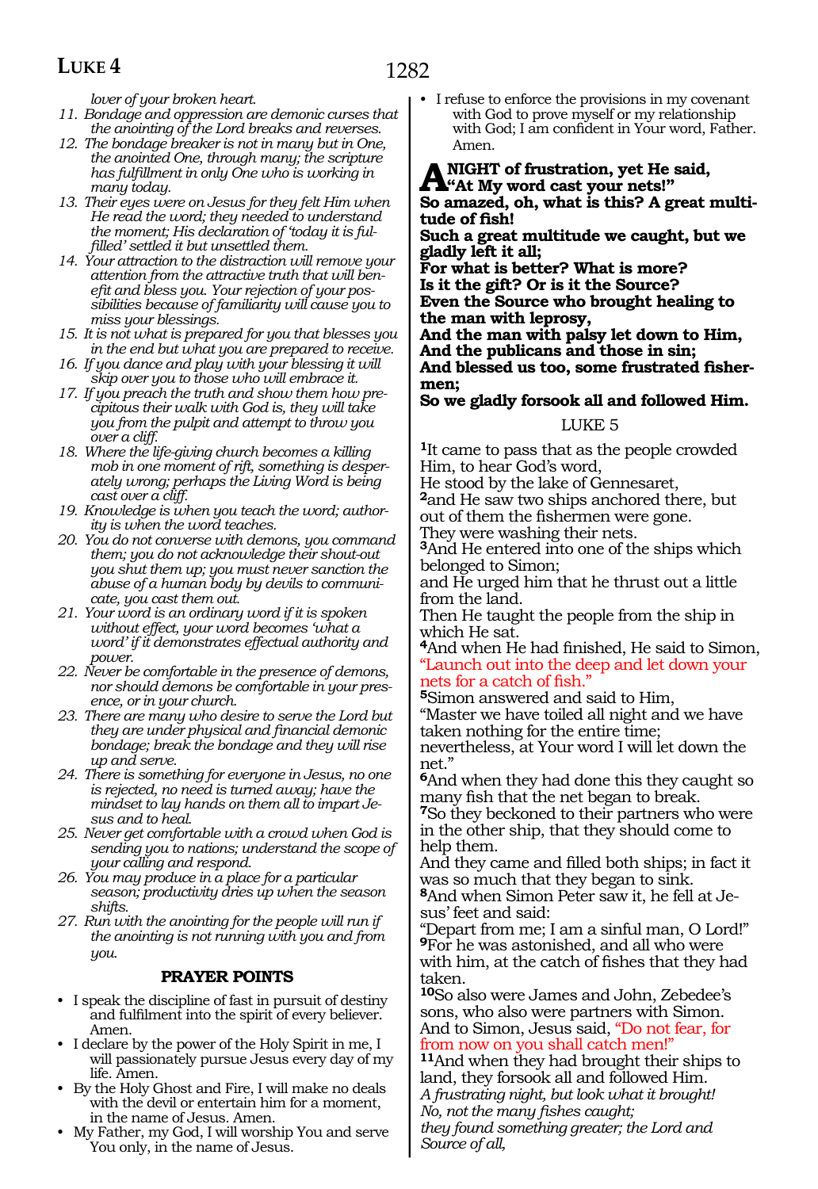*lover of your broken heart.*

11. *Bondage and oppression are demonic curses that the anointing of the Lord breaks and reverses.*
12. *The bondage breaker is not in many but in One, the anointed One, through many; the scripture has fulfillment in only One who is working in many today.*
13. *Their eyes were on Jesus for they felt Him when He read the word; they needed to understand the moment; His declaration of 'today it is fulfilled' settled it but unsettled them.*
14. *Your attraction to the distraction will remove your attention from the attractive truth that will benefit and bless you. Your rejection of your possibilities because of familiarity will cause you to miss your blessings.*
15. *It is not what is prepared for you that blesses you in the end but what you are prepared to receive.*
16. *If you dance and play with your blessing it will skip over you to those who will embrace it.*
17. *If you preach the truth and show them how precipitous their walk with God is, they will take you from the pulpit and attempt to throw you over a cliff.*
18. *Where the life-giving church becomes a killing mob in one moment of rift, something is desperately wrong; perhaps the Living Word is being cast over a cliff.*
19. *Knowledge is when you teach the word; authority is when the word teaches.*
20. *You do not converse with demons, you command them; you do not acknowledge their shout-out you shut them up; you must never sanction the abuse of a human body by devils to communicate, you cast them out.*
21. *Your word is an ordinary word if it is spoken without effect, your word becomes 'what a word' if it demonstrates effectual authority and power.*
22. *Never be comfortable in the presence of demons, nor should demons be comfortable in your presence, or in your church.*
23. *There are many who desire to serve the Lord but they are under physical and financial demonic bondage; break the bondage and they will rise up and serve.*
24. *There is something for everyone in Jesus, no one is rejected, no need is turned away; have the mindset to lay hands on them all to impart Jesus and to heal.*
25. *Never get comfortable with a crowd when God is sending you to nations; understand the scope of your calling and respond.*
26. *You may produce in a place for a particular season; productivity dries up when the season shifts.*
27. *Run with the anointing for the people will run if the anointing is not running with you and from you.*

## PRAYER POINTS

- I speak the discipline of fast in pursuit of destiny and fulfilment into the spirit of every believer. Amen.
- I declare by the power of the Holy Spirit in me, I will passionately pursue Jesus every day of my life. Amen.
- By the Holy Ghost and Fire, I will make no deals with the devil or entertain him for a moment, in the name of Jesus. Amen.
- My Father, my God, I will worship You and serve You only, in the name of Jesus.
- I refuse to enforce the provisions in my covenant with God to prove myself or my relationship with God; I am confident in Your word, Father. Amen.

**A NIGHT of frustration, yet He said, "At My word cast your nets!"**
**So amazed, oh, what is this? A great multitude of fish!**
**Such a great multitude we caught, but we gladly left it all;**
**For what is better? What is more?**
**Is it the gift? Or is it the Source?**
**Even the Source who brought healing to the man with leprosy,**
**And the man with palsy let down to Him,**
**And the publicans and those in sin;**
**And blessed us too, some frustrated fishermen;**
**So we gladly forsook all and followed Him.**

## LUKE 5

[1]It came to pass that as the people crowded Him, to hear God's word,
He stood by the lake of Gennesaret,
[2]and He saw two ships anchored there, but out of them the fishermen were gone.
They were washing their nets.
[3]And He entered into one of the ships which belonged to Simon;
and He urged him that he thrust out a little from the land.
Then He taught the people from the ship in which He sat.
[4]And when He had finished, He said to Simon, "Launch out into the deep and let down your nets for a catch of fish."
[5]Simon answered and said to Him,
"Master we have toiled all night and we have taken nothing for the entire time;
nevertheless, at Your word I will let down the net."
[6]And when they had done this they caught so many fish that the net began to break.
[7]So they beckoned to their partners who were in the other ship, that they should come to help them.
And they came and filled both ships; in fact it was so much that they began to sink.
[8]And when Simon Peter saw it, he fell at Jesus' feet and said:
"Depart from me; I am a sinful man, O Lord!"
[9]For he was astonished, and all who were with him, at the catch of fishes that they had taken.
[10]So also were James and John, Zebedee's sons, who also were partners with Simon.
And to Simon, Jesus said, "Do not fear, for from now on you shall catch men!"
[11]And when they had brought their ships to land, they forsook all and followed Him.
*A frustrating night, but look what it brought!*
*No, not the many fishes caught;*
*they found something greater; the Lord and Source of all,*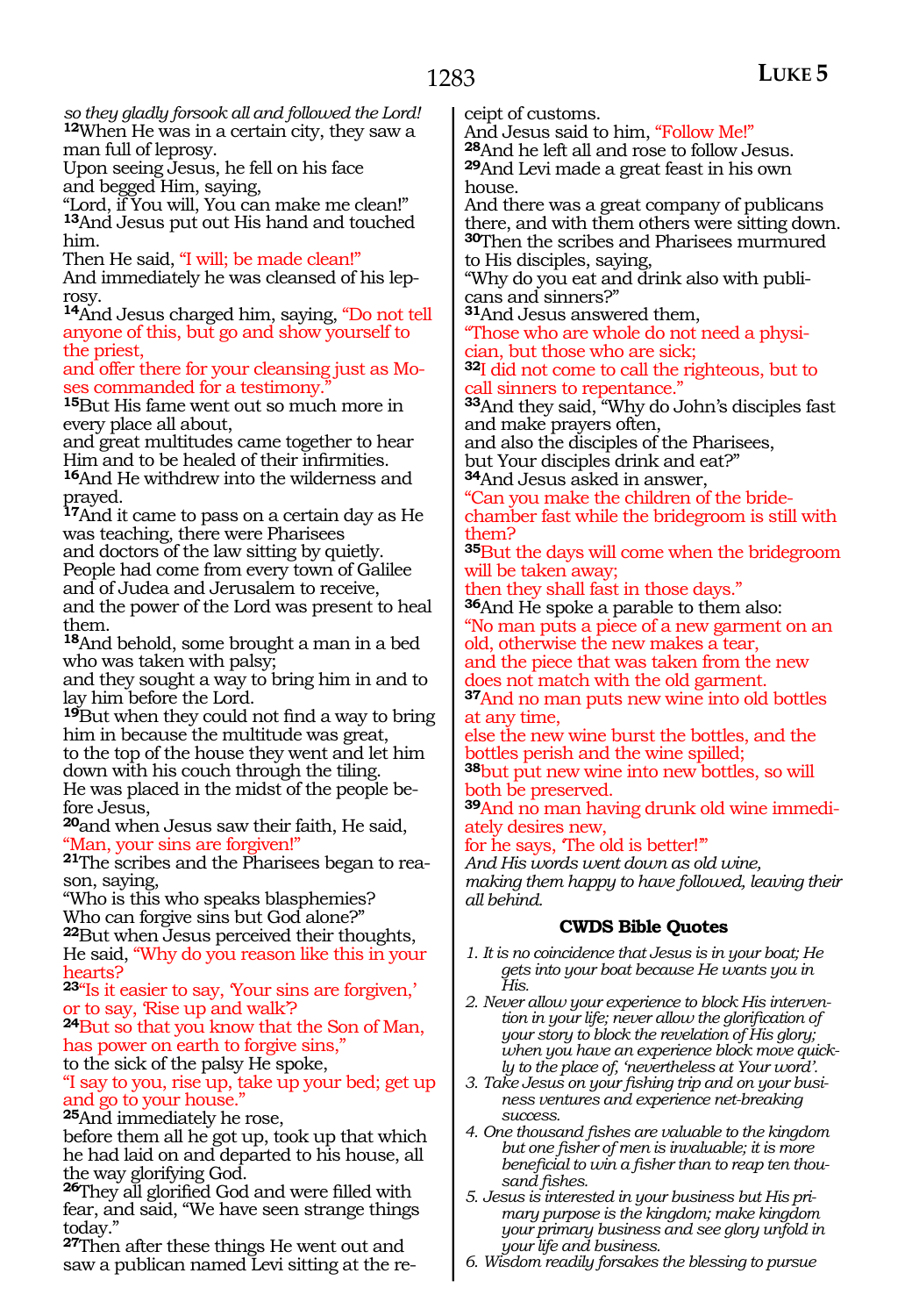*so they gladly forsook all and followed the Lord!*
**12**When He was in a certain city, they saw a man full of leprosy.
Upon seeing Jesus, he fell on his face and begged Him, saying,
"Lord, if You will, You can make me clean!"
**13**And Jesus put out His hand and touched him.
Then He said, "I will; be made clean!"
And immediately he was cleansed of his leprosy.
**14**And Jesus charged him, saying, "Do not tell anyone of this, but go and show yourself to the priest,
and offer there for your cleansing just as Moses commanded for a testimony."
**15**But His fame went out so much more in every place all about,
and great multitudes came together to hear Him and to be healed of their infirmities.
**16**And He withdrew into the wilderness and prayed.
**17**And it came to pass on a certain day as He was teaching, there were Pharisees
and doctors of the law sitting by quietly.
People had come from every town of Galilee and of Judea and Jerusalem to receive,
and the power of the Lord was present to heal them.
**18**And behold, some brought a man in a bed who was taken with palsy;
and they sought a way to bring him in and to lay him before the Lord.
**19**But when they could not find a way to bring him in because the multitude was great,
to the top of the house they went and let him down with his couch through the tiling.
He was placed in the midst of the people before Jesus,
**20**and when Jesus saw their faith, He said,
"Man, your sins are forgiven!"
**21**The scribes and the Pharisees began to reason, saying,
"Who is this who speaks blasphemies?
Who can forgive sins but God alone?"
**22**But when Jesus perceived their thoughts,
He said, "Why do you reason like this in your hearts?
**23**"Is it easier to say, 'Your sins are forgiven,'
or to say, 'Rise up and walk'?
**24**But so that you know that the Son of Man, has power on earth to forgive sins,"
to the sick of the palsy He spoke,
"I say to you, rise up, take up your bed; get up and go to your house."
**25**And immediately he rose,
before them all he got up, took up that which he had laid on and departed to his house, all the way glorifying God.
**26**They all glorified God and were filled with fear, and said, "We have seen strange things today."
**27**Then after these things He went out and saw a publican named Levi sitting at the receipt of customs.
And Jesus said to him, "Follow Me!"
**28**And he left all and rose to follow Jesus.
**29**And Levi made a great feast in his own house.
And there was a great company of publicans there, and with them others were sitting down.
**30**Then the scribes and Pharisees murmured to His disciples, saying,
"Why do you eat and drink also with publicans and sinners?"
**31**And Jesus answered them,
"Those who are whole do not need a physician, but those who are sick;
**32**I did not come to call the righteous, but to call sinners to repentance."
**33**And they said, "Why do John's disciples fast and make prayers often,
and also the disciples of the Pharisees,
but Your disciples drink and eat?"
**34**And Jesus asked in answer,
"Can you make the children of the bridechamber fast while the bridegroom is still with them?
**35**But the days will come when the bridegroom will be taken away;
then they shall fast in those days."
**36**And He spoke a parable to them also:
"No man puts a piece of a new garment on an old, otherwise the new makes a tear,
and the piece that was taken from the new does not match with the old garment.
**37**And no man puts new wine into old bottles at any time,
else the new wine burst the bottles, and the bottles perish and the wine spilled;
**38**but put new wine into new bottles, so will both be preserved.
**39**And no man having drunk old wine immediately desires new,
for he says, 'The old is better!'"
*And His words went down as old wine,*
*making them happy to have followed, leaving their all behind.*

### CWDS Bible Quotes

1. *It is no coincidence that Jesus is in your boat; He gets into your boat because He wants you in His.*
2. *Never allow your experience to block His intervention in your life; never allow the glorification of your story to block the revelation of His glory; when you have an experience block move quickly to the place of, 'nevertheless at Your word'.*
3. *Take Jesus on your fishing trip and on your business ventures and experience net-breaking success.*
4. *One thousand fishes are valuable to the kingdom but one fisher of men is invaluable; it is more beneficial to win a fisher than to reap ten thousand fishes.*
5. *Jesus is interested in your business but His primary purpose is the kingdom; make kingdom your primary business and see glory unfold in your life and business.*
6. *Wisdom readily forsakes the blessing to pursue*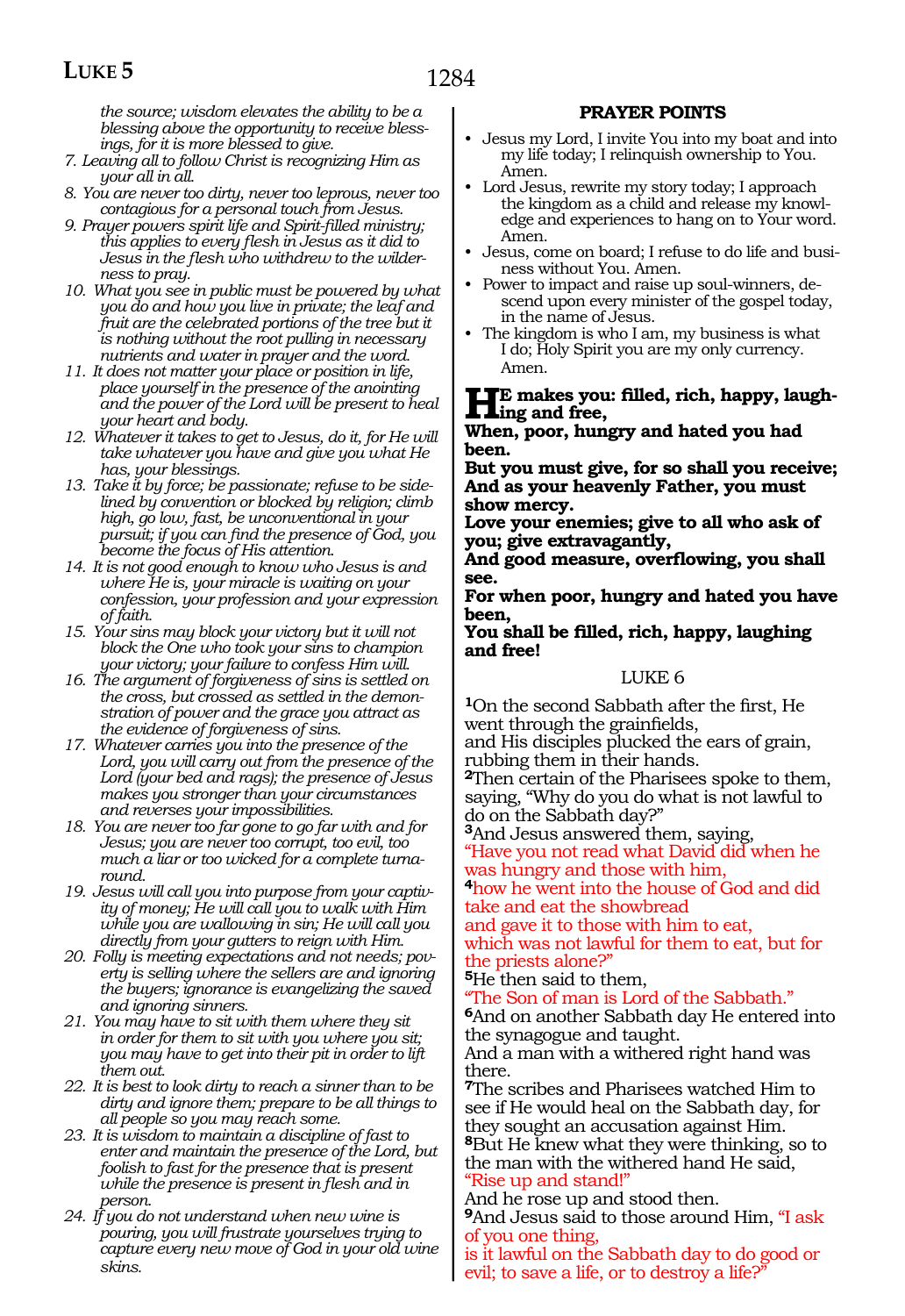*the source; wisdom elevates the ability to be a blessing above the opportunity to receive blessings, for it is more blessed to give.*

7. *Leaving all to follow Christ is recognizing Him as your all in all.*
8. *You are never too dirty, never too leprous, never too contagious for a personal touch from Jesus.*
9. *Prayer powers spirit life and Spirit-filled ministry; this applies to every flesh in Jesus as it did to Jesus in the flesh who withdrew to the wilderness to pray.*
10. *What you see in public must be powered by what you do and how you live in private; the leaf and fruit are the celebrated portions of the tree but it is nothing without the root pulling in necessary nutrients and water in prayer and the word.*
11. *It does not matter your place or position in life, place yourself in the presence of the anointing and the power of the Lord will be present to heal your heart and body.*
12. *Whatever it takes to get to Jesus, do it, for He will take whatever you have and give you what He has, your blessings.*
13. *Take it by force; be passionate; refuse to be sidelined by convention or blocked by religion; climb high, go low, fast, be unconventional in your pursuit; if you can find the presence of God, you become the focus of His attention.*
14. *It is not good enough to know who Jesus is and where He is, your miracle is waiting on your confession, your profession and your expression of faith.*
15. *Your sins may block your victory but it will not block the One who took your sins to champion your victory; your failure to confess Him will.*
16. *The argument of forgiveness of sins is settled on the cross, but crossed as settled in the demonstration of power and the grace you attract as the evidence of forgiveness of sins.*
17. *Whatever carries you into the presence of the Lord, you will carry out from the presence of the Lord (your bed and rags); the presence of Jesus makes you stronger than your circumstances and reverses your impossibilities.*
18. *You are never too far gone to go far with and for Jesus; you are never too corrupt, too evil, too much a liar or too wicked for a complete turnaround.*
19. *Jesus will call you into purpose from your captivity of money; He will call you to walk with Him while you are wallowing in sin; He will call you directly from your gutters to reign with Him.*
20. *Folly is meeting expectations and not needs; poverty is selling where the sellers are and ignoring the buyers; ignorance is evangelizing the saved and ignoring sinners.*
21. *You may have to sit with them where they sit in order for them to sit with you where you sit; you may have to get into their pit in order to lift them out.*
22. *It is best to look dirty to reach a sinner than to be dirty and ignore them; prepare to be all things to all people so you may reach some.*
23. *It is wisdom to maintain a discipline of fast to enter and maintain the presence of the Lord, but foolish to fast for the presence that is present while the presence is present in flesh and in person.*
24. *If you do not understand when new wine is pouring, you will frustrate yourselves trying to capture every new move of God in your old wine skins.*

## PRAYER POINTS

- Jesus my Lord, I invite You into my boat and into my life today; I relinquish ownership to You. Amen.
- Lord Jesus, rewrite my story today; I approach the kingdom as a child and release my knowledge and experiences to hang on to Your word. Amen.
- Jesus, come on board; I refuse to do life and business without You. Amen.
- Power to impact and raise up soul-winners, descend upon every minister of the gospel today, in the name of Jesus.
- The kingdom is who I am, my business is what I do; Holy Spirit you are my only currency. Amen.

**HE makes you: filled, rich, happy, laughing and free,**
**When, poor, hungry and hated you had been.**
**But you must give, for so shall you receive;**
**And as your heavenly Father, you must show mercy.**
**Love your enemies; give to all who ask of you; give extravagantly,**
**And good measure, overflowing, you shall see.**
**For when poor, hungry and hated you have been,**
**You shall be filled, rich, happy, laughing and free!**

## LUKE 6

[1]On the second Sabbath after the first, He went through the grainfields,
and His disciples plucked the ears of grain, rubbing them in their hands.
[2]Then certain of the Pharisees spoke to them, saying, "Why do you do what is not lawful to do on the Sabbath day?"
[3]And Jesus answered them, saying,
"Have you not read what David did when he was hungry and those with him,
[4]how he went into the house of God and did take and eat the showbread
and gave it to those with him to eat,
which was not lawful for them to eat, but for the priests alone?"
[5]He then said to them,
"The Son of man is Lord of the Sabbath."
[6]And on another Sabbath day He entered into the synagogue and taught.
And a man with a withered right hand was there.
[7]The scribes and Pharisees watched Him to see if He would heal on the Sabbath day, for they sought an accusation against Him.
[8]But He knew what they were thinking, so to the man with the withered hand He said,
"Rise up and stand!"
And he rose up and stood then.
[9]And Jesus said to those around Him, "I ask of you one thing,
is it lawful on the Sabbath day to do good or evil; to save a life, or to destroy a life?"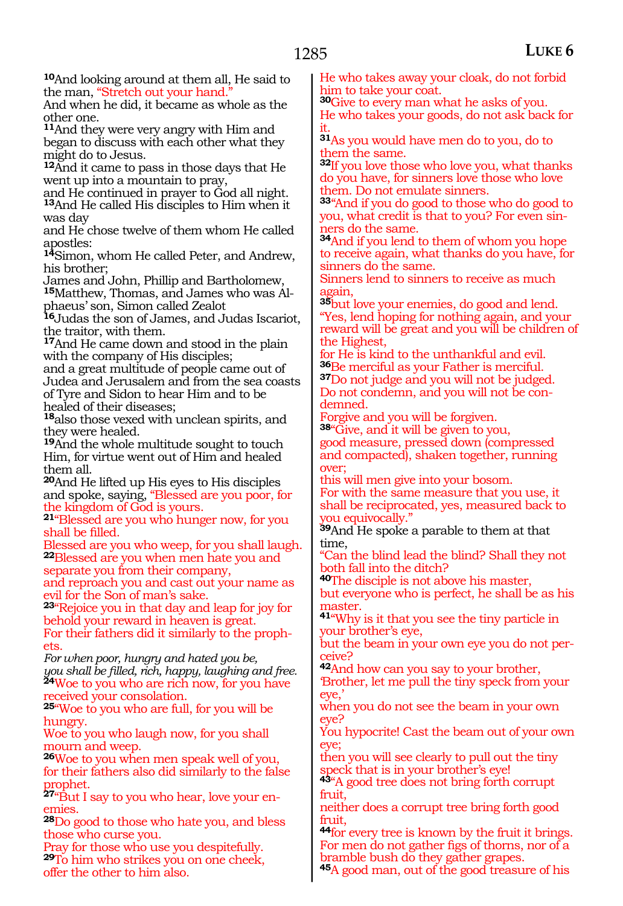[10]And looking around at them all, He said to the man, "Stretch out your hand."
And when he did, it became as whole as the other one.
[11]And they were very angry with Him and began to discuss with each other what they might do to Jesus.
[12]And it came to pass in those days that He went up into a mountain to pray,
and He continued in prayer to God all night.
[13]And He called His disciples to Him when it was day
and He chose twelve of them whom He called apostles:
[14]Simon, whom He called Peter, and Andrew, his brother;
James and John, Phillip and Bartholomew,
[15]Matthew, Thomas, and James who was Alphaeus' son, Simon called Zealot
[16]Judas the son of James, and Judas Iscariot, the traitor, with them.
[17]And He came down and stood in the plain with the company of His disciples;
and a great multitude of people came out of Judea and Jerusalem and from the sea coasts of Tyre and Sidon to hear Him and to be healed of their diseases;
[18]also those vexed with unclean spirits, and they were healed.
[19]And the whole multitude sought to touch Him, for virtue went out of Him and healed them all.
[20]And He lifted up His eyes to His disciples and spoke, saying, "Blessed are you poor, for the kingdom of God is yours.
[21]"Blessed are you who hunger now, for you shall be filled.
Blessed are you who weep, for you shall laugh.
[22]Blessed are you when men hate you and separate you from their company,
and reproach you and cast out your name as evil for the Son of man's sake.
[23]"Rejoice you in that day and leap for joy for behold your reward in heaven is great.
For their fathers did it similarly to the prophets.
*For when poor, hungry and hated you be,*
*you shall be filled, rich, happy, laughing and free.*
[24]Woe to you who are rich now, for you have received your consolation.
[25]"Woe to you who are full, for you will be hungry.
Woe to you who laugh now, for you shall mourn and weep.
[26]Woe to you when men speak well of you, for their fathers also did similarly to the false prophet.
[27]"But I say to you who hear, love your enemies.
[28]Do good to those who hate you, and bless those who curse you.
Pray for those who use you despitefully.
[29]To him who strikes you on one cheek, offer the other to him also.
He who takes away your cloak, do not forbid him to take your coat.
[30]Give to every man what he asks of you.
He who takes your goods, do not ask back for it.
[31]As you would have men do to you, do to them the same.
[32]If you love those who love you, what thanks do you have, for sinners love those who love them. Do not emulate sinners.
[33]"And if you do good to those who do good to you, what credit is that to you? For even sinners do the same.
[34]And if you lend to them of whom you hope to receive again, what thanks do you have, for sinners do the same.
Sinners lend to sinners to receive as much again,
[35]but love your enemies, do good and lend.
"Yes, lend hoping for nothing again, and your reward will be great and you will be children of the Highest,
for He is kind to the unthankful and evil.
[36]Be merciful as your Father is merciful.
[37]Do not judge and you will not be judged.
Do not condemn, and you will not be condemned.
Forgive and you will be forgiven.
[38]"Give, and it will be given to you,
good measure, pressed down (compressed and compacted), shaken together, running over;
this will men give into your bosom.
For with the same measure that you use, it shall be reciprocated, yes, measured back to you equivocally."
[39]And He spoke a parable to them at that time,
"Can the blind lead the blind? Shall they not both fall into the ditch?
[40]The disciple is not above his master,
but everyone who is perfect, he shall be as his master.
[41]"Why is it that you see the tiny particle in your brother's eye,
but the beam in your own eye you do not perceive?
[42]And how can you say to your brother,
'Brother, let me pull the tiny speck from your eye,'
when you do not see the beam in your own eye?
You hypocrite! Cast the beam out of your own eye;
then you will see clearly to pull out the tiny speck that is in your brother's eye!
[43]"A good tree does not bring forth corrupt fruit,
neither does a corrupt tree bring forth good fruit,
[44]for every tree is known by the fruit it brings.
For men do not gather figs of thorns, nor of a bramble bush do they gather grapes.
[45]A good man, out of the good treasure of his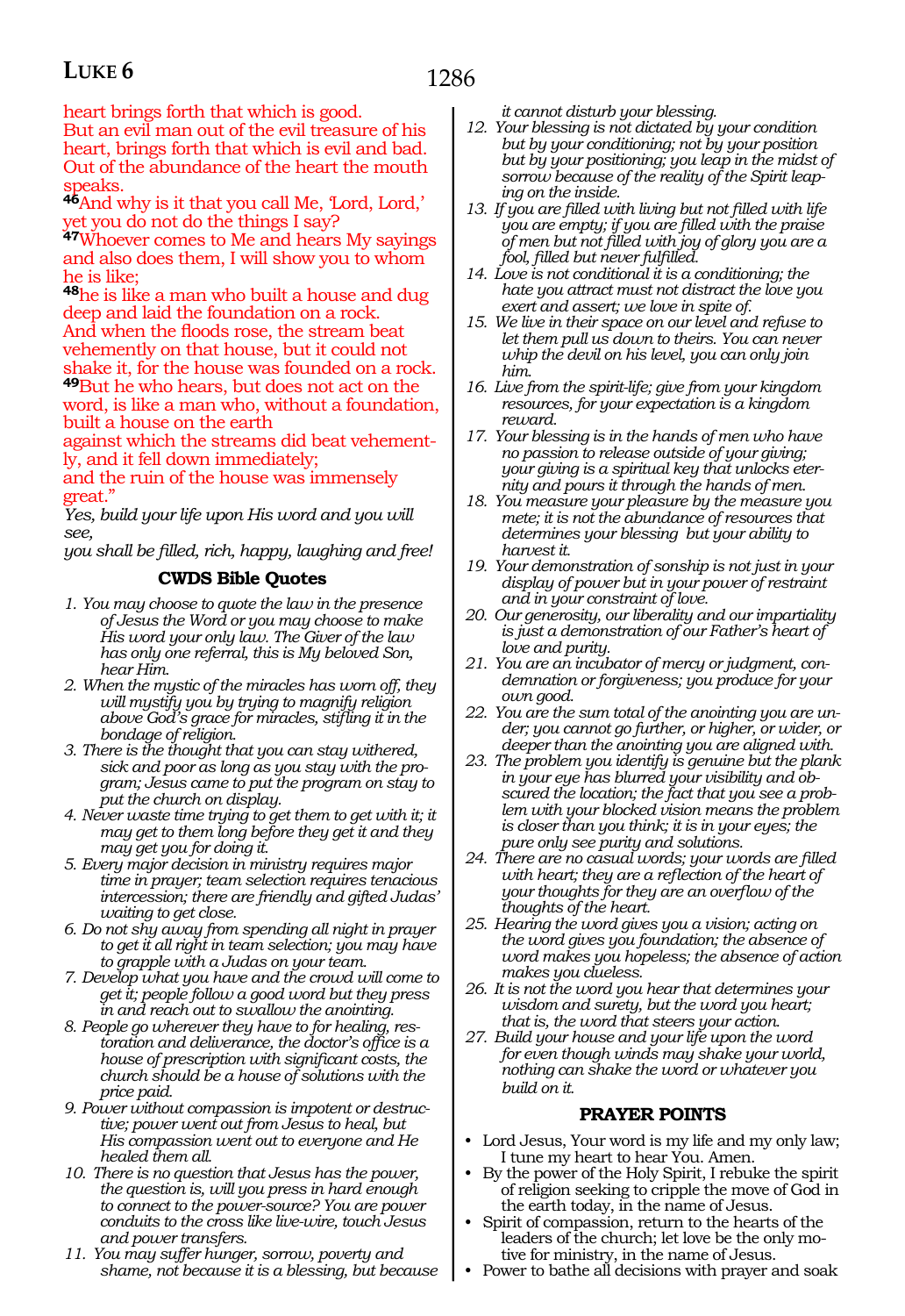heart brings forth that which is good.
But an evil man out of the evil treasure of his heart, brings forth that which is evil and bad.
Out of the abundance of the heart the mouth speaks.

**46**And why is it that you call Me, 'Lord, Lord,' yet you do not do the things I say?

**47**Whoever comes to Me and hears My sayings and also does them, I will show you to whom he is like;

**48**he is like a man who built a house and dug deep and laid the foundation on a rock.
And when the floods rose, the stream beat vehemently on that house, but it could not shake it, for the house was founded on a rock.

**49**But he who hears, but does not act on the word, is like a man who, without a foundation, built a house on the earth
against which the streams did beat vehemently, and it fell down immediately;
and the ruin of the house was immensely great."

*Yes, build your life upon His word and you will see,*
*you shall be filled, rich, happy, laughing and free!*

## CWDS Bible Quotes

1. *You may choose to quote the law in the presence of Jesus the Word or you may choose to make His word your only law. The Giver of the law has only one referral, this is My beloved Son, hear Him.*
2. *When the mystic of the miracles has worn off, they will mystify you by trying to magnify religion above God's grace for miracles, stifling it in the bondage of religion.*
3. *There is the thought that you can stay withered, sick and poor as long as you stay with the program; Jesus came to put the program on stay to put the church on display.*
4. *Never waste time trying to get them to get with it; it may get to them long before they get it and they may get you for doing it.*
5. *Every major decision in ministry requires major time in prayer; team selection requires tenacious intercession; there are friendly and gifted Judas' waiting to get close.*
6. *Do not shy away from spending all night in prayer to get it all right in team selection; you may have to grapple with a Judas on your team.*
7. *Develop what you have and the crowd will come to get it; people follow a good word but they press in and reach out to swallow the anointing.*
8. *People go wherever they have to for healing, restoration and deliverance, the doctor's office is a house of prescription with significant costs, the church should be a house of solutions with the price paid.*
9. *Power without compassion is impotent or destructive; power went out from Jesus to heal, but His compassion went out to everyone and He healed them all.*
10. *There is no question that Jesus has the power, the question is, will you press in hard enough to connect to the power-source? You are power conduits to the cross like live-wire, touch Jesus and power transfers.*
11. *You may suffer hunger, sorrow, poverty and shame, not because it is a blessing, but because it cannot disturb your blessing.*
12. *Your blessing is not dictated by your condition but by your conditioning; not by your position but by your positioning; you leap in the midst of sorrow because of the reality of the Spirit leaping on the inside.*
13. *If you are filled with living but not filled with life you are empty; if you are filled with the praise of men but not filled with joy of glory you are a fool, filled but never fulfilled.*
14. *Love is not conditional it is a conditioning; the hate you attract must not distract the love you exert and assert; we love in spite of.*
15. *We live in their space on our level and refuse to let them pull us down to theirs. You can never whip the devil on his level, you can only join him.*
16. *Live from the spirit-life; give from your kingdom resources, for your expectation is a kingdom reward.*
17. *Your blessing is in the hands of men who have no passion to release outside of your giving; your giving is a spiritual key that unlocks eternity and pours it through the hands of men.*
18. *You measure your pleasure by the measure you mete; it is not the abundance of resources that determines your blessing but your ability to harvest it.*
19. *Your demonstration of sonship is not just in your display of power but in your power of restraint and in your constraint of love.*
20. *Our generosity, our liberality and our impartiality is just a demonstration of our Father's heart of love and purity.*
21. *You are an incubator of mercy or judgment, condemnation or forgiveness; you produce for your own good.*
22. *You are the sum total of the anointing you are under; you cannot go further, or higher, or wider, or deeper than the anointing you are aligned with.*
23. *The problem you identify is genuine but the plank in your eye has blurred your visibility and obscured the location; the fact that you see a problem with your blocked vision means the problem is closer than you think; it is in your eyes; the pure only see purity and solutions.*
24. *There are no casual words; your words are filled with heart; they are a reflection of the heart of your thoughts for they are an overflow of the thoughts of the heart.*
25. *Hearing the word gives you a vision; acting on the word gives you foundation; the absence of word makes you hopeless; the absence of action makes you clueless.*
26. *It is not the word you hear that determines your wisdom and surety, but the word you heart; that is, the word that steers your action.*
27. *Build your house and your life upon the word for even though winds may shake your world, nothing can shake the word or whatever you build on it.*

## PRAYER POINTS

- Lord Jesus, Your word is my life and my only law; I tune my heart to hear You. Amen.
- By the power of the Holy Spirit, I rebuke the spirit of religion seeking to cripple the move of God in the earth today, in the name of Jesus.
- Spirit of compassion, return to the hearts of the leaders of the church; let love be the only motive for ministry, in the name of Jesus.
- Power to bathe all decisions with prayer and soak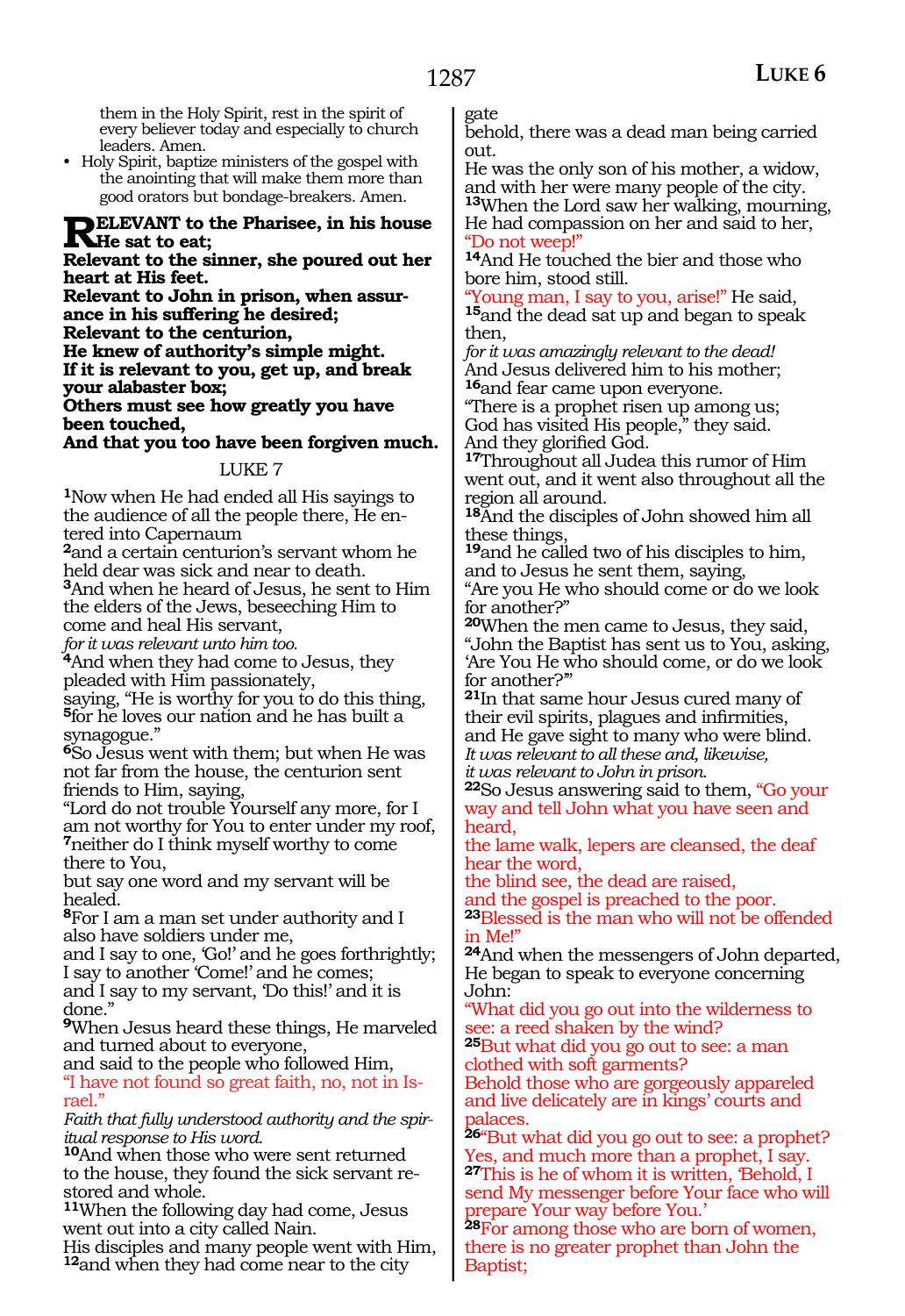them in the Holy Spirit, rest in the spirit of every believer today and especially to church leaders. Amen.

- Holy Spirit, baptize ministers of the gospel with the anointing that will make them more than good orators but bondage-breakers. Amen.

**RELEVANT to the Pharisee, in his house He sat to eat;**
**Relevant to the sinner, she poured out her heart at His feet.**
**Relevant to John in prison, when assurance in his suffering he desired;**
**Relevant to the centurion,**
**He knew of authority's simple might.**
**If it is relevant to you, get up, and break your alabaster box;**
**Others must see how greatly you have been touched,**
**And that you too have been forgiven much.**

## LUKE 7

[1]Now when He had ended all His sayings to the audience of all the people there, He entered into Capernaum
[2]and a certain centurion's servant whom he held dear was sick and near to death.
[3]And when he heard of Jesus, he sent to Him the elders of the Jews, beseeching Him to come and heal His servant,
*for it was relevant unto him too.*
[4]And when they had come to Jesus, they pleaded with Him passionately,
saying, "He is worthy for you to do this thing,
[5]for he loves our nation and he has built a synagogue."
[6]So Jesus went with them; but when He was not far from the house, the centurion sent friends to Him, saying,
"Lord do not trouble Yourself any more, for I am not worthy for You to enter under my roof,
[7]neither do I think myself worthy to come there to You,
but say one word and my servant will be healed.
[8]For I am a man set under authority and I also have soldiers under me,
and I say to one, 'Go!' and he goes forthrightly;
I say to another 'Come!' and he comes;
and I say to my servant, 'Do this!' and it is done."
[9]When Jesus heard these things, He marveled and turned about to everyone,
and said to the people who followed Him,
"I have not found so great faith, no, not in Israel."
*Faith that fully understood authority and the spiritual response to His word.*
[10]And when those who were sent returned to the house, they found the sick servant restored and whole.
[11]When the following day had come, Jesus went out into a city called Nain.
His disciples and many people went with Him,
[12]and when they had come near to the city gate
behold, there was a dead man being carried out.
He was the only son of his mother, a widow, and with her were many people of the city.
[13]When the Lord saw her walking, mourning, He had compassion on her and said to her,
"Do not weep!"
[14]And He touched the bier and those who bore him, stood still.
"Young man, I say to you, arise!" He said,
[15]and the dead sat up and began to speak then,
*for it was amazingly relevant to the dead!*
And Jesus delivered him to his mother;
[16]and fear came upon everyone.
"There is a prophet risen up among us;
God has visited His people," they said.
And they glorified God.
[17]Throughout all Judea this rumor of Him went out, and it went also throughout all the region all around.
[18]And the disciples of John showed him all these things,
[19]and he called two of his disciples to him, and to Jesus he sent them, saying,
"Are you He who should come or do we look for another?"
[20]When the men came to Jesus, they said,
"John the Baptist has sent us to You, asking, 'Are You He who should come, or do we look for another?'"
[21]In that same hour Jesus cured many of their evil spirits, plagues and infirmities,
and He gave sight to many who were blind.
*It was relevant to all these and, likewise,*
*it was relevant to John in prison.*
[22]So Jesus answering said to them, "Go your way and tell John what you have seen and heard,
the lame walk, lepers are cleansed, the deaf hear the word,
the blind see, the dead are raised,
and the gospel is preached to the poor.
[23]Blessed is the man who will not be offended in Me!"
[24]And when the messengers of John departed, He began to speak to everyone concerning John:
"What did you go out into the wilderness to see: a reed shaken by the wind?
[25]But what did you go out to see: a man clothed with soft garments?
Behold those who are gorgeously appareled and live delicately are in kings' courts and palaces.
[26]"But what did you go out to see: a prophet?
Yes, and much more than a prophet, I say.
[27]This is he of whom it is written, 'Behold, I send My messenger before Your face who will prepare Your way before You.'
[28]For among those who are born of women, there is no greater prophet than John the Baptist;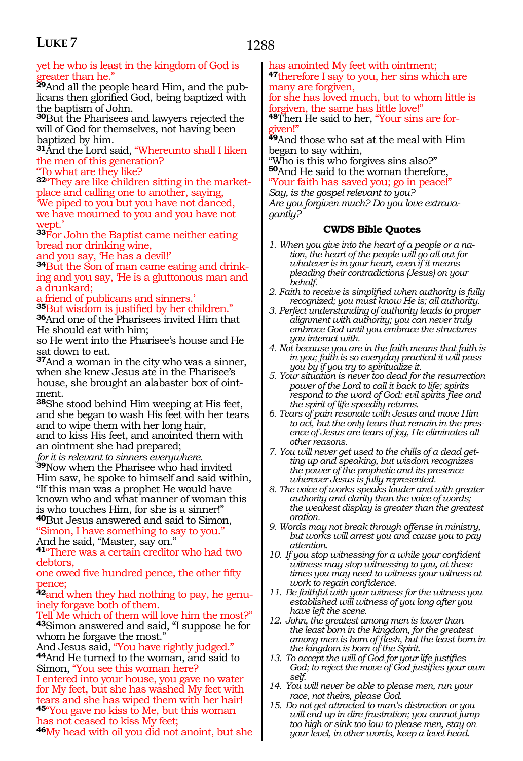yet he who is least in the kingdom of God is greater than he."

**29**And all the people heard Him, and the publicans then glorified God, being baptized with the baptism of John.

**30**But the Pharisees and lawyers rejected the will of God for themselves, not having been baptized by him.

**31**And the Lord said, "Whereunto shall I liken the men of this generation?
"To what are they like?

**32**"They are like children sitting in the marketplace and calling one to another, saying,
'We piped to you but you have not danced, we have mourned to you and you have not wept.'

**33**For John the Baptist came neither eating bread nor drinking wine,
and you say, 'He has a devil!'

**34**But the Son of man came eating and drinking and you say, 'He is a gluttonous man and a drunkard;
a friend of publicans and sinners.'

**35**But wisdom is justified by her children."

**36**And one of the Pharisees invited Him that He should eat with him;
so He went into the Pharisee's house and He sat down to eat.

**37**And a woman in the city who was a sinner, when she knew Jesus ate in the Pharisee's house, she brought an alabaster box of ointment.

**38**She stood behind Him weeping at His feet, and she began to wash His feet with her tears and to wipe them with her long hair,
and to kiss His feet, and anointed them with an ointment she had prepared;
*for it is relevant to sinners everywhere.*

**39**Now when the Pharisee who had invited Him saw, he spoke to himself and said within, "If this man was a prophet He would have known who and what manner of woman this is who touches Him, for she is a sinner!"

**40**But Jesus answered and said to Simon, "Simon, I have something to say to you."
And he said, "Master, say on."

**41**"There was a certain creditor who had two debtors,
one owed five hundred pence, the other fifty pence;

**42**and when they had nothing to pay, he genuinely forgave both of them.
Tell Me which of them will love him the most?"

**43**Simon answered and said, "I suppose he for whom he forgave the most."
And Jesus said, "You have rightly judged."

**44**And He turned to the woman, and said to Simon, "You see this woman here?
I entered into your house, you gave no water for My feet, but she has washed My feet with tears and she has wiped them with her hair!

**45**"You gave no kiss to Me, but this woman has not ceased to kiss My feet;

**46**My head with oil you did not anoint, but she has anointed My feet with ointment;

**47**therefore I say to you, her sins which are many are forgiven,
for she has loved much, but to whom little is forgiven, the same has little love!"

**48**Then He said to her, "Your sins are forgiven!"

**49**And those who sat at the meal with Him began to say within,
"Who is this who forgives sins also?"

**50**And He said to the woman therefore, "Your faith has saved you; go in peace!"

*Say, is the gospel relevant to you?*
*Are you forgiven much? Do you love extravagantly?*

### CWDS Bible Quotes

1. *When you give into the heart of a people or a nation, the heart of the people will go all out for whatever is in your heart, even if it means pleading their contradictions (Jesus) on your behalf.*
2. *Faith to receive is simplified when authority is fully recognized; you must know He is; all authority.*
3. *Perfect understanding of authority leads to proper alignment with authority; you can never truly embrace God until you embrace the structures you interact with.*
4. *Not because you are in the faith means that faith is in you; faith is so everyday practical it will pass you by if you try to spiritualize it.*
5. *Your situation is never too dead for the resurrection power of the Lord to call it back to life; spirits respond to the word of God: evil spirits flee and the spirit of life speedily returns.*
6. *Tears of pain resonate with Jesus and move Him to act, but the only tears that remain in the presence of Jesus are tears of joy, He eliminates all other reasons.*
7. *You will never get used to the chills of a dead getting up and speaking, but wisdom recognizes the power of the prophetic and its presence wherever Jesus is fully represented.*
8. *The voice of works speaks louder and with greater authority and clarity than the voice of words; the weakest display is greater than the greatest oration.*
9. *Words may not break through offense in ministry, but works will arrest you and cause you to pay attention.*
10. *If you stop witnessing for a while your confident witness may stop witnessing to you, at these times you may need to witness your witness at work to regain confidence.*
11. *Be faithful with your witness for the witness you established will witness of you long after you have left the scene.*
12. *John, the greatest among men is lower than the least born in the kingdom, for the greatest among men is born of flesh, but the least born in the kingdom is born of the Spirit.*
13. *To accept the will of God for your life justifies God; to reject the move of God justifies your own self.*
14. *You will never be able to please men, run your race, not theirs, please God.*
15. *Do not get attracted to man's distraction or you will end up in dire frustration; you cannot jump too high or sink too low to please men, stay on your level, in other words, keep a level head.*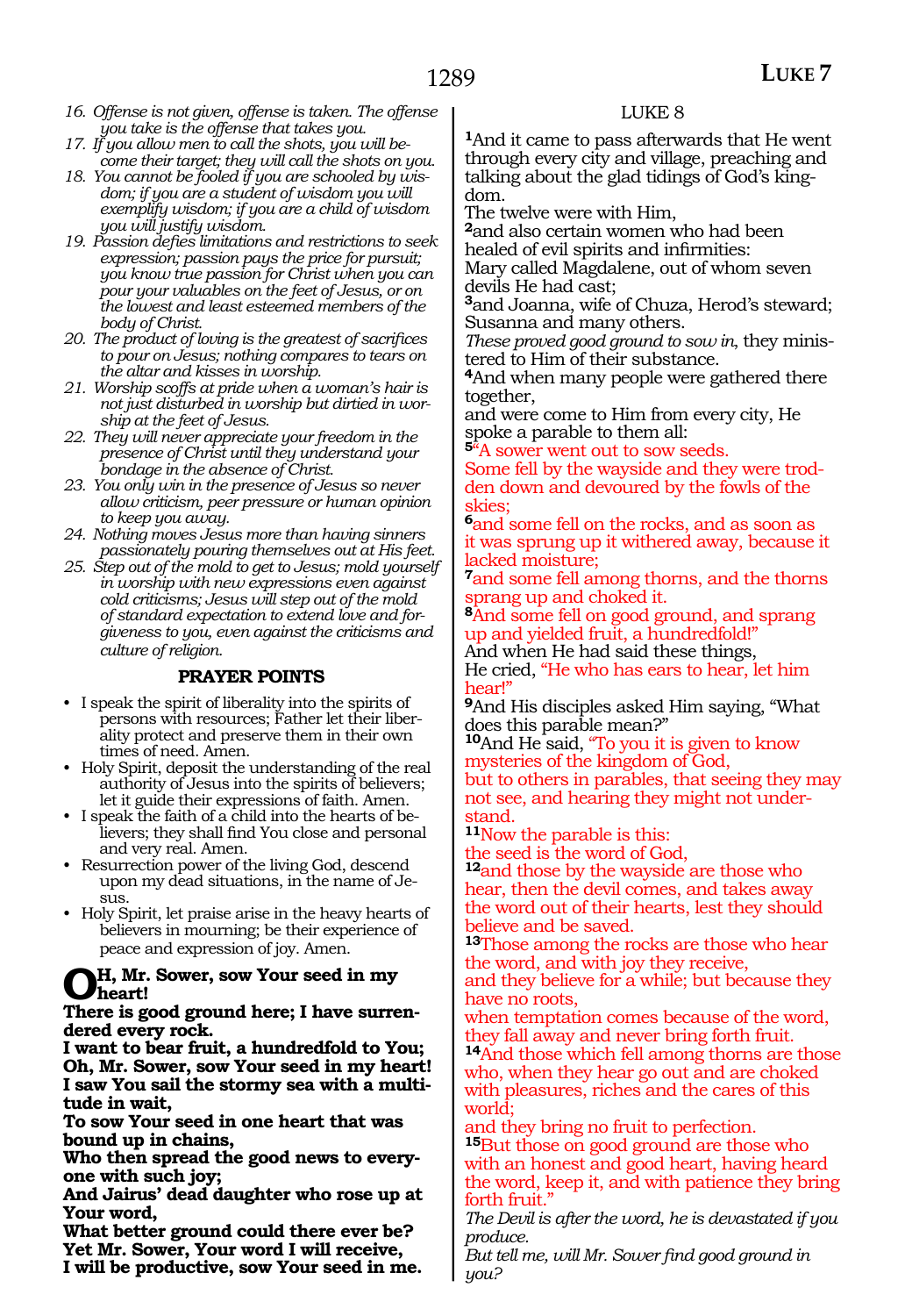16. *Offense is not given, offense is taken. The offense you take is the offense that takes you.*
17. *If you allow men to call the shots, you will become their target; they will call the shots on you.*
18. *You cannot be fooled if you are schooled by wisdom; if you are a student of wisdom you will exemplify wisdom; if you are a child of wisdom you will justify wisdom.*
19. *Passion defies limitations and restrictions to seek expression; passion pays the price for pursuit; you know true passion for Christ when you can pour your valuables on the feet of Jesus, or on the lowest and least esteemed members of the body of Christ.*
20. *The product of loving is the greatest of sacrifices to pour on Jesus; nothing compares to tears on the altar and kisses in worship.*
21. *Worship scoffs at pride when a woman's hair is not just disturbed in worship but dirtied in worship at the feet of Jesus.*
22. *They will never appreciate your freedom in the presence of Christ until they understand your bondage in the absence of Christ.*
23. *You only win in the presence of Jesus so never allow criticism, peer pressure or human opinion to keep you away.*
24. *Nothing moves Jesus more than having sinners passionately pouring themselves out at His feet.*
25. *Step out of the mold to get to Jesus; mold yourself in worship with new expressions even against cold criticisms; Jesus will step out of the mold of standard expectation to extend love and forgiveness to you, even against the criticisms and culture of religion.*

### PRAYER POINTS

- I speak the spirit of liberality into the spirits of persons with resources; Father let their liberality protect and preserve them in their own times of need. Amen.
- Holy Spirit, deposit the understanding of the real authority of Jesus into the spirits of believers; let it guide their expressions of faith. Amen.
- I speak the faith of a child into the hearts of believers; they shall find You close and personal and very real. Amen.
- Resurrection power of the living God, descend upon my dead situations, in the name of Jesus.
- Holy Spirit, let praise arise in the heavy hearts of believers in mourning; be their experience of peace and expression of joy. Amen.

**OH, Mr. Sower, sow Your seed in my heart!**
**There is good ground here; I have surrendered every rock.**
**I want to bear fruit, a hundredfold to You;**
**Oh, Mr. Sower, sow Your seed in my heart!**
**I saw You sail the stormy sea with a multitude in wait,**
**To sow Your seed in one heart that was bound up in chains,**
**Who then spread the good news to everyone with such joy;**
**And Jairus' dead daughter who rose up at Your word,**
**What better ground could there ever be?**
**Yet Mr. Sower, Your word I will receive,**
**I will be productive, sow Your seed in me.**

## LUKE 8

[1]And it came to pass afterwards that He went through every city and village, preaching and talking about the glad tidings of God's kingdom.
The twelve were with Him,
[2]and also certain women who had been healed of evil spirits and infirmities:
Mary called Magdalene, out of whom seven devils He had cast;
[3]and Joanna, wife of Chuza, Herod's steward; Susanna and many others.
*These proved good ground to sow in*, they ministered to Him of their substance.
[4]And when many people were gathered there together,
and were come to Him from every city, He spoke a parable to them all:
[5]"A sower went out to sow seeds.
Some fell by the wayside and they were trodden down and devoured by the fowls of the skies;
[6]and some fell on the rocks, and as soon as it was sprung up it withered away, because it lacked moisture;
[7]and some fell among thorns, and the thorns sprang up and choked it.
[8]And some fell on good ground, and sprang up and yielded fruit, a hundredfold!"
And when He had said these things,
He cried, "He who has ears to hear, let him hear!"
[9]And His disciples asked Him saying, "What does this parable mean?"
[10]And He said, "To you it is given to know mysteries of the kingdom of God,
but to others in parables, that seeing they may not see, and hearing they might not understand.
[11]Now the parable is this:
the seed is the word of God,
[12]and those by the wayside are those who hear, then the devil comes, and takes away the word out of their hearts, lest they should believe and be saved.
[13]Those among the rocks are those who hear the word, and with joy they receive,
and they believe for a while; but because they have no roots,
when temptation comes because of the word, they fall away and never bring forth fruit.
[14]And those which fell among thorns are those who, when they hear go out and are choked with pleasures, riches and the cares of this world;
and they bring no fruit to perfection.
[15]But those on good ground are those who with an honest and good heart, having heard the word, keep it, and with patience they bring forth fruit."
*The Devil is after the word, he is devastated if you produce.*
*But tell me, will Mr. Sower find good ground in you?*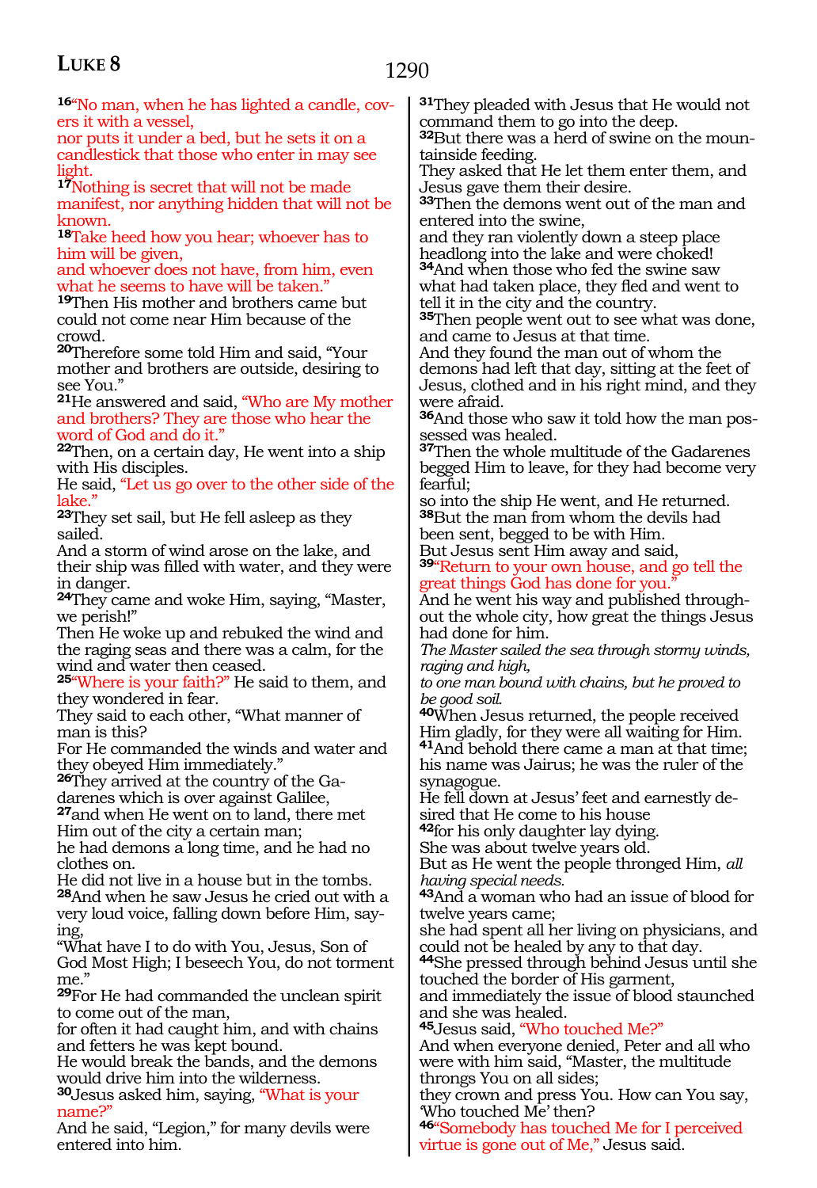[16]"No man, when he has lighted a candle, covers it with a vessel,
nor puts it under a bed, but he sets it on a candlestick that those who enter in may see light.
[17]Nothing is secret that will not be made manifest, nor anything hidden that will not be known.
[18]Take heed how you hear; whoever has to him will be given,
and whoever does not have, from him, even what he seems to have will be taken."
[19]Then His mother and brothers came but could not come near Him because of the crowd.
[20]Therefore some told Him and said, "Your mother and brothers are outside, desiring to see You."
[21]He answered and said, "Who are My mother and brothers? They are those who hear the word of God and do it."
[22]Then, on a certain day, He went into a ship with His disciples.
He said, "Let us go over to the other side of the lake."
[23]They set sail, but He fell asleep as they sailed.
And a storm of wind arose on the lake, and their ship was filled with water, and they were in danger.
[24]They came and woke Him, saying, "Master, we perish!"
Then He woke up and rebuked the wind and the raging seas and there was a calm, for the wind and water then ceased.
[25]"Where is your faith?" He said to them, and they wondered in fear.
They said to each other, "What manner of man is this?
For He commanded the winds and water and they obeyed Him immediately."
[26]They arrived at the country of the Gadarenes which is over against Galilee,
[27]and when He went on to land, there met Him out of the city a certain man;
he had demons a long time, and he had no clothes on.
He did not live in a house but in the tombs.
[28]And when he saw Jesus he cried out with a very loud voice, falling down before Him, saying,
"What have I to do with You, Jesus, Son of God Most High; I beseech You, do not torment me."
[29]For He had commanded the unclean spirit to come out of the man,
for often it had caught him, and with chains and fetters he was kept bound.
He would break the bands, and the demons would drive him into the wilderness.
[30]Jesus asked him, saying, "What is your name?"
And he said, "Legion," for many devils were entered into him.
[31]They pleaded with Jesus that He would not command them to go into the deep.
[32]But there was a herd of swine on the mountainside feeding.
They asked that He let them enter them, and Jesus gave them their desire.
[33]Then the demons went out of the man and entered into the swine,
and they ran violently down a steep place headlong into the lake and were choked!
[34]And when those who fed the swine saw what had taken place, they fled and went to tell it in the city and the country.
[35]Then people went out to see what was done, and came to Jesus at that time.
And they found the man out of whom the demons had left that day, sitting at the feet of Jesus, clothed and in his right mind, and they were afraid.
[36]And those who saw it told how the man possessed was healed.
[37]Then the whole multitude of the Gadarenes begged Him to leave, for they had become very fearful;
so into the ship He went, and He returned.
[38]But the man from whom the devils had been sent, begged to be with Him.
But Jesus sent Him away and said,
[39]"Return to your own house, and go tell the great things God has done for you."
And he went his way and published throughout the whole city, how great the things Jesus had done for him.
*The Master sailed the sea through stormy winds, raging and high,*
*to one man bound with chains, but he proved to be good soil.*
[40]When Jesus returned, the people received Him gladly, for they were all waiting for Him.
[41]And behold there came a man at that time; his name was Jairus; he was the ruler of the synagogue.
He fell down at Jesus' feet and earnestly desired that He come to his house
[42]for his only daughter lay dying.
She was about twelve years old.
But as He went the people thronged Him, *all having special needs.*
[43]And a woman who had an issue of blood for twelve years came;
she had spent all her living on physicians, and could not be healed by any to that day.
[44]She pressed through behind Jesus until she touched the border of His garment,
and immediately the issue of blood staunched and she was healed.
[45]Jesus said, "Who touched Me?"
And when everyone denied, Peter and all who were with him said, "Master, the multitude throngs You on all sides;
they crown and press You. How can You say, 'Who touched Me' then?
[46]"Somebody has touched Me for I perceived virtue is gone out of Me," Jesus said.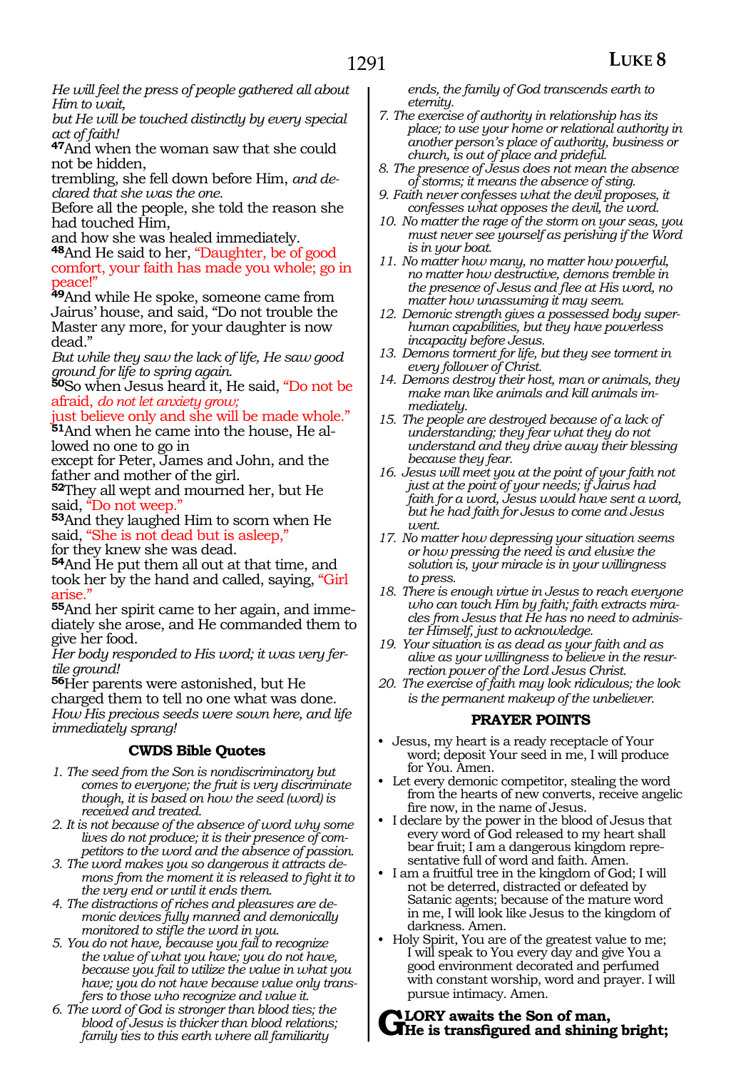*He will feel the press of people gathered all about Him to wait,*
*but He will be touched distinctly by every special act of faith!*

**47**And when the woman saw that she could not be hidden,
trembling, she fell down before Him, *and declared that she was the one.*
Before all the people, she told the reason she had touched Him,
and how she was healed immediately.

**48**And He said to her, "Daughter, be of good comfort, your faith has made you whole; go in peace!"

**49**And while He spoke, someone came from Jairus' house, and said, "Do not trouble the Master any more, for your daughter is now dead."
*But while they saw the lack of life, He saw good ground for life to spring again.*

**50**So when Jesus heard it, He said, "Do not be afraid, *do not let anxiety grow;*
just believe only and she will be made whole."

**51**And when he came into the house, He allowed no one to go in
except for Peter, James and John, and the father and mother of the girl.

**52**They all wept and mourned her, but He said, "Do not weep."

**53**And they laughed Him to scorn when He said, "She is not dead but is asleep,"
for they knew she was dead.

**54**And He put them all out at that time, and took her by the hand and called, saying, "Girl arise."

**55**And her spirit came to her again, and immediately she arose, and He commanded them to give her food.
*Her body responded to His word; it was very fertile ground!*

**56**Her parents were astonished, but He charged them to tell no one what was done.
*How His precious seeds were sown here, and life immediately sprang!*

### CWDS Bible Quotes

1. *The seed from the Son is nondiscriminatory but comes to everyone; the fruit is very discriminate though, it is based on how the seed (word) is received and treated.*
2. *It is not because of the absence of word why some lives do not produce; it is their presence of competitors to the word and the absence of passion.*
3. *The word makes you so dangerous it attracts demons from the moment it is released to fight it to the very end or until it ends them.*
4. *The distractions of riches and pleasures are demonic devices fully manned and demonically monitored to stifle the word in you.*
5. *You do not have, because you fail to recognize the value of what you have; you do not have, because you fail to utilize the value in what you have; you do not have because value only transfers to those who recognize and value it.*
6. *The word of God is stronger than blood ties; the blood of Jesus is thicker than blood relations; family ties to this earth where all familiarity ends, the family of God transcends earth to eternity.*
7. *The exercise of authority in relationship has its place; to use your home or relational authority in another person's place of authority, business or church, is out of place and prideful.*
8. *The presence of Jesus does not mean the absence of storms; it means the absence of sting.*
9. *Faith never confesses what the devil proposes, it confesses what opposes the devil, the word.*
10. *No matter the rage of the storm on your seas, you must never see yourself as perishing if the Word is in your boat.*
11. *No matter how many, no matter how powerful, no matter how destructive, demons tremble in the presence of Jesus and flee at His word, no matter how unassuming it may seem.*
12. *Demonic strength gives a possessed body superhuman capabilities, but they have powerless incapacity before Jesus.*
13. *Demons torment for life, but they see torment in every follower of Christ.*
14. *Demons destroy their host, man or animals, they make man like animals and kill animals immediately.*
15. *The people are destroyed because of a lack of understanding; they fear what they do not understand and they drive away their blessing because they fear.*
16. *Jesus will meet you at the point of your faith not just at the point of your needs; if Jairus had faith for a word, Jesus would have sent a word, but he had faith for Jesus to come and Jesus went.*
17. *No matter how depressing your situation seems or how pressing the need is and elusive the solution is, your miracle is in your willingness to press.*
18. *There is enough virtue in Jesus to reach everyone who can touch Him by faith; faith extracts miracles from Jesus that He has no need to administer Himself, just to acknowledge.*
19. *Your situation is as dead as your faith and as alive as your willingness to believe in the resurrection power of the Lord Jesus Christ.*
20. *The exercise of faith may look ridiculous; the look is the permanent makeup of the unbeliever.*

### PRAYER POINTS

- Jesus, my heart is a ready receptacle of Your word; deposit Your seed in me, I will produce for You. Amen.
- Let every demonic competitor, stealing the word from the hearts of new converts, receive angelic fire now, in the name of Jesus.
- I declare by the power in the blood of Jesus that every word of God released to my heart shall bear fruit; I am a dangerous kingdom representative full of word and faith. Amen.
- I am a fruitful tree in the kingdom of God; I will not be deterred, distracted or defeated by Satanic agents; because of the mature word in me, I will look like Jesus to the kingdom of darkness. Amen.
- Holy Spirit, You are of the greatest value to me; I will speak to You every day and give You a good environment decorated and perfumed with constant worship, word and prayer. I will pursue intimacy. Amen.

**GLORY awaits the Son of man,**
**He is transfigured and shining bright;**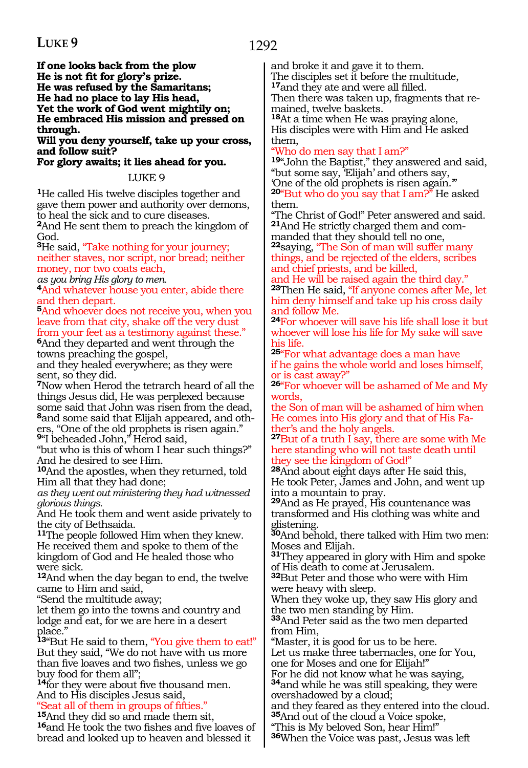**If one looks back from the plow**
**He is not fit for glory's prize.**
**He was refused by the Samaritans;**
**He had no place to lay His head,**
**Yet the work of God went mightily on;**
**He embraced His mission and pressed on through.**
**Will you deny yourself, take up your cross, and follow suit?**
**For glory awaits; it lies ahead for you.**

## LUKE 9

**1**He called His twelve disciples together and gave them power and authority over demons, to heal the sick and to cure diseases.
**2**And He sent them to preach the kingdom of God.
**3**He said, "Take nothing for your journey; neither staves, nor script, nor bread; neither money, nor two coats each,
*as you bring His glory to men.*
**4**And whatever house you enter, abide there and then depart.
**5**And whoever does not receive you, when you leave from that city, shake off the very dust from your feet as a testimony against these."
**6**And they departed and went through the towns preaching the gospel,
and they healed everywhere; as they were sent, so they did.
**7**Now when Herod the tetrarch heard of all the things Jesus did, He was perplexed because some said that John was risen from the dead,
**8**and some said that Elijah appeared, and others, "One of the old prophets is risen again."
**9**"I beheaded John," Herod said,
"but who is this of whom I hear such things?"
And he desired to see Him.
**10**And the apostles, when they returned, told Him all that they had done;
*as they went out ministering they had witnessed glorious things.*
And He took them and went aside privately to the city of Bethsaida.
**11**The people followed Him when they knew. He received them and spoke to them of the kingdom of God and He healed those who were sick.
**12**And when the day began to end, the twelve came to Him and said,
"Send the multitude away;
let them go into the towns and country and lodge and eat, for we are here in a desert place."
**13**"But He said to them, "You give them to eat!"
But they said, "We do not have with us more than five loaves and two fishes, unless we go buy food for them all";
**14**for they were about five thousand men.
And to His disciples Jesus said,
"Seat all of them in groups of fifties."
**15**And they did so and made them sit,
**16**and He took the two fishes and five loaves of bread and looked up to heaven and blessed it and broke it and gave it to them.
The disciples set it before the multitude,
**17**and they ate and were all filled.
Then there was taken up, fragments that remained, twelve baskets.
**18**At a time when He was praying alone,
His disciples were with Him and He asked them,
"Who do men say that I am?"
**19**"John the Baptist," they answered and said,
"but some say, 'Elijah' and others say,
'One of the old prophets is risen again.'"
**20**"But who do you say that I am?" He asked them.
"The Christ of God!" Peter answered and said.
**21**And He strictly charged them and commanded that they should tell no one,
**22**saying, "The Son of man will suffer many things, and be rejected of the elders, scribes and chief priests, and be killed,
and He will be raised again the third day."
**23**Then He said, "If anyone comes after Me, let him deny himself and take up his cross daily and follow Me.
**24**For whoever will save his life shall lose it but whoever will lose his life for My sake will save his life.
**25**"For what advantage does a man have
if he gains the whole world and loses himself, or is cast away?"
**26**"For whoever will be ashamed of Me and My words,
the Son of man will be ashamed of him when He comes into His glory and that of His Father's and the holy angels.
**27**But of a truth I say, there are some with Me here standing who will not taste death until they see the kingdom of God!"
**28**And about eight days after He said this,
He took Peter, James and John, and went up into a mountain to pray.
**29**And as He prayed, His countenance was transformed and His clothing was white and glistening.
**30**And behold, there talked with Him two men:
Moses and Elijah.
**31**They appeared in glory with Him and spoke of His death to come at Jerusalem.
**32**But Peter and those who were with Him were heavy with sleep.
When they woke up, they saw His glory and the two men standing by Him.
**33**And Peter said as the two men departed from Him,
"Master, it is good for us to be here.
Let us make three tabernacles, one for You, one for Moses and one for Elijah!"
For he did not know what he was saying,
**34**and while he was still speaking, they were overshadowed by a cloud;
and they feared as they entered into the cloud.
**35**And out of the cloud a Voice spoke,
"This is My beloved Son, hear Him!"
**36**When the Voice was past, Jesus was left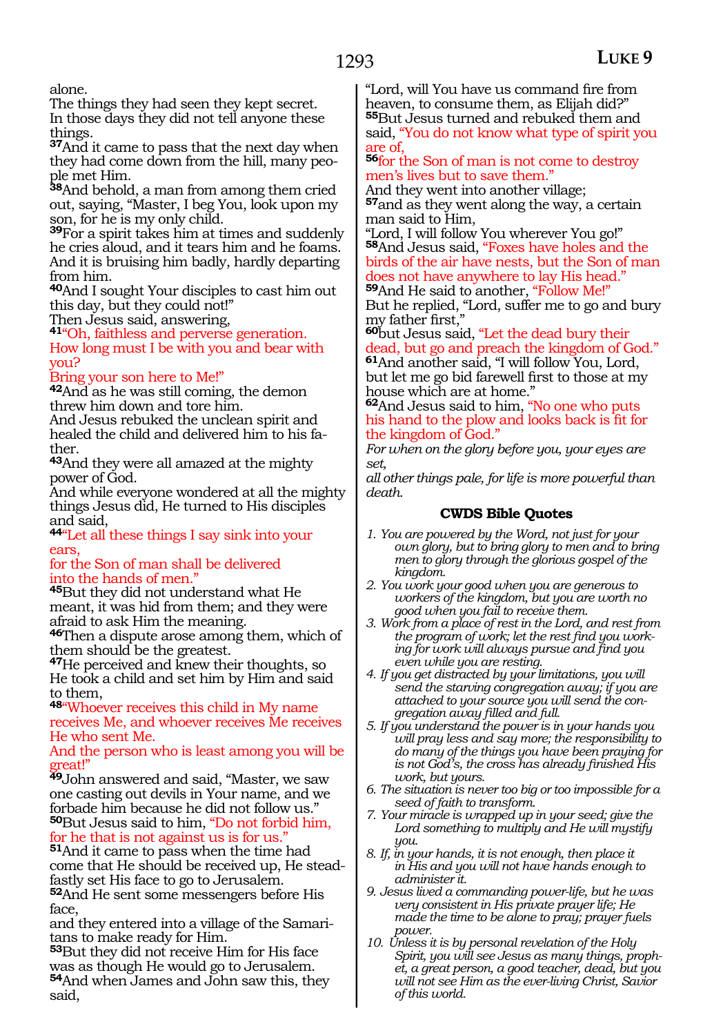alone.
The things they had seen they kept secret.
In those days they did not tell anyone these things.
**37**And it came to pass that the next day when they had come down from the hill, many people met Him.
**38**And behold, a man from among them cried out, saying, "Master, I beg You, look upon my son, for he is my only child.
**39**For a spirit takes him at times and suddenly he cries aloud, and it tears him and he foams. And it is bruising him badly, hardly departing from him.
**40**And I sought Your disciples to cast him out this day, but they could not!"
Then Jesus said, answering,
**41**"Oh, faithless and perverse generation.
How long must I be with you and bear with you?
Bring your son here to Me!"
**42**And as he was still coming, the demon threw him down and tore him.
And Jesus rebuked the unclean spirit and healed the child and delivered him to his father.
**43**And they were all amazed at the mighty power of God.
And while everyone wondered at all the mighty things Jesus did, He turned to His disciples and said,
**44**"Let all these things I say sink into your ears,
for the Son of man shall be delivered
into the hands of men."
**45**But they did not understand what He meant, it was hid from them; and they were afraid to ask Him the meaning.
**46**Then a dispute arose among them, which of them should be the greatest.
**47**He perceived and knew their thoughts, so He took a child and set him by Him and said to them,
**48**"Whoever receives this child in My name receives Me, and whoever receives Me receives He who sent Me.
And the person who is least among you will be great!"
**49**John answered and said, "Master, we saw one casting out devils in Your name, and we forbade him because he did not follow us."
**50**But Jesus said to him, "Do not forbid him, for he that is not against us is for us."
**51**And it came to pass when the time had come that He should be received up, He steadfastly set His face to go to Jerusalem.
**52**And He sent some messengers before His face,
and they entered into a village of the Samaritans to make ready for Him.
**53**But they did not receive Him for His face was as though He would go to Jerusalem.
**54**And when James and John saw this, they said,
"Lord, will You have us command fire from heaven, to consume them, as Elijah did?"
**55**But Jesus turned and rebuked them and said, "You do not know what type of spirit you are of,
**56**for the Son of man is not come to destroy men's lives but to save them."
And they went into another village;
**57**and as they went along the way, a certain man said to Him,
"Lord, I will follow You wherever You go!"
**58**And Jesus said, "Foxes have holes and the birds of the air have nests, but the Son of man does not have anywhere to lay His head."
**59**And He said to another, "Follow Me!"
But he replied, "Lord, suffer me to go and bury my father first,"
**60**but Jesus said, "Let the dead bury their dead, but go and preach the kingdom of God."
**61**And another said, "I will follow You, Lord, but let me go bid farewell first to those at my house which are at home."
**62**And Jesus said to him, "No one who puts his hand to the plow and looks back is fit for the kingdom of God."
*For when on the glory before you, your eyes are set,*
*all other things pale, for life is more powerful than death.*

### CWDS Bible Quotes

1. *You are powered by the Word, not just for your own glory, but to bring glory to men and to bring men to glory through the glorious gospel of the kingdom.*
2. *You work your good when you are generous to workers of the kingdom, but you are worth no good when you fail to receive them.*
3. *Work from a place of rest in the Lord, and rest from the program of work; let the rest find you working for work will always pursue and find you even while you are resting.*
4. *If you get distracted by your limitations, you will send the starving congregation away; if you are attached to your source you will send the congregation away filled and full.*
5. *If you understand the power is in your hands you will pray less and say more; the responsibility to do many of the things you have been praying for is not God's, the cross has already finished His work, but yours.*
6. *The situation is never too big or too impossible for a seed of faith to transform.*
7. *Your miracle is wrapped up in your seed; give the Lord something to multiply and He will mystify you.*
8. *If, in your hands, it is not enough, then place it in His and you will not have hands enough to administer it.*
9. *Jesus lived a commanding power-life, but he was very consistent in His private prayer life; He made the time to be alone to pray; prayer fuels power.*
10. *Unless it is by personal revelation of the Holy Spirit, you will see Jesus as many things, prophet, a great person, a good teacher, dead, but you will not see Him as the ever-living Christ, Savior of this world.*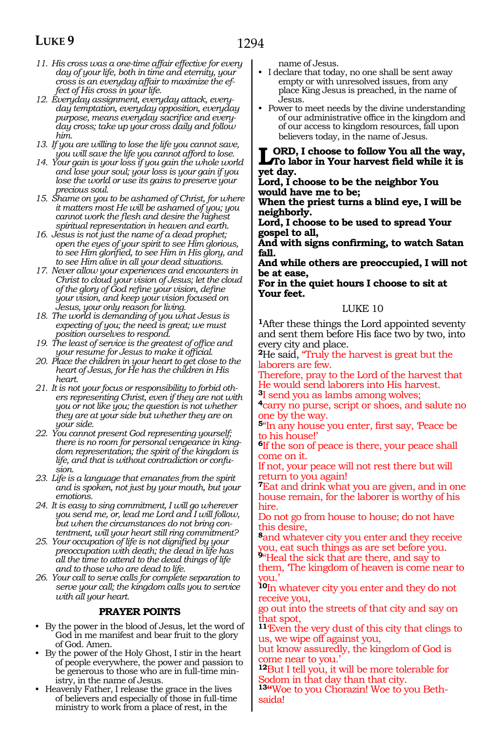*11. His cross was a one-time affair effective for every day of your life, both in time and eternity, your cross is an everyday affair to maximize the effect of His cross in your life.*
*12. Everyday assignment, everyday attack, everyday temptation, everyday opposition, everyday purpose, means everyday sacrifice and everyday cross; take up your cross daily and follow him.*
*13. If you are willing to lose the life you cannot save, you will save the life you cannot afford to lose.*
*14. Your gain is your loss if you gain the whole world and lose your soul; your loss is your gain if you lose the world or use its gains to preserve your precious soul.*
*15. Shame on you to be ashamed of Christ, for where it matters most He will be ashamed of you; you cannot work the flesh and desire the highest spiritual representation in heaven and earth.*
*16. Jesus is not just the name of a dead prophet; open the eyes of your spirit to see Him glorious, to see Him glorified, to see Him in His glory, and to see Him alive in all your dead situations.*
*17. Never allow your experiences and encounters in Christ to cloud your vision of Jesus; let the cloud of the glory of God refine your vision, define your vision, and keep your vision focused on Jesus, your only reason for living.*
*18. The world is demanding of you what Jesus is expecting of you; the need is great; we must position ourselves to respond.*
*19. The least of service is the greatest of office and your resume for Jesus to make it official.*
*20. Place the children in your heart to get close to the heart of Jesus, for He has the children in His heart.*
*21. It is not your focus or responsibility to forbid others representing Christ, even if they are not with you or not like you; the question is not whether they are at your side but whether they are on your side.*
*22. You cannot present God representing yourself; there is no room for personal vengeance in kingdom representation; the spirit of the kingdom is life, and that is without contradiction or confusion.*
*23. Life is a language that emanates from the spirit and is spoken, not just by your mouth, but your emotions.*
*24. It is easy to sing commitment, I will go wherever you send me, or, lead me Lord and I will follow, but when the circumstances do not bring contentment, will your heart still ring commitment?*
*25. Your occupation of life is not dignified by your preoccupation with death; the dead in life has all the time to attend to the dead things of life and to those who are dead to life.*
*26. Your call to serve calls for complete separation to serve your call; the kingdom calls you to service with all your heart.*

### PRAYER POINTS

- By the power in the blood of Jesus, let the word of God in me manifest and bear fruit to the glory of God. Amen.
- By the power of the Holy Ghost, I stir in the heart of people everywhere, the power and passion to be generous to those who are in full-time ministry, in the name of Jesus.
- Heavenly Father, I release the grace in the lives of believers and especially of those in full-time ministry to work from a place of rest, in the name of Jesus.
- I declare that today, no one shall be sent away empty or with unresolved issues, from any place King Jesus is preached, in the name of Jesus.
- Power to meet needs by the divine understanding of our administrative office in the kingdom and of our access to kingdom resources, fall upon believers today, in the name of Jesus.

**LORD, I choose to follow You all the way,**
**To labor in Your harvest field while it is yet day.**
**Lord, I choose to be the neighbor You would have me to be;**
**When the priest turns a blind eye, I will be neighborly.**
**Lord, I choose to be used to spread Your gospel to all,**
**And with signs confirming, to watch Satan fall.**
**And while others are preoccupied, I will not be at ease,**
**For in the quiet hours I choose to sit at Your feet.**

## LUKE 10

[1]After these things the Lord appointed seventy and sent them before His face two by two, into every city and place.
[2]He said, "Truly the harvest is great but the laborers are few.
Therefore, pray to the Lord of the harvest that He would send laborers into His harvest.
[3]I send you as lambs among wolves;
[4]carry no purse, script or shoes, and salute no one by the way.
[5]"In any house you enter, first say, 'Peace be to his house!'
[6]If the son of peace is there, your peace shall come on it.
If not, your peace will not rest there but will return to you again!
[7]Eat and drink what you are given, and in one house remain, for the laborer is worthy of his hire.
Do not go from house to house; do not have this desire,
[8]and whatever city you enter and they receive you, eat such things as are set before you.
[9]"Heal the sick that are there, and say to them, 'The kingdom of heaven is come near to you.'
[10]In whatever city you enter and they do not receive you,
go out into the streets of that city and say on that spot,
[11]'Even the very dust of this city that clings to us, we wipe off against you,
but know assuredly, the kingdom of God is come near to you.'
[12]But I tell you, it will be more tolerable for Sodom in that day than that city.
[13]"Woe to you Chorazin! Woe to you Bethsaida!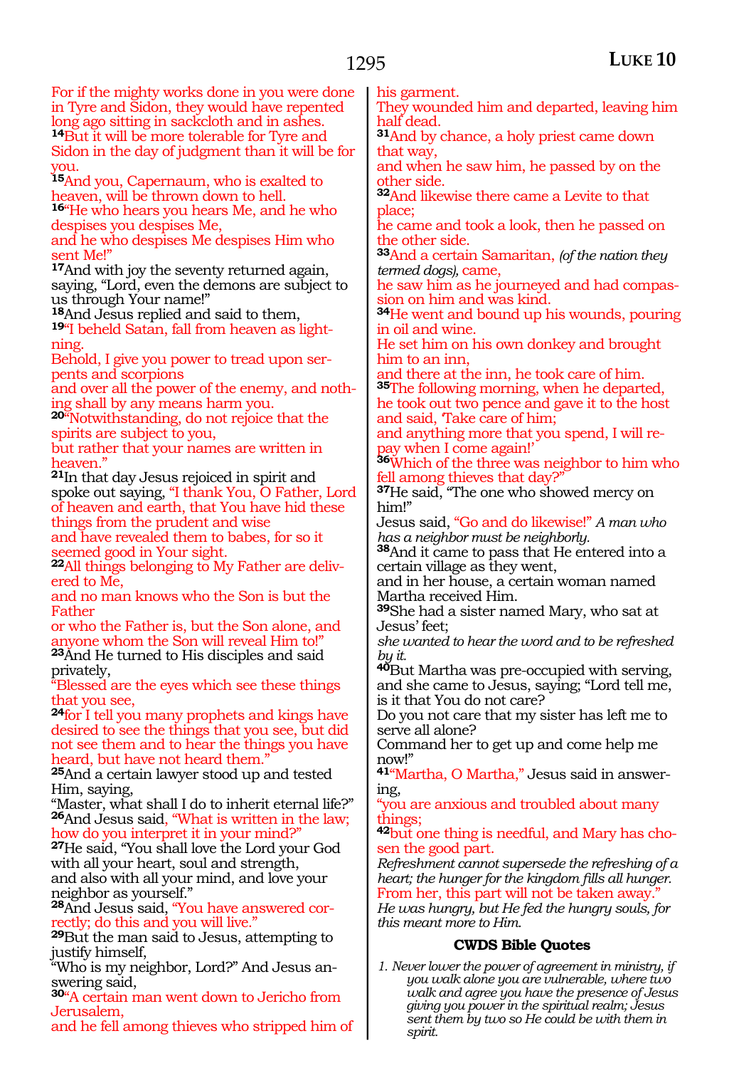For if the mighty works done in you were done in Tyre and Sidon, they would have repented long ago sitting in sackcloth and in ashes.
**14**But it will be more tolerable for Tyre and Sidon in the day of judgment than it will be for you.
**15**And you, Capernaum, who is exalted to heaven, will be thrown down to hell.
**16**"He who hears you hears Me, and he who despises you despises Me,
and he who despises Me despises Him who sent Me!"
**17**And with joy the seventy returned again, saying, "Lord, even the demons are subject to us through Your name!"
**18**And Jesus replied and said to them,
**19**"I beheld Satan, fall from heaven as lightning.
Behold, I give you power to tread upon serpents and scorpions
and over all the power of the enemy, and nothing shall by any means harm you.
**20**"Notwithstanding, do not rejoice that the spirits are subject to you,
but rather that your names are written in heaven."
**21**In that day Jesus rejoiced in spirit and spoke out saying, "I thank You, O Father, Lord of heaven and earth, that You have hid these things from the prudent and wise
and have revealed them to babes, for so it seemed good in Your sight.
**22**All things belonging to My Father are delivered to Me,
and no man knows who the Son is but the Father
or who the Father is, but the Son alone, and anyone whom the Son will reveal Him to!"
**23**And He turned to His disciples and said privately,
"Blessed are the eyes which see these things that you see,
**24**for I tell you many prophets and kings have desired to see the things that you see, but did not see them and to hear the things you have heard, but have not heard them."
**25**And a certain lawyer stood up and tested Him, saying,
"Master, what shall I do to inherit eternal life?"
**26**And Jesus said, "What is written in the law; how do you interpret it in your mind?"
**27**He said, "You shall love the Lord your God with all your heart, soul and strength,
and also with all your mind, and love your neighbor as yourself."
**28**And Jesus said, "You have answered correctly; do this and you will live."
**29**But the man said to Jesus, attempting to justify himself,
"Who is my neighbor, Lord?" And Jesus answering said,
**30**"A certain man went down to Jericho from Jerusalem,
and he fell among thieves who stripped him of his garment.
They wounded him and departed, leaving him half dead.
**31**And by chance, a holy priest came down that way,
and when he saw him, he passed by on the other side.
**32**And likewise there came a Levite to that place;
he came and took a look, then he passed on the other side.
**33**And a certain Samaritan, *(of the nation they termed dogs),* came,
he saw him as he journeyed and had compassion on him and was kind.
**34**He went and bound up his wounds, pouring in oil and wine.
He set him on his own donkey and brought him to an inn,
and there at the inn, he took care of him.
**35**The following morning, when he departed, he took out two pence and gave it to the host and said, 'Take care of him;
and anything more that you spend, I will repay when I come again!'
**36**Which of the three was neighbor to him who fell among thieves that day?"
**37**He said, "The one who showed mercy on him!"
Jesus said, "Go and do likewise!" *A man who has a neighbor must be neighborly.*
**38**And it came to pass that He entered into a certain village as they went,
and in her house, a certain woman named Martha received Him.
**39**She had a sister named Mary, who sat at Jesus' feet;
*she wanted to hear the word and to be refreshed by it.*
**40**But Martha was pre-occupied with serving, and she came to Jesus, saying; "Lord tell me, is it that You do not care?
Do you not care that my sister has left me to serve all alone?
Command her to get up and come help me now!"
**41**"Martha, O Martha," Jesus said in answering,
"you are anxious and troubled about many things;
**42**but one thing is needful, and Mary has chosen the good part.
*Refreshment cannot supersede the refreshing of a heart; the hunger for the kingdom fills all hunger.*
From her, this part will not be taken away."
*He was hungry, but He fed the hungry souls, for this meant more to Him.*

### CWDS Bible Quotes

1. *Never lower the power of agreement in ministry, if you walk alone you are vulnerable, where two walk and agree you have the presence of Jesus giving you power in the spiritual realm; Jesus sent them by two so He could be with them in spirit.*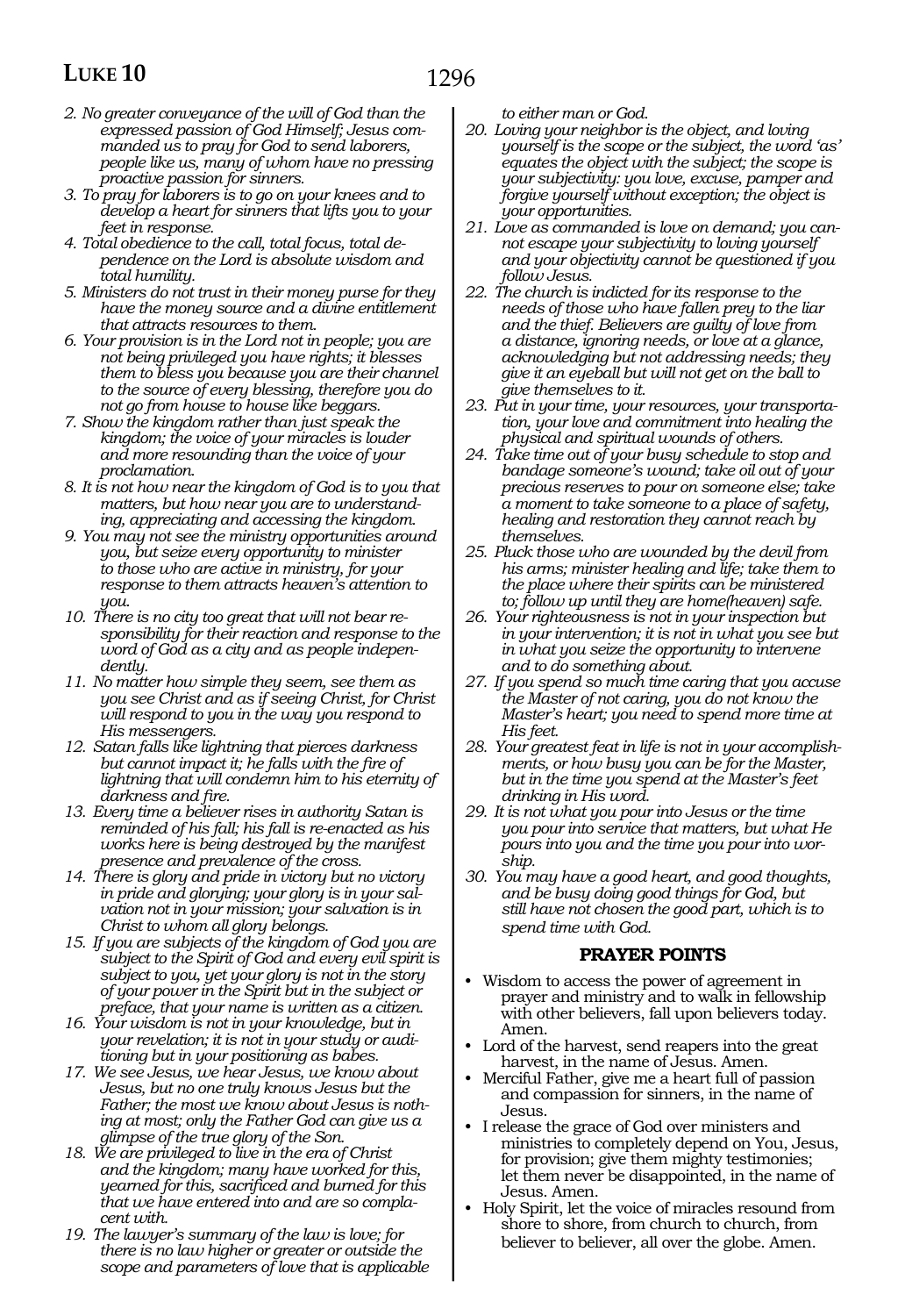2. *No greater conveyance of the will of God than the expressed passion of God Himself; Jesus commanded us to pray for God to send laborers, people like us, many of whom have no pressing proactive passion for sinners.*
3. *To pray for laborers is to go on your knees and to develop a heart for sinners that lifts you to your feet in response.*
4. *Total obedience to the call, total focus, total dependence on the Lord is absolute wisdom and total humility.*
5. *Ministers do not trust in their money purse for they have the money source and a divine entitlement that attracts resources to them.*
6. *Your provision is in the Lord not in people; you are not being privileged you have rights; it blesses them to bless you because you are their channel to the source of every blessing, therefore you do not go from house to house like beggars.*
7. *Show the kingdom rather than just speak the kingdom; the voice of your miracles is louder and more resounding than the voice of your proclamation.*
8. *It is not how near the kingdom of God is to you that matters, but how near you are to understanding, appreciating and accessing the kingdom.*
9. *You may not see the ministry opportunities around you, but seize every opportunity to minister to those who are active in ministry, for your response to them attracts heaven's attention to you.*
10. *There is no city too great that will not bear responsibility for their reaction and response to the word of God as a city and as people independently.*
11. *No matter how simple they seem, see them as you see Christ and as if seeing Christ, for Christ will respond to you in the way you respond to His messengers.*
12. *Satan falls like lightning that pierces darkness but cannot impact it; he falls with the fire of lightning that will condemn him to his eternity of darkness and fire.*
13. *Every time a believer rises in authority Satan is reminded of his fall; his fall is re-enacted as his works here is being destroyed by the manifest presence and prevalence of the cross.*
14. *There is glory and pride in victory but no victory in pride and glorying; your glory is in your salvation not in your mission; your salvation is in Christ to whom all glory belongs.*
15. *If you are subjects of the kingdom of God you are subject to the Spirit of God and every evil spirit is subject to you, yet your glory is not in the story of your power in the Spirit but in the subject or preface, that your name is written as a citizen.*
16. *Your wisdom is not in your knowledge, but in your revelation; it is not in your study or auditioning but in your positioning as babes.*
17. *We see Jesus, we hear Jesus, we know about Jesus, but no one truly knows Jesus but the Father; the most we know about Jesus is nothing at most; only the Father God can give us a glimpse of the true glory of the Son.*
18. *We are privileged to live in the era of Christ and the kingdom; many have worked for this, yearned for this, sacrificed and burned for this that we have entered into and are so complacent with.*
19. *The lawyer's summary of the law is love; for there is no law higher or greater or outside the scope and parameters of love that is applicable to either man or God.*
20. *Loving your neighbor is the object, and loving yourself is the scope or the subject, the word 'as' equates the object with the subject; the scope is your subjectivity: you love, excuse, pamper and forgive yourself without exception; the object is your opportunities.*
21. *Love as commanded is love on demand; you cannot escape your subjectivity to loving yourself and your objectivity cannot be questioned if you follow Jesus.*
22. *The church is indicted for its response to the needs of those who have fallen prey to the liar and the thief. Believers are guilty of love from a distance, ignoring needs, or love at a glance, acknowledging but not addressing needs; they give it an eyeball but will not get on the ball to give themselves to it.*
23. *Put in your time, your resources, your transportation, your love and commitment into healing the physical and spiritual wounds of others.*
24. *Take time out of your busy schedule to stop and bandage someone's wound; take oil out of your precious reserves to pour on someone else; take a moment to take someone to a place of safety, healing and restoration they cannot reach by themselves.*
25. *Pluck those who are wounded by the devil from his arms; minister healing and life; take them to the place where their spirits can be ministered to; follow up until they are home(heaven) safe.*
26. *Your righteousness is not in your inspection but in your intervention; it is not in what you see but in what you seize the opportunity to intervene and to do something about.*
27. *If you spend so much time caring that you accuse the Master of not caring, you do not know the Master's heart; you need to spend more time at His feet.*
28. *Your greatest feat in life is not in your accomplishments, or how busy you can be for the Master, but in the time you spend at the Master's feet drinking in His word.*
29. *It is not what you pour into Jesus or the time you pour into service that matters, but what He pours into you and the time you pour into worship.*
30. *You may have a good heart, and good thoughts, and be busy doing good things for God, but still have not chosen the good part, which is to spend time with God.*

## PRAYER POINTS

- Wisdom to access the power of agreement in prayer and ministry and to walk in fellowship with other believers, fall upon believers today. Amen.
- Lord of the harvest, send reapers into the great harvest, in the name of Jesus. Amen.
- Merciful Father, give me a heart full of passion and compassion for sinners, in the name of Jesus.
- I release the grace of God over ministers and ministries to completely depend on You, Jesus, for provision; give them mighty testimonies; let them never be disappointed, in the name of Jesus. Amen.
- Holy Spirit, let the voice of miracles resound from shore to shore, from church to church, from believer to believer, all over the globe. Amen.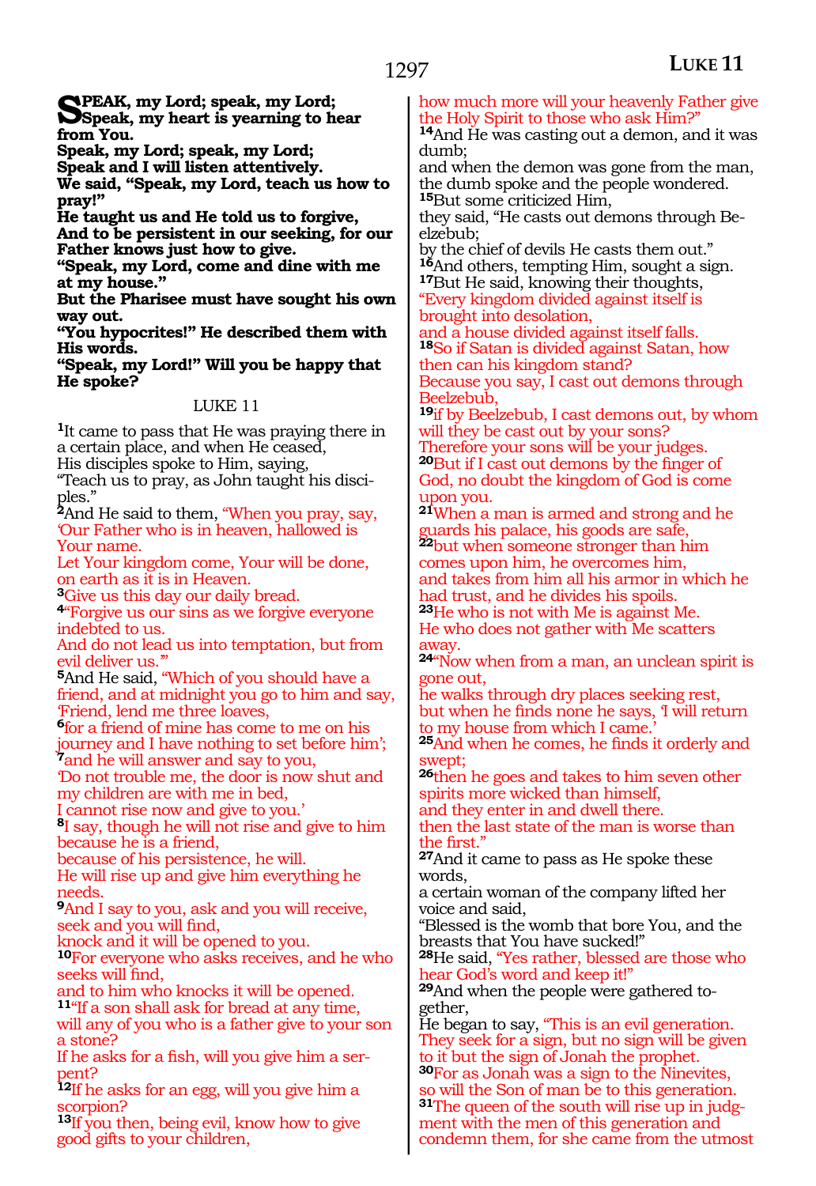**SPEAK, my Lord; speak, my Lord;**
**Speak, my heart is yearning to hear from You.**
**Speak, my Lord; speak, my Lord;**
**Speak and I will listen attentively.**
**We said, "Speak, my Lord, teach us how to pray!"**
**He taught us and He told us to forgive,**
**And to be persistent in our seeking, for our Father knows just how to give.**
**"Speak, my Lord, come and dine with me at my house."**
**But the Pharisee must have sought his own way out.**
**"You hypocrites!" He described them with His words.**
**"Speak, my Lord!" Will you be happy that He spoke?**

## LUKE 11

[1]It came to pass that He was praying there in a certain place, and when He ceased,
His disciples spoke to Him, saying,
"Teach us to pray, as John taught his disciples."
[2]And He said to them, "When you pray, say, 'Our Father who is in heaven, hallowed is Your name.
Let Your kingdom come, Your will be done, on earth as it is in Heaven.
[3]Give us this day our daily bread.
[4]"Forgive us our sins as we forgive everyone indebted to us.
And do not lead us into temptation, but from evil deliver us.'"
[5]And He said, "Which of you should have a friend, and at midnight you go to him and say, 'Friend, lend me three loaves,
[6]for a friend of mine has come to me on his journey and I have nothing to set before him';
[7]and he will answer and say to you,
'Do not trouble me, the door is now shut and my children are with me in bed,
I cannot rise now and give to you.'
[8]I say, though he will not rise and give to him because he is a friend,
because of his persistence, he will.
He will rise up and give him everything he needs.
[9]And I say to you, ask and you will receive, seek and you will find,
knock and it will be opened to you.
[10]For everyone who asks receives, and he who seeks will find,
and to him who knocks it will be opened.
[11]"If a son shall ask for bread at any time,
will any of you who is a father give to your son a stone?
If he asks for a fish, will you give him a serpent?
[12]If he asks for an egg, will you give him a scorpion?
[13]If you then, being evil, know how to give good gifts to your children,
how much more will your heavenly Father give the Holy Spirit to those who ask Him?"
[14]And He was casting out a demon, and it was dumb;
and when the demon was gone from the man, the dumb spoke and the people wondered.
[15]But some criticized Him,
they said, "He casts out demons through Beelzebub;
by the chief of devils He casts them out."
[16]And others, tempting Him, sought a sign.
[17]But He said, knowing their thoughts,
"Every kingdom divided against itself is brought into desolation,
and a house divided against itself falls.
[18]So if Satan is divided against Satan, how then can his kingdom stand?
Because you say, I cast out demons through Beelzebub,
[19]if by Beelzebub, I cast demons out, by whom will they be cast out by your sons?
Therefore your sons will be your judges.
[20]But if I cast out demons by the finger of God, no doubt the kingdom of God is come upon you.
[21]When a man is armed and strong and he guards his palace, his goods are safe,
[22]but when someone stronger than him comes upon him, he overcomes him,
and takes from him all his armor in which he had trust, and he divides his spoils.
[23]He who is not with Me is against Me.
He who does not gather with Me scatters away.
[24]"Now when from a man, an unclean spirit is gone out,
he walks through dry places seeking rest,
but when he finds none he says, 'I will return to my house from which I came.'
[25]And when he comes, he finds it orderly and swept;
[26]then he goes and takes to him seven other spirits more wicked than himself,
and they enter in and dwell there.
then the last state of the man is worse than the first."
[27]And it came to pass as He spoke these words,
a certain woman of the company lifted her voice and said,
"Blessed is the womb that bore You, and the breasts that You have sucked!"
[28]He said, "Yes rather, blessed are those who hear God's word and keep it!"
[29]And when the people were gathered together,
He began to say, "This is an evil generation.
They seek for a sign, but no sign will be given to it but the sign of Jonah the prophet.
[30]For as Jonah was a sign to the Ninevites,
so will the Son of man be to this generation.
[31]The queen of the south will rise up in judgment with the men of this generation and condemn them, for she came from the utmost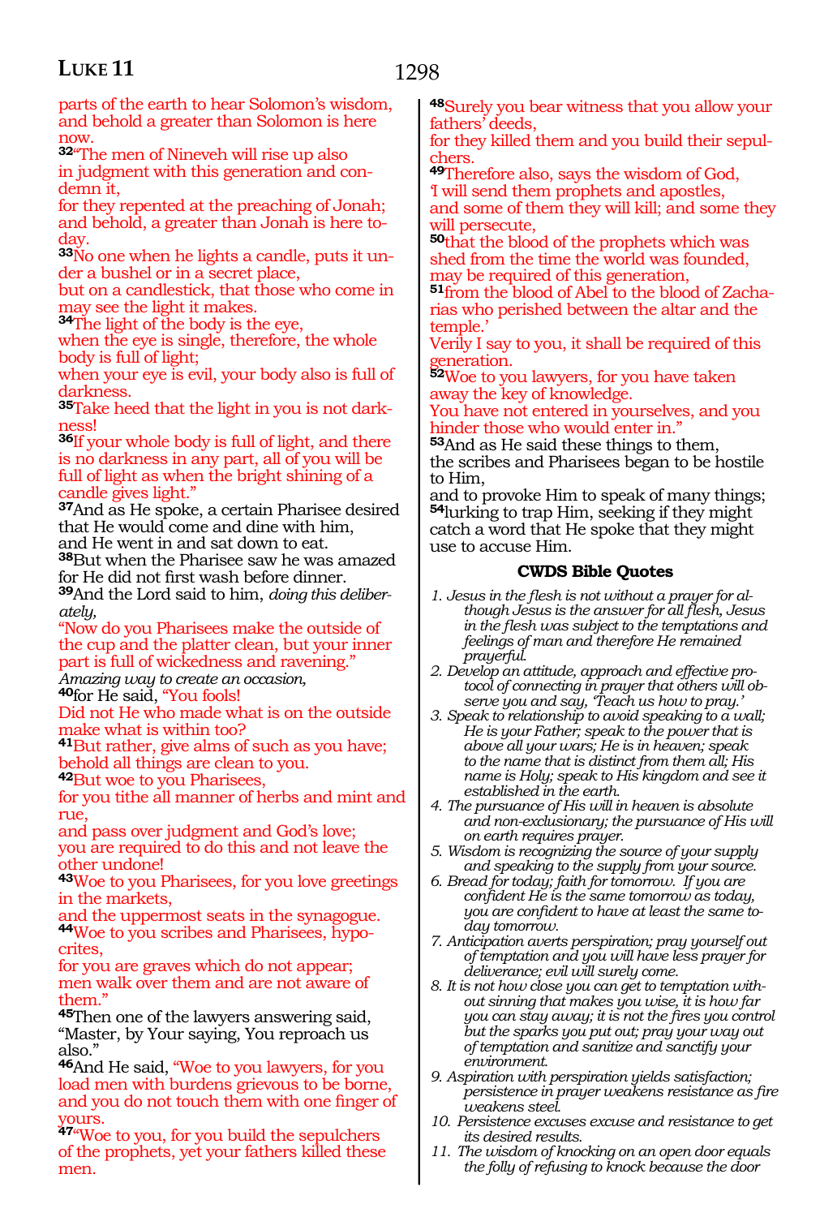parts of the earth to hear Solomon's wisdom, and behold a greater than Solomon is here now.

**32**"The men of Nineveh will rise up also in judgment with this generation and condemn it,
for they repented at the preaching of Jonah; and behold, a greater than Jonah is here today.

**33**No one when he lights a candle, puts it under a bushel or in a secret place,
but on a candlestick, that those who come in may see the light it makes.

**34**The light of the body is the eye,
when the eye is single, therefore, the whole body is full of light;
when your eye is evil, your body also is full of darkness.

**35**Take heed that the light in you is not darkness!

**36**If your whole body is full of light, and there is no darkness in any part, all of you will be full of light as when the bright shining of a candle gives light."

**37**And as He spoke, a certain Pharisee desired that He would come and dine with him,
and He went in and sat down to eat.

**38**But when the Pharisee saw he was amazed for He did not first wash before dinner.

**39**And the Lord said to him, *doing this deliberately,*
"Now do you Pharisees make the outside of the cup and the platter clean, but your inner part is full of wickedness and ravening."
*Amazing way to create an occasion,*

**40**for He said, "You fools!
Did not He who made what is on the outside make what is within too?

**41**But rather, give alms of such as you have;
behold all things are clean to you.

**42**But woe to you Pharisees,
for you tithe all manner of herbs and mint and rue,
and pass over judgment and God's love;
you are required to do this and not leave the other undone!

**43**Woe to you Pharisees, for you love greetings in the markets,
and the uppermost seats in the synagogue.

**44**Woe to you scribes and Pharisees, hypocrites,
for you are graves which do not appear;
men walk over them and are not aware of them."

**45**Then one of the lawyers answering said,
"Master, by Your saying, You reproach us also."

**46**And He said, "Woe to you lawyers, for you load men with burdens grievous to be borne,
and you do not touch them with one finger of yours.

**47**"Woe to you, for you build the sepulchers of the prophets, yet your fathers killed these men.

**48**Surely you bear witness that you allow your fathers' deeds,
for they killed them and you build their sepulchers.

**49**Therefore also, says the wisdom of God,
'I will send them prophets and apostles,
and some of them they will kill; and some they will persecute,

**50**that the blood of the prophets which was shed from the time the world was founded,
may be required of this generation,

**51**from the blood of Abel to the blood of Zacharias who perished between the altar and the temple.'
Verily I say to you, it shall be required of this generation.

**52**Woe to you lawyers, for you have taken away the key of knowledge.
You have not entered in yourselves, and you hinder those who would enter in."

**53**And as He said these things to them,
the scribes and Pharisees began to be hostile to Him,
and to provoke Him to speak of many things;

**54**lurking to trap Him, seeking if they might catch a word that He spoke that they might use to accuse Him.

### CWDS Bible Quotes

*1. Jesus in the flesh is not without a prayer for although Jesus is the answer for all flesh, Jesus in the flesh was subject to the temptations and feelings of man and therefore He remained prayerful.*

*2. Develop an attitude, approach and effective protocol of connecting in prayer that others will observe you and say, 'Teach us how to pray.'*

*3. Speak to relationship to avoid speaking to a wall; He is your Father; speak to the power that is above all your wars; He is in heaven; speak to the name that is distinct from them all; His name is Holy; speak to His kingdom and see it established in the earth.*

*4. The pursuance of His will in heaven is absolute and non-exclusionary; the pursuance of His will on earth requires prayer.*

*5. Wisdom is recognizing the source of your supply and speaking to the supply from your source.*

*6. Bread for today; faith for tomorrow. If you are confident He is the same tomorrow as today, you are confident to have at least the same today tomorrow.*

*7. Anticipation averts perspiration; pray yourself out of temptation and you will have less prayer for deliverance; evil will surely come.*

*8. It is not how close you can get to temptation without sinning that makes you wise, it is how far you can stay away; it is not the fires you control but the sparks you put out; pray your way out of temptation and sanitize and sanctify your environment.*

*9. Aspiration with perspiration yields satisfaction; persistence in prayer weakens resistance as fire weakens steel.*

*10. Persistence excuses excuse and resistance to get its desired results.*

*11. The wisdom of knocking on an open door equals the folly of refusing to knock because the door*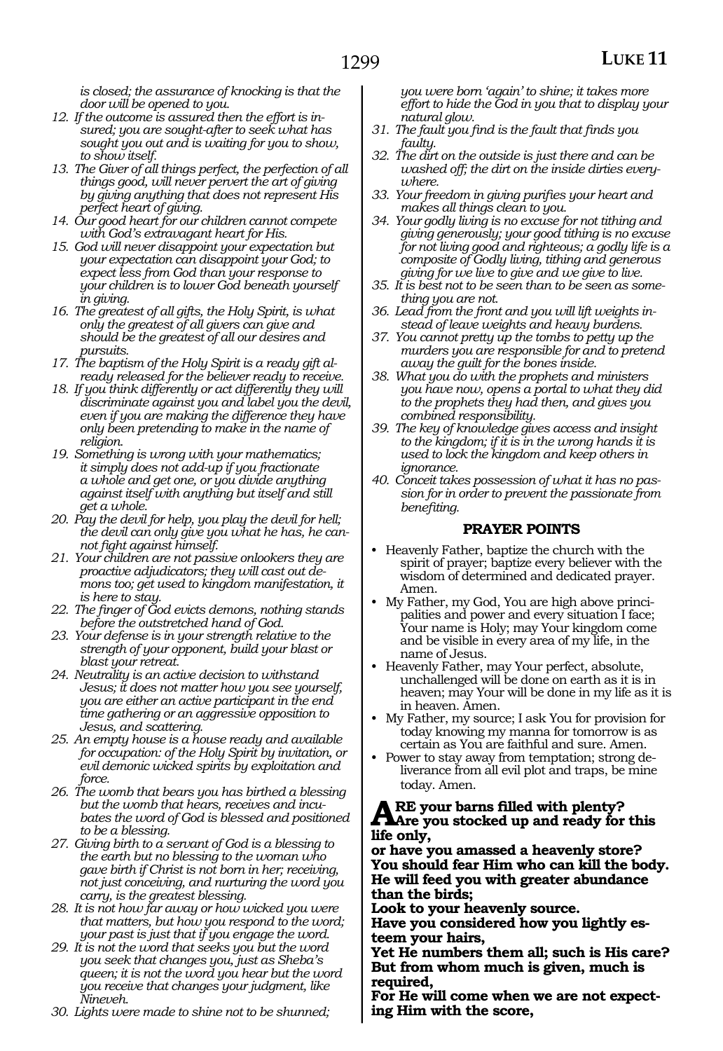*is closed; the assurance of knocking is that the door will be opened to you.*

12. *If the outcome is assured then the effort is insured; you are sought-after to seek what has sought you out and is waiting for you to show, to show itself.*
13. *The Giver of all things perfect, the perfection of all things good, will never pervert the art of giving by giving anything that does not represent His perfect heart of giving.*
14. *Our good heart for our children cannot compete with God's extravagant heart for His.*
15. *God will never disappoint your expectation but your expectation can disappoint your God; to expect less from God than your response to your children is to lower God beneath yourself in giving.*
16. *The greatest of all gifts, the Holy Spirit, is what only the greatest of all givers can give and should be the greatest of all our desires and pursuits.*
17. *The baptism of the Holy Spirit is a ready gift already released for the believer ready to receive.*
18. *If you think differently or act differently they will discriminate against you and label you the devil, even if you are making the difference they have only been pretending to make in the name of religion.*
19. *Something is wrong with your mathematics; it simply does not add-up if you fractionate a whole and get one, or you divide anything against itself with anything but itself and still get a whole.*
20. *Pay the devil for help, you play the devil for hell; the devil can only give you what he has, he cannot fight against himself.*
21. *Your children are not passive onlookers they are proactive adjudicators; they will cast out demons too; get used to kingdom manifestation, it is here to stay.*
22. *The finger of God evicts demons, nothing stands before the outstretched hand of God.*
23. *Your defense is in your strength relative to the strength of your opponent, build your blast or blast your retreat.*
24. *Neutrality is an active decision to withstand Jesus; it does not matter how you see yourself, you are either an active participant in the end time gathering or an aggressive opposition to Jesus, and scattering.*
25. *An empty house is a house ready and available for occupation: of the Holy Spirit by invitation, or evil demonic wicked spirits by exploitation and force.*
26. *The womb that bears you has birthed a blessing but the womb that hears, receives and incubates the word of God is blessed and positioned to be a blessing.*
27. *Giving birth to a servant of God is a blessing to the earth but no blessing to the woman who gave birth if Christ is not born in her; receiving, not just conceiving, and nurturing the word you carry, is the greatest blessing.*
28. *It is not how far away or how wicked you were that matters, but how you respond to the word; your past is just that if you engage the word.*
29. *It is not the word that seeks you but the word you seek that changes you, just as Sheba's queen; it is not the word you hear but the word you receive that changes your judgment, like Nineveh.*
30. *Lights were made to shine not to be shunned; you were born 'again' to shine; it takes more effort to hide the God in you that to display your natural glow.*
31. *The fault you find is the fault that finds you faulty.*
32. *The dirt on the outside is just there and can be washed off; the dirt on the inside dirties everywhere.*
33. *Your freedom in giving purifies your heart and makes all things clean to you.*
34. *Your godly living is no excuse for not tithing and giving generously; your good tithing is no excuse for not living good and righteous; a godly life is a composite of Godly living, tithing and generous giving for we live to give and we give to live.*
35. *It is best not to be seen than to be seen as something you are not.*
36. *Lead from the front and you will lift weights instead of leave weights and heavy burdens.*
37. *You cannot pretty up the tombs to petty up the murders you are responsible for and to pretend away the guilt for the bones inside.*
38. *What you do with the prophets and ministers you have now, opens a portal to what they did to the prophets they had then, and gives you combined responsibility.*
39. *The key of knowledge gives access and insight to the kingdom; if it is in the wrong hands it is used to lock the kingdom and keep others in ignorance.*
40. *Conceit takes possession of what it has no passion for in order to prevent the passionate from benefiting.*

### PRAYER POINTS

- Heavenly Father, baptize the church with the spirit of prayer; baptize every believer with the wisdom of determined and dedicated prayer. Amen.
- My Father, my God, You are high above principalities and power and every situation I face; Your name is Holy; may Your kingdom come and be visible in every area of my life, in the name of Jesus.
- Heavenly Father, may Your perfect, absolute, unchallenged will be done on earth as it is in heaven; may Your will be done in my life as it is in heaven. Amen.
- My Father, my source; I ask You for provision for today knowing my manna for tomorrow is as certain as You are faithful and sure. Amen.
- Power to stay away from temptation; strong deliverance from all evil plot and traps, be mine today. Amen.

**ARE your barns filled with plenty?**
**Are you stocked up and ready for this life only,**
**or have you amassed a heavenly store?**
**You should fear Him who can kill the body.**
**He will feed you with greater abundance than the birds;**
**Look to your heavenly source.**
**Have you considered how you lightly esteem your hairs,**
**Yet He numbers them all; such is His care?**
**But from whom much is given, much is required,**
**For He will come when we are not expecting Him with the score,**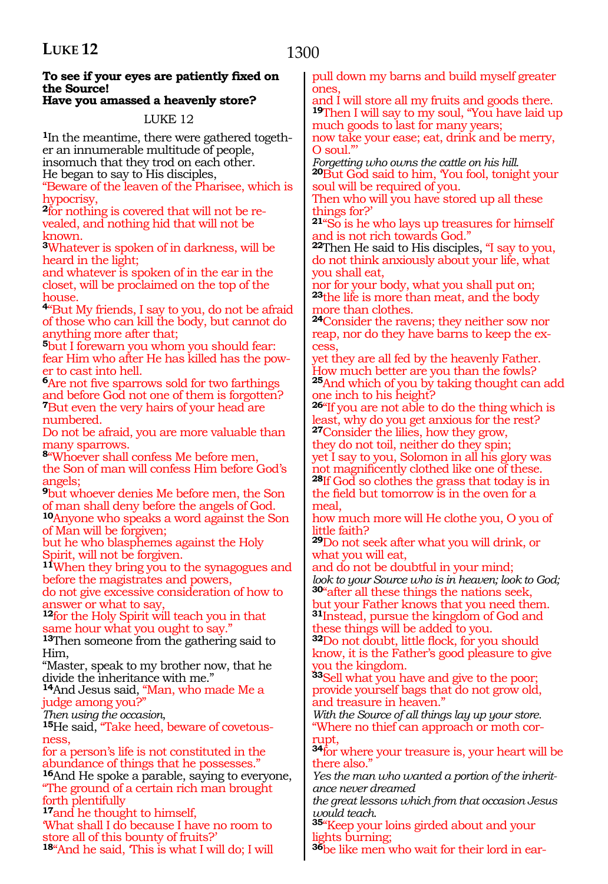**To see if your eyes are patiently fixed on the Source!**
**Have you amassed a heavenly store?**

LUKE 12

1In the meantime, there were gathered together an innumerable multitude of people, insomuch that they trod on each other.
He began to say to His disciples,
"Beware of the leaven of the Pharisee, which is hypocrisy,
2for nothing is covered that will not be revealed, and nothing hid that will not be known.
3Whatever is spoken of in darkness, will be heard in the light;
and whatever is spoken of in the ear in the closet, will be proclaimed on the top of the house.
4"But My friends, I say to you, do not be afraid of those who can kill the body, but cannot do anything more after that;
5but I forewarn you whom you should fear: fear Him who after He has killed has the power to cast into hell.
6Are not five sparrows sold for two farthings and before God not one of them is forgotten?
7But even the very hairs of your head are numbered.
Do not be afraid, you are more valuable than many sparrows.
8"Whoever shall confess Me before men,
the Son of man will confess Him before God's angels;
9but whoever denies Me before men, the Son of man shall deny before the angels of God.
10Anyone who speaks a word against the Son of Man will be forgiven;
but he who blasphemes against the Holy Spirit, will not be forgiven.
11When they bring you to the synagogues and before the magistrates and powers,
do not give excessive consideration of how to answer or what to say,
12for the Holy Spirit will teach you in that same hour what you ought to say."
13Then someone from the gathering said to Him,
"Master, speak to my brother now, that he divide the inheritance with me."
14And Jesus said, "Man, who made Me a judge among you?"
*Then using the occasion,*
15He said, "Take heed, beware of covetousness,
for a person's life is not constituted in the abundance of things that he possesses."
16And He spoke a parable, saying to everyone,
"The ground of a certain rich man brought forth plentifully
17and he thought to himself,
'What shall I do because I have no room to store all of this bounty of fruits?'
18"And he said, 'This is what I will do; I will pull down my barns and build myself greater ones,
and I will store all my fruits and goods there.
19Then I will say to my soul, "You have laid up much goods to last for many years;
now take your ease; eat, drink and be merry, O soul."'
*Forgetting who owns the cattle on his hill.*
20But God said to him, 'You fool, tonight your soul will be required of you.
Then who will you have stored up all these things for?'
21"So is he who lays up treasures for himself and is not rich towards God."
22Then He said to His disciples, "I say to you, do not think anxiously about your life, what you shall eat,
nor for your body, what you shall put on;
23the life is more than meat, and the body more than clothes.
24Consider the ravens; they neither sow nor reap, nor do they have barns to keep the excess,
yet they are all fed by the heavenly Father.
How much better are you than the fowls?
25And which of you by taking thought can add one inch to his height?
26"If you are not able to do the thing which is least, why do you get anxious for the rest?
27Consider the lilies, how they grow,
they do not toil, neither do they spin;
yet I say to you, Solomon in all his glory was not magnificently clothed like one of these.
28If God so clothes the grass that today is in the field but tomorrow is in the oven for a meal,
how much more will He clothe you, O you of little faith?
29Do not seek after what you will drink, or what you will eat,
and do not be doubtful in your mind;
*look to your Source who is in heaven; look to God;*
30"after all these things the nations seek,
but your Father knows that you need them.
31Instead, pursue the kingdom of God and these things will be added to you.
32Do not doubt, little flock, for you should know, it is the Father's good pleasure to give you the kingdom.
33Sell what you have and give to the poor;
provide yourself bags that do not grow old, and treasure in heaven."
*With the Source of all things lay up your store.*
"Where no thief can approach or moth corrupt,
34for where your treasure is, your heart will be there also."
*Yes the man who wanted a portion of the inheritance never dreamed*
*the great lessons which from that occasion Jesus would teach.*
35"Keep your loins girded about and your lights burning;
36be like men who wait for their lord in ear-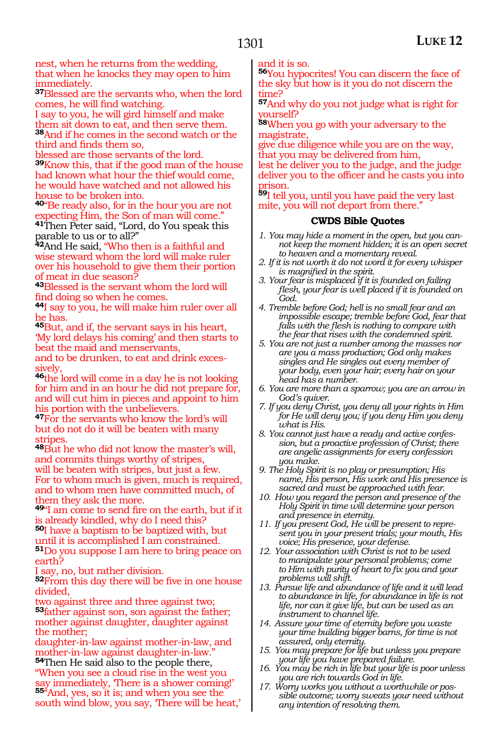nest, when he returns from the wedding, that when he knocks they may open to him immediately.
**37**Blessed are the servants who, when the lord comes, he will find watching.
I say to you, he will gird himself and make them sit down to eat, and then serve them.
**38**And if he comes in the second watch or the third and finds them so,
blessed are those servants of the lord.
**39**Know this, that if the good man of the house had known what hour the thief would come, he would have watched and not allowed his house to be broken into.
**40**"Be ready also, for in the hour you are not expecting Him, the Son of man will come."
**41**Then Peter said, "Lord, do You speak this parable to us or to all?"
**42**And He said, "Who then is a faithful and wise steward whom the lord will make ruler over his household to give them their portion of meat in due season?
**43**Blessed is the servant whom the lord will find doing so when he comes.
**44**I say to you, he will make him ruler over all he has.
**45**But, and if, the servant says in his heart, 'My lord delays his coming' and then starts to beat the maid and menservants,
and to be drunken, to eat and drink excessively,
**46**the lord will come in a day he is not looking for him and in an hour he did not prepare for, and will cut him in pieces and appoint to him his portion with the unbelievers.
**47**For the servants who know the lord's will but do not do it will be beaten with many stripes.
**48**But he who did not know the master's will, and commits things worthy of stripes,
will be beaten with stripes, but just a few.
For to whom much is given, much is required, and to whom men have committed much, of them they ask the more.
**49**"I am come to send fire on the earth, but if it is already kindled, why do I need this?
**50**I have a baptism to be baptized with, but until it is accomplished I am constrained.
**51**Do you suppose I am here to bring peace on earth?
I say, no, but rather division.
**52**From this day there will be five in one house divided,
two against three and three against two;
**53**father against son, son against the father; mother against daughter, daughter against the mother;
daughter-in-law against mother-in-law, and mother-in-law against daughter-in-law."
**54**Then He said also to the people there,
"When you see a cloud rise in the west you say immediately, 'There is a shower coming!'
**55**"And, yes, so it is; and when you see the south wind blow, you say, 'There will be heat,' and it is so.
**56**You hypocrites! You can discern the face of the sky but how is it you do not discern the time?
**57**And why do you not judge what is right for yourself?
**58**When you go with your adversary to the magistrate,
give due diligence while you are on the way, that you may be delivered from him,
lest he deliver you to the judge, and the judge deliver you to the officer and he casts you into prison.
**59**I tell you, until you have paid the very last mite, you will not depart from there."

### CWDS Bible Quotes

1. *You may hide a moment in the open, but you cannot keep the moment hidden; it is an open secret to heaven and a momentary reveal.*
2. *If it is not worth it do not word it for every whisper is magnified in the spirit.*
3. *Your fear is misplaced if it is founded on failing flesh, your fear is well placed if it is founded on God.*
4. *Tremble before God; hell is no small fear and an impossible escape; tremble before God, fear that falls with the flesh is nothing to compare with the fear that rises with the condemned spirit.*
5. *You are not just a number among the masses nor are you a mass production; God only makes singles and He singles out every member of your body, even your hair; every hair on your head has a number.*
6. *You are more than a sparrow; you are an arrow in God's quiver.*
7. *If you deny Christ, you deny all your rights in Him for He will deny you; if you deny Him you deny what is His.*
8. *You cannot just have a ready and active confession, but a proactive profession of Christ; there are angelic assignments for every confession you make.*
9. *The Holy Spirit is no play or presumption; His name, His person, His work and His presence is sacred and must be approached with fear.*
10. *How you regard the person and presence of the Holy Spirit in time will determine your person and presence in eternity.*
11. *If you present God, He will be present to represent you in your present trials; your mouth, His voice; His presence, your defense.*
12. *Your association with Christ is not to be used to manipulate your personal problems; come to Him with purity of heart to fix you and your problems will shift.*
13. *Pursue life and abundance of life and it will lead to abundance in life, for abundance in life is not life, nor can it give life, but can be used as an instrument to channel life.*
14. *Assure your time of eternity before you waste your time building bigger barns, for time is not assured, only eternity.*
15. *You may prepare for life but unless you prepare your life you have prepared failure.*
16. *You may be rich in life but your life is poor unless you are rich towards God in life.*
17. *Worry works you without a worthwhile or possible outcome; worry sweats your need without any intention of resolving them.*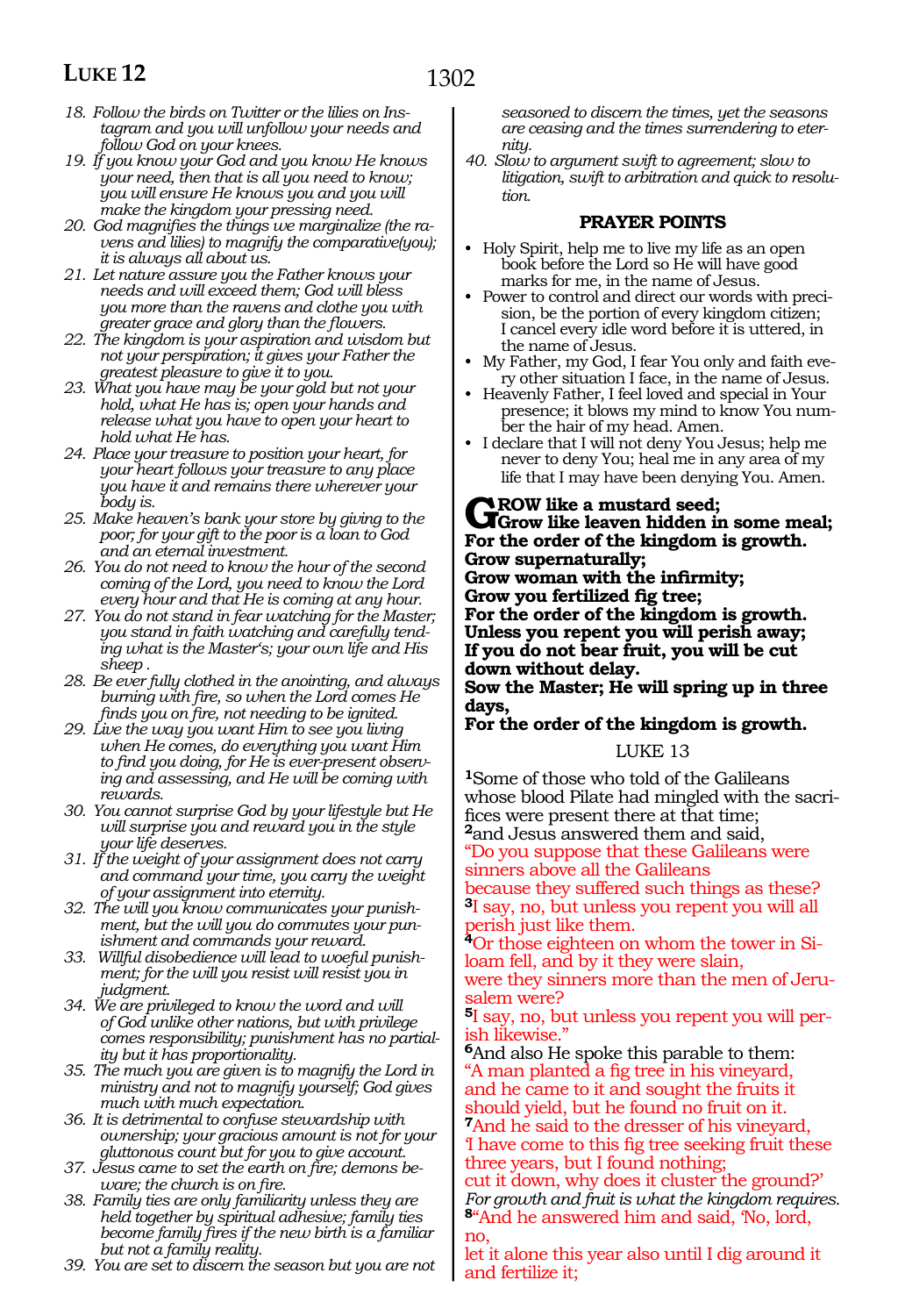18. *Follow the birds on Twitter or the lilies on Instagram and you will unfollow your needs and follow God on your knees.*
19. *If you know your God and you know He knows your need, then that is all you need to know; you will ensure He knows you and you will make the kingdom your pressing need.*
20. *God magnifies the things we marginalize (the ravens and lilies) to magnify the comparative(you); it is always all about us.*
21. *Let nature assure you the Father knows your needs and will exceed them; God will bless you more than the ravens and clothe you with greater grace and glory than the flowers.*
22. *The kingdom is your aspiration and wisdom but not your perspiration; it gives your Father the greatest pleasure to give it to you.*
23. *What you have may be your gold but not your hold, what He has is; open your hands and release what you have to open your heart to hold what He has.*
24. *Place your treasure to position your heart, for your heart follows your treasure to any place you have it and remains there wherever your body is.*
25. *Make heaven's bank your store by giving to the poor; for your gift to the poor is a loan to God and an eternal investment.*
26. *You do not need to know the hour of the second coming of the Lord, you need to know the Lord every hour and that He is coming at any hour.*
27. *You do not stand in fear watching for the Master; you stand in faith watching and carefully tending what is the Master's; your own life and His sheep .*
28. *Be ever fully clothed in the anointing, and always burning with fire, so when the Lord comes He finds you on fire, not needing to be ignited.*
29. *Live the way you want Him to see you living when He comes, do everything you want Him to find you doing, for He is ever-present observing and assessing, and He will be coming with rewards.*
30. *You cannot surprise God by your lifestyle but He will surprise you and reward you in the style your life deserves.*
31. *If the weight of your assignment does not carry and command your time, you carry the weight of your assignment into eternity.*
32. *The will you know communicates your punishment, but the will you do commutes your punishment and commands your reward.*
33. *Willful disobedience will lead to woeful punishment; for the will you resist will resist you in judgment.*
34. *We are privileged to know the word and will of God unlike other nations, but with privilege comes responsibility; punishment has no partiality but it has proportionality.*
35. *The much you are given is to magnify the Lord in ministry and not to magnify yourself; God gives much with much expectation.*
36. *It is detrimental to confuse stewardship with ownership; your gracious amount is not for your gluttonous count but for you to give account.*
37. *Jesus came to set the earth on fire; demons beware; the church is on fire.*
38. *Family ties are only familiarity unless they are held together by spiritual adhesive; family ties become family fires if the new birth is a familiar but not a family reality.*
39. *You are set to discern the season but you are not seasoned to discern the times, yet the seasons are ceasing and the times surrendering to eternity.*
40. *Slow to argument swift to agreement; slow to litigation, swift to arbitration and quick to resolution.*

**PRAYER POINTS**

- Holy Spirit, help me to live my life as an open book before the Lord so He will have good marks for me, in the name of Jesus.
- Power to control and direct our words with precision, be the portion of every kingdom citizen; I cancel every idle word before it is uttered, in the name of Jesus.
- My Father, my God, I fear You only and faith every other situation I face, in the name of Jesus.
- Heavenly Father, I feel loved and special in Your presence; it blows my mind to know You number the hair of my head. Amen.
- I declare that I will not deny You Jesus; help me never to deny You; heal me in any area of my life that I may have been denying You. Amen.

**GROW like a mustard seed;**
**Grow like leaven hidden in some meal;**
**For the order of the kingdom is growth.**
**Grow supernaturally;**
**Grow woman with the infirmity;**
**Grow you fertilized fig tree;**
**For the order of the kingdom is growth.**
**Unless you repent you will perish away;**
**If you do not bear fruit, you will be cut down without delay.**
**Sow the Master; He will spring up in three days,**
**For the order of the kingdom is growth.**

## LUKE 13

[1]Some of those who told of the Galileans whose blood Pilate had mingled with the sacrifices were present there at that time;
[2]and Jesus answered them and said,
"Do you suppose that these Galileans were sinners above all the Galileans
because they suffered such things as these?
[3]I say, no, but unless you repent you will all perish just like them.
[4]Or those eighteen on whom the tower in Siloam fell, and by it they were slain,
were they sinners more than the men of Jerusalem were?
[5]I say, no, but unless you repent you will perish likewise."
[6]And also He spoke this parable to them:
"A man planted a fig tree in his vineyard,
and he came to it and sought the fruits it should yield, but he found no fruit on it.
[7]And he said to the dresser of his vineyard,
'I have come to this fig tree seeking fruit these three years, but I found nothing;
cut it down, why does it cluster the ground?'
*For growth and fruit is what the kingdom requires.*
[8]"And he answered him and said, 'No, lord, no,
let it alone this year also until I dig around it and fertilize it;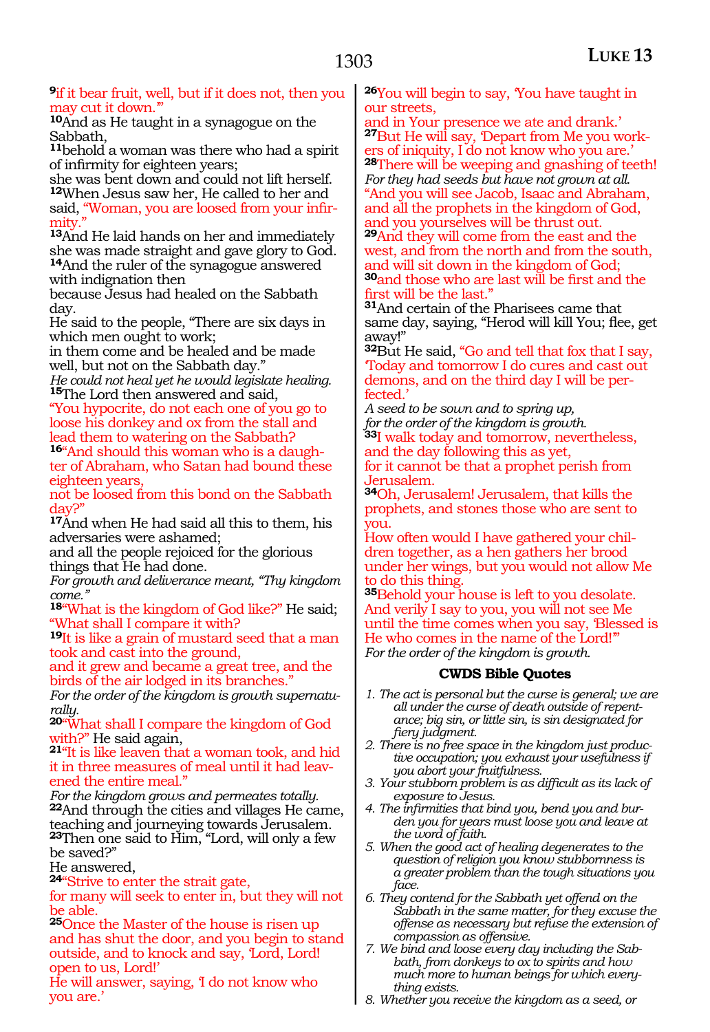**9**if it bear fruit, well, but if it does not, then you may cut it down.'"
**10**And as He taught in a synagogue on the Sabbath,
**11**behold a woman was there who had a spirit of infirmity for eighteen years;
she was bent down and could not lift herself.
**12**When Jesus saw her, He called to her and said, "Woman, you are loosed from your infirmity."
**13**And He laid hands on her and immediately she was made straight and gave glory to God.
**14**And the ruler of the synagogue answered with indignation then
because Jesus had healed on the Sabbath day.
He said to the people, "There are six days in which men ought to work;
in them come and be healed and be made well, but not on the Sabbath day."
*He could not heal yet he would legislate healing.*
**15**The Lord then answered and said,
"You hypocrite, do not each one of you go to loose his donkey and ox from the stall and lead them to watering on the Sabbath?
**16**"And should this woman who is a daughter of Abraham, who Satan had bound these eighteen years,
not be loosed from this bond on the Sabbath day?"
**17**And when He had said all this to them, his adversaries were ashamed;
and all the people rejoiced for the glorious things that He had done.
*For growth and deliverance meant, "Thy kingdom come."*
**18**"What is the kingdom of God like?" He said;
"What shall I compare it with?
**19**It is like a grain of mustard seed that a man took and cast into the ground,
and it grew and became a great tree, and the birds of the air lodged in its branches."
*For the order of the kingdom is growth supernaturally.*
**20**"What shall I compare the kingdom of God with?" He said again,
**21**"It is like leaven that a woman took, and hid it in three measures of meal until it had leavened the entire meal."
*For the kingdom grows and permeates totally.*
**22**And through the cities and villages He came, teaching and journeying towards Jerusalem.
**23**Then one said to Him, "Lord, will only a few be saved?"
He answered,
**24**"Strive to enter the strait gate,
for many will seek to enter in, but they will not be able.
**25**Once the Master of the house is risen up and has shut the door, and you begin to stand outside, and to knock and say, 'Lord, Lord! open to us, Lord!'
He will answer, saying, 'I do not know who you are.'
**26**You will begin to say, 'You have taught in our streets,
and in Your presence we ate and drank.'
**27**But He will say, 'Depart from Me you workers of iniquity, I do not know who you are.'
**28**There will be weeping and gnashing of teeth!
*For they had seeds but have not grown at all.*
"And you will see Jacob, Isaac and Abraham, and all the prophets in the kingdom of God, and you yourselves will be thrust out.
**29**And they will come from the east and the west, and from the north and from the south, and will sit down in the kingdom of God;
**30**and those who are last will be first and the first will be the last."
**31**And certain of the Pharisees came that same day, saying, "Herod will kill You; flee, get away!"
**32**But He said, "Go and tell that fox that I say, 'Today and tomorrow I do cures and cast out demons, and on the third day I will be perfected.'
*A seed to be sown and to spring up,*
*for the order of the kingdom is growth.*
**33**I walk today and tomorrow, nevertheless, and the day following this as yet,
for it cannot be that a prophet perish from Jerusalem.
**34**Oh, Jerusalem! Jerusalem, that kills the prophets, and stones those who are sent to you.
How often would I have gathered your children together, as a hen gathers her brood under her wings, but you would not allow Me to do this thing.
**35**Behold your house is left to you desolate.
And verily I say to you, you will not see Me until the time comes when you say, 'Blessed is He who comes in the name of the Lord!'"
*For the order of the kingdom is growth.*

### CWDS Bible Quotes

1. *The act is personal but the curse is general; we are all under the curse of death outside of repentance; big sin, or little sin, is sin designated for fiery judgment.*
2. *There is no free space in the kingdom just productive occupation; you exhaust your usefulness if you abort your fruitfulness.*
3. *Your stubborn problem is as difficult as its lack of exposure to Jesus.*
4. *The infirmities that bind you, bend you and burden you for years must loose you and leave at the word of faith.*
5. *When the good act of healing degenerates to the question of religion you know stubbornness is a greater problem than the tough situations you face.*
6. *They contend for the Sabbath yet offend on the Sabbath in the same matter, for they excuse the offense as necessary but refuse the extension of compassion as offensive.*
7. *We bind and loose every day including the Sabbath, from donkeys to ox to spirits and how much more to human beings for which everything exists.*
8. *Whether you receive the kingdom as a seed, or*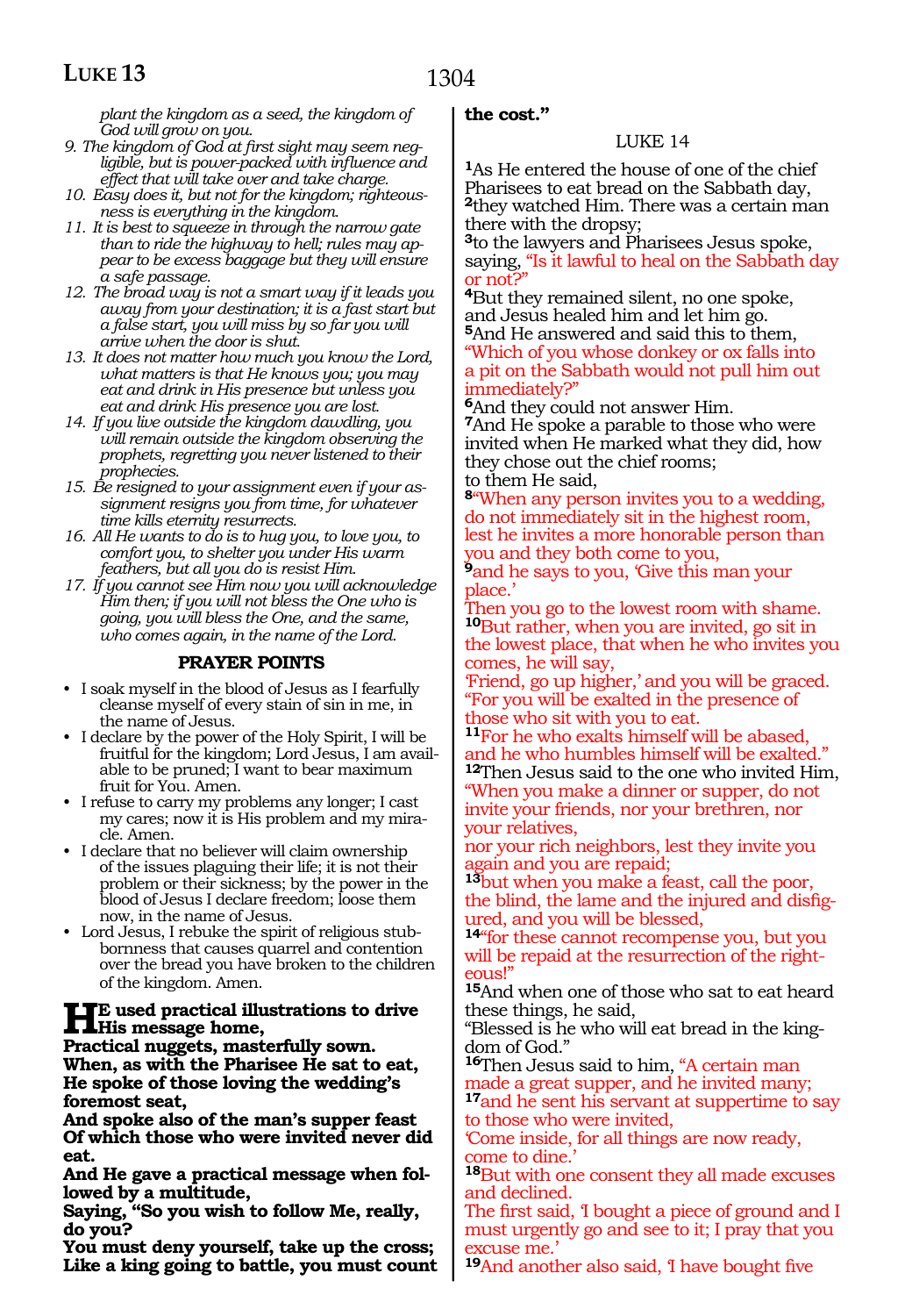*plant the kingdom as a seed, the kingdom of God will grow on you.*

9. *The kingdom of God at first sight may seem negligible, but is power-packed with influence and effect that will take over and take charge.*
10. *Easy does it, but not for the kingdom; righteousness is everything in the kingdom.*
11. *It is best to squeeze in through the narrow gate than to ride the highway to hell; rules may appear to be excess baggage but they will ensure a safe passage.*
12. *The broad way is not a smart way if it leads you away from your destination; it is a fast start but a false start, you will miss by so far you will arrive when the door is shut.*
13. *It does not matter how much you know the Lord, what matters is that He knows you; you may eat and drink in His presence but unless you eat and drink His presence you are lost.*
14. *If you live outside the kingdom dawdling, you will remain outside the kingdom observing the prophets, regretting you never listened to their prophecies.*
15. *Be resigned to your assignment even if your assignment resigns you from time, for whatever time kills eternity resurrects.*
16. *All He wants to do is to hug you, to love you, to comfort you, to shelter you under His warm feathers, but all you do is resist Him.*
17. *If you cannot see Him now you will acknowledge Him then; if you will not bless the One who is going, you will bless the One, and the same, who comes again, in the name of the Lord.*

### PRAYER POINTS

- I soak myself in the blood of Jesus as I fearfully cleanse myself of every stain of sin in me, in the name of Jesus.
- I declare by the power of the Holy Spirit, I will be fruitful for the kingdom; Lord Jesus, I am available to be pruned; I want to bear maximum fruit for You. Amen.
- I refuse to carry my problems any longer; I cast my cares; now it is His problem and my miracle. Amen.
- I declare that no believer will claim ownership of the issues plaguing their life; it is not their problem or their sickness; by the power in the blood of Jesus I declare freedom; loose them now, in the name of Jesus.
- Lord Jesus, I rebuke the spirit of religious stubbornness that causes quarrel and contention over the bread you have broken to the children of the kingdom. Amen.

**HE used practical illustrations to drive His message home,**
**Practical nuggets, masterfully sown.**
**When, as with the Pharisee He sat to eat,**
**He spoke of those loving the wedding's foremost seat,**
**And spoke also of the man's supper feast**
**Of which those who were invited never did eat.**
**And He gave a practical message when followed by a multitude,**
**Saying, "So you wish to follow Me, really, do you?**
**You must deny yourself, take up the cross;**
**Like a king going to battle, you must count the cost."**

LUKE 14

[1]As He entered the house of one of the chief Pharisees to eat bread on the Sabbath day,
[2]they watched Him. There was a certain man there with the dropsy;
[3]to the lawyers and Pharisees Jesus spoke, saying, "Is it lawful to heal on the Sabbath day or not?"
[4]But they remained silent, no one spoke, and Jesus healed him and let him go.
[5]And He answered and said this to them, "Which of you whose donkey or ox falls into a pit on the Sabbath would not pull him out immediately?"
[6]And they could not answer Him.
[7]And He spoke a parable to those who were invited when He marked what they did, how they chose out the chief rooms;
to them He said,
[8]"When any person invites you to a wedding, do not immediately sit in the highest room, lest he invites a more honorable person than you and they both come to you,
[9]and he says to you, 'Give this man your place.'
Then you go to the lowest room with shame.
[10]But rather, when you are invited, go sit in the lowest place, that when he who invites you comes, he will say,
'Friend, go up higher,' and you will be graced.
"For you will be exalted in the presence of those who sit with you to eat.
[11]For he who exalts himself will be abased, and he who humbles himself will be exalted."
[12]Then Jesus said to the one who invited Him, "When you make a dinner or supper, do not invite your friends, nor your brethren, nor your relatives,
nor your rich neighbors, lest they invite you again and you are repaid;
[13]but when you make a feast, call the poor, the blind, the lame and the injured and disfigured, and you will be blessed,
[14]"for these cannot recompense you, but you will be repaid at the resurrection of the righteous!"
[15]And when one of those who sat to eat heard these things, he said,
"Blessed is he who will eat bread in the kingdom of God."
[16]Then Jesus said to him, "A certain man made a great supper, and he invited many;
[17]and he sent his servant at suppertime to say to those who were invited,
'Come inside, for all things are now ready, come to dine.'
[18]But with one consent they all made excuses and declined.
The first said, 'I bought a piece of ground and I must urgently go and see to it; I pray that you excuse me.'
[19]And another also said, 'I have bought five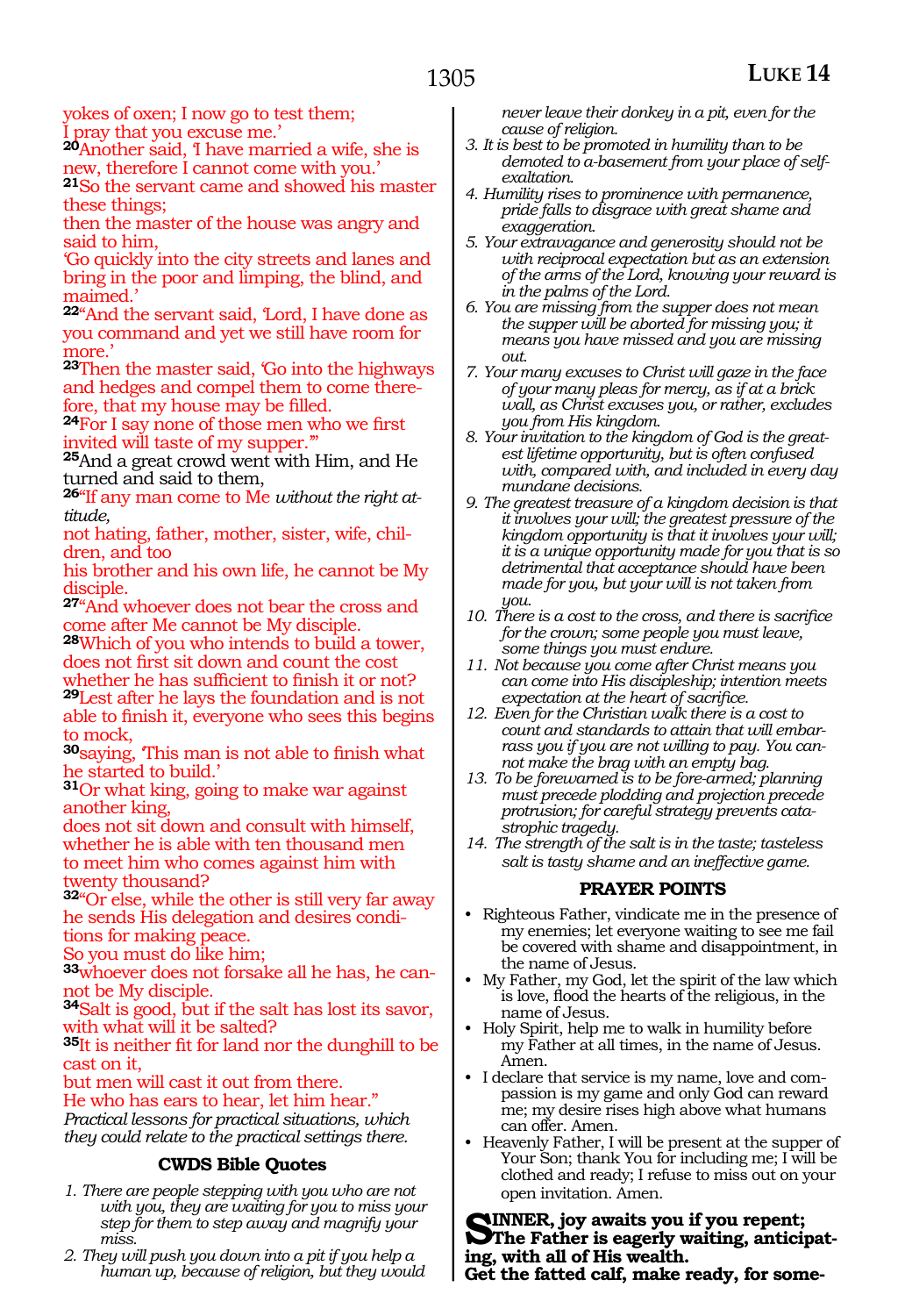yokes of oxen; I now go to test them;
I pray that you excuse me.'
**20**Another said, 'I have married a wife, she is new, therefore I cannot come with you.'
**21**So the servant came and showed his master these things;
then the master of the house was angry and said to him,
'Go quickly into the city streets and lanes and bring in the poor and limping, the blind, and maimed.'
**22**"And the servant said, 'Lord, I have done as you command and yet we still have room for more.'
**23**Then the master said, 'Go into the highways and hedges and compel them to come therefore, that my house may be filled.
**24**For I say none of those men who we first invited will taste of my supper.'"
**25**And a great crowd went with Him, and He turned and said to them,
**26**"If any man come to Me *without the right attitude,*
not hating, father, mother, sister, wife, children, and too
his brother and his own life, he cannot be My disciple.
**27**"And whoever does not bear the cross and come after Me cannot be My disciple.
**28**Which of you who intends to build a tower, does not first sit down and count the cost whether he has sufficient to finish it or not?
**29**Lest after he lays the foundation and is not able to finish it, everyone who sees this begins to mock,
**30**saying, 'This man is not able to finish what he started to build.'
**31**Or what king, going to make war against another king,
does not sit down and consult with himself, whether he is able with ten thousand men to meet him who comes against him with twenty thousand?
**32**"Or else, while the other is still very far away he sends His delegation and desires conditions for making peace.
So you must do like him;
**33**whoever does not forsake all he has, he cannot be My disciple.
**34**Salt is good, but if the salt has lost its savor, with what will it be salted?
**35**It is neither fit for land nor the dunghill to be cast on it,
but men will cast it out from there.
He who has ears to hear, let him hear."
*Practical lessons for practical situations, which they could relate to the practical settings there.*

### CWDS Bible Quotes

1. *There are people stepping with you who are not with you, they are waiting for you to miss your step for them to step away and magnify your miss.*
2. *They will push you down into a pit if you help a human up, because of religion, but they would never leave their donkey in a pit, even for the cause of religion.*
3. *It is best to be promoted in humility than to be demoted to a-basement from your place of self-exaltation.*
4. *Humility rises to prominence with permanence, pride falls to disgrace with great shame and exaggeration.*
5. *Your extravagance and generosity should not be with reciprocal expectation but as an extension of the arms of the Lord, knowing your reward is in the palms of the Lord.*
6. *You are missing from the supper does not mean the supper will be aborted for missing you; it means you have missed and you are missing out.*
7. *Your many excuses to Christ will gaze in the face of your many pleas for mercy, as if at a brick wall, as Christ excuses you, or rather, excludes you from His kingdom.*
8. *Your invitation to the kingdom of God is the greatest lifetime opportunity, but is often confused with, compared with, and included in every day mundane decisions.*
9. *The greatest treasure of a kingdom decision is that it involves your will; the greatest pressure of the kingdom opportunity is that it involves your will; it is a unique opportunity made for you that is so detrimental that acceptance should have been made for you, but your will is not taken from you.*
10. *There is a cost to the cross, and there is sacrifice for the crown; some people you must leave, some things you must endure.*
11. *Not because you come after Christ means you can come into His discipleship; intention meets expectation at the heart of sacrifice.*
12. *Even for the Christian walk there is a cost to count and standards to attain that will embarrass you if you are not willing to pay. You cannot make the brag with an empty bag.*
13. *To be forewarned is to be fore-armed; planning must precede plodding and projection precede protrusion; for careful strategy prevents catastrophic tragedy.*
14. *The strength of the salt is in the taste; tasteless salt is tasty shame and an ineffective game.*

### PRAYER POINTS

- Righteous Father, vindicate me in the presence of my enemies; let everyone waiting to see me fail be covered with shame and disappointment, in the name of Jesus.
- My Father, my God, let the spirit of the law which is love, flood the hearts of the religious, in the name of Jesus.
- Holy Spirit, help me to walk in humility before my Father at all times, in the name of Jesus. Amen.
- I declare that service is my name, love and compassion is my game and only God can reward me; my desire rises high above what humans can offer. Amen.
- Heavenly Father, I will be present at the supper of Your Son; thank You for including me; I will be clothed and ready; I refuse to miss out on your open invitation. Amen.

**SINNER, joy awaits you if you repent; The Father is eagerly waiting, anticipating, with all of His wealth.
Get the fatted calf, make ready, for some-**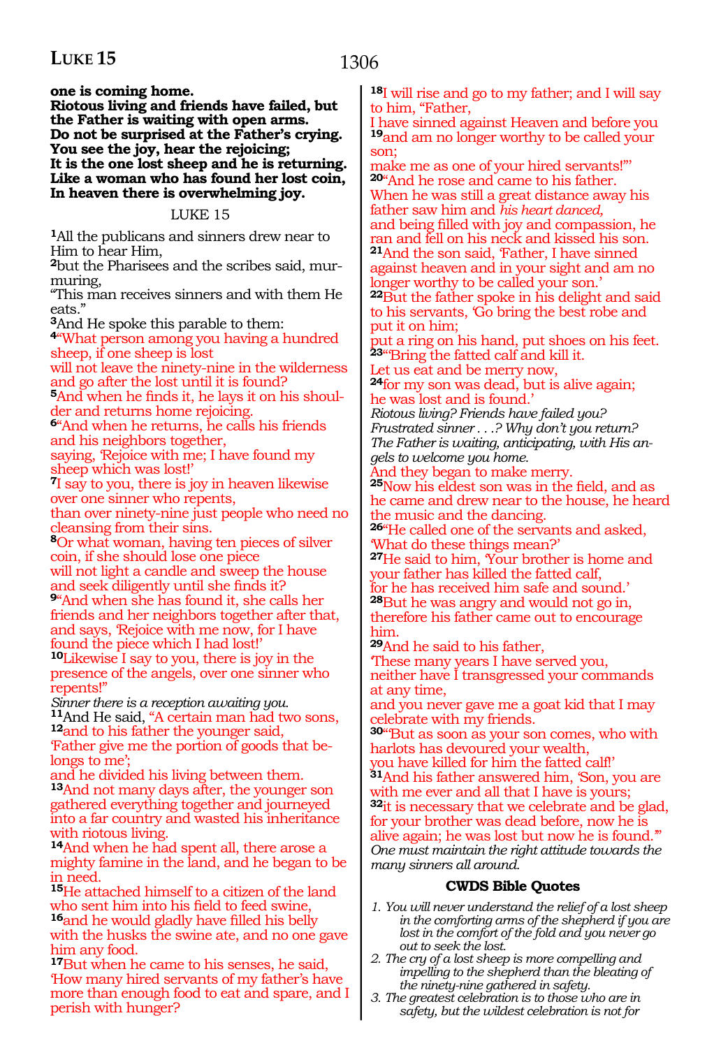**one is coming home.**
**Riotous living and friends have failed, but the Father is waiting with open arms.**
**Do not be surprised at the Father's crying.**
**You see the joy, hear the rejoicing;**
**It is the one lost sheep and he is returning.**
**Like a woman who has found her lost coin,**
**In heaven there is overwhelming joy.**

## LUKE 15

**1**All the publicans and sinners drew near to Him to hear Him,
**2**but the Pharisees and the scribes said, murmuring,
"This man receives sinners and with them He eats."
**3**And He spoke this parable to them:
**4**"What person among you having a hundred sheep, if one sheep is lost
will not leave the ninety-nine in the wilderness and go after the lost until it is found?
**5**And when he finds it, he lays it on his shoulder and returns home rejoicing.
**6**"And when he returns, he calls his friends and his neighbors together,
saying, 'Rejoice with me; I have found my sheep which was lost!'
**7**I say to you, there is joy in heaven likewise over one sinner who repents,
than over ninety-nine just people who need no cleansing from their sins.
**8**Or what woman, having ten pieces of silver coin, if she should lose one piece
will not light a candle and sweep the house and seek diligently until she finds it?
**9**"And when she has found it, she calls her friends and her neighbors together after that, and says, 'Rejoice with me now, for I have found the piece which I had lost!'
**10**Likewise I say to you, there is joy in the presence of the angels, over one sinner who repents!"
*Sinner there is a reception awaiting you.*
**11**And He said, "A certain man had two sons,
**12**and to his father the younger said,
'Father give me the portion of goods that belongs to me';
and he divided his living between them.
**13**And not many days after, the younger son gathered everything together and journeyed into a far country and wasted his inheritance with riotous living.
**14**And when he had spent all, there arose a mighty famine in the land, and he began to be in need.
**15**He attached himself to a citizen of the land who sent him into his field to feed swine,
**16**and he would gladly have filled his belly with the husks the swine ate, and no one gave him any food.
**17**But when he came to his senses, he said, 'How many hired servants of my father's have more than enough food to eat and spare, and I perish with hunger?
**18**I will rise and go to my father; and I will say to him, "Father,
I have sinned against Heaven and before you
**19**and am no longer worthy to be called your son;
make me as one of your hired servants!"'
**20**"And he rose and came to his father.
When he was still a great distance away his father saw him and *his heart danced,*
and being filled with joy and compassion, he ran and fell on his neck and kissed his son.
**21**And the son said, 'Father, I have sinned against heaven and in your sight and am no longer worthy to be called your son.'
**22**But the father spoke in his delight and said to his servants, 'Go bring the best robe and put it on him;
put a ring on his hand, put shoes on his feet.
**23**"'Bring the fatted calf and kill it.
Let us eat and be merry now,
**24**for my son was dead, but is alive again;
he was lost and is found.'
*Riotous living? Friends have failed you?*
*Frustrated sinner . . .? Why don't you return?*
*The Father is waiting, anticipating, with His angels to welcome you home.*
And they began to make merry.
**25**Now his eldest son was in the field, and as he came and drew near to the house, he heard the music and the dancing.
**26**"He called one of the servants and asked, 'What do these things mean?'
**27**He said to him, 'Your brother is home and your father has killed the fatted calf,
for he has received him safe and sound.'
**28**But he was angry and would not go in,
therefore his father came out to encourage him.
**29**And he said to his father,
'These many years I have served you,
neither have I transgressed your commands at any time,
and you never gave me a goat kid that I may celebrate with my friends.
**30**"'But as soon as your son comes, who with harlots has devoured your wealth,
you have killed for him the fatted calf!'
**31**And his father answered him, 'Son, you are with me ever and all that I have is yours;
**32**it is necessary that we celebrate and be glad, for your brother was dead before, now he is alive again; he was lost but now he is found.'"
*One must maintain the right attitude towards the many sinners all around.*

### CWDS Bible Quotes

1. *You will never understand the relief of a lost sheep in the comforting arms of the shepherd if you are lost in the comfort of the fold and you never go out to seek the lost.*
2. *The cry of a lost sheep is more compelling and impelling to the shepherd than the bleating of the ninety-nine gathered in safety.*
3. *The greatest celebration is to those who are in safety, but the wildest celebration is not for*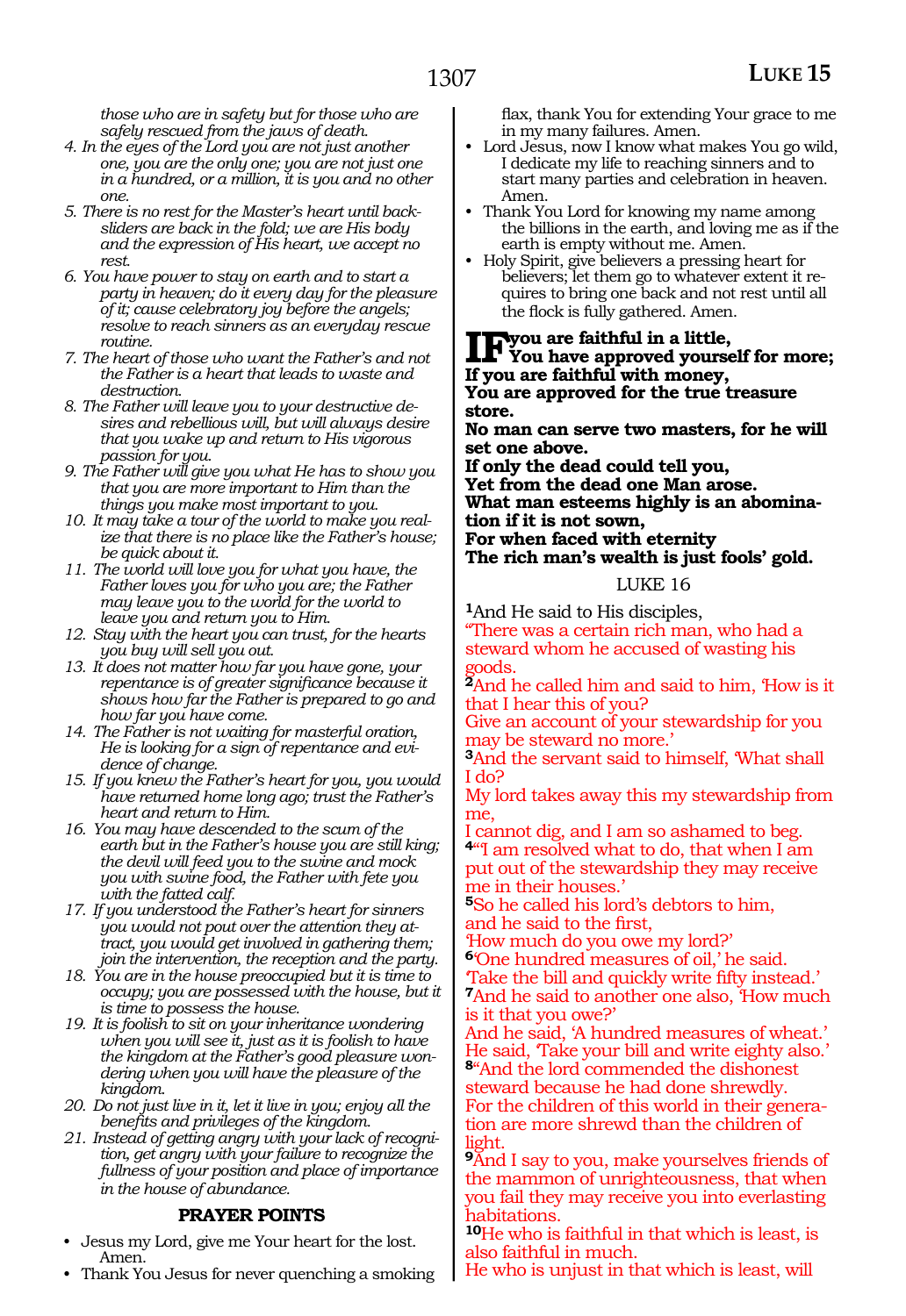*those who are in safety but for those who are safely rescued from the jaws of death.*

4. *In the eyes of the Lord you are not just another one, you are the only one; you are not just one in a hundred, or a million, it is you and no other one.*
5. *There is no rest for the Master's heart until backsliders are back in the fold; we are His body and the expression of His heart, we accept no rest.*
6. *You have power to stay on earth and to start a party in heaven; do it every day for the pleasure of it; cause celebratory joy before the angels; resolve to reach sinners as an everyday rescue routine.*
7. *The heart of those who want the Father's and not the Father is a heart that leads to waste and destruction.*
8. *The Father will leave you to your destructive desires and rebellious will, but will always desire that you wake up and return to His vigorous passion for you.*
9. *The Father will give you what He has to show you that you are more important to Him than the things you make most important to you.*
10. *It may take a tour of the world to make you realize that there is no place like the Father's house; be quick about it.*
11. *The world will love you for what you have, the Father loves you for who you are; the Father may leave you to the world for the world to leave you and return you to Him.*
12. *Stay with the heart you can trust, for the hearts you buy will sell you out.*
13. *It does not matter how far you have gone, your repentance is of greater significance because it shows how far the Father is prepared to go and how far you have come.*
14. *The Father is not waiting for masterful oration, He is looking for a sign of repentance and evidence of change.*
15. *If you knew the Father's heart for you, you would have returned home long ago; trust the Father's heart and return to Him.*
16. *You may have descended to the scum of the earth but in the Father's house you are still king; the devil will feed you to the swine and mock you with swine food, the Father with fete you with the fatted calf.*
17. *If you understood the Father's heart for sinners you would not pout over the attention they attract, you would get involved in gathering them; join the intervention, the reception and the party.*
18. *You are in the house preoccupied but it is time to occupy; you are possessed with the house, but it is time to possess the house.*
19. *It is foolish to sit on your inheritance wondering when you will see it, just as it is foolish to have the kingdom at the Father's good pleasure wondering when you will have the pleasure of the kingdom.*
20. *Do not just live in it, let it live in you; enjoy all the benefits and privileges of the kingdom.*
21. *Instead of getting angry with your lack of recognition, get angry with your failure to recognize the fullness of your position and place of importance in the house of abundance.*

**PRAYER POINTS**

- Jesus my Lord, give me Your heart for the lost. Amen.
- Thank You Jesus for never quenching a smoking flax, thank You for extending Your grace to me in my many failures. Amen.
- Lord Jesus, now I know what makes You go wild, I dedicate my life to reaching sinners and to start many parties and celebration in heaven. Amen.
- Thank You Lord for knowing my name among the billions in the earth, and loving me as if the earth is empty without me. Amen.
- Holy Spirit, give believers a pressing heart for believers; let them go to whatever extent it requires to bring one back and not rest until all the flock is fully gathered. Amen.

**If you are faithful in a little,**
**You have approved yourself for more;**
**If you are faithful with money,**
**You are approved for the true treasure store.**
**No man can serve two masters, for he will set one above.**
**If only the dead could tell you,**
**Yet from the dead one Man arose.**
**What man esteems highly is an abomination if it is not sown,**
**For when faced with eternity**
**The rich man's wealth is just fools' gold.**

## LUKE 16

[1]And He said to His disciples,
"There was a certain rich man, who had a steward whom he accused of wasting his goods.
[2]And he called him and said to him, 'How is it that I hear this of you?
Give an account of your stewardship for you may be steward no more.'
[3]And the servant said to himself, 'What shall I do?
My lord takes away this my stewardship from me,
I cannot dig, and I am so ashamed to beg.
[4]"I am resolved what to do, that when I am put out of the stewardship they may receive me in their houses.'
[5]So he called his lord's debtors to him,
and he said to the first,
'How much do you owe my lord?'
[6]'One hundred measures of oil,' he said.
'Take the bill and quickly write fifty instead.'
[7]And he said to another one also, 'How much is it that you owe?'
And he said, 'A hundred measures of wheat.'
He said, 'Take your bill and write eighty also.'
[8]"And the lord commended the dishonest steward because he had done shrewdly.
For the children of this world in their generation are more shrewd than the children of light.
[9]And I say to you, make yourselves friends of the mammon of unrighteousness, that when you fail they may receive you into everlasting habitations.
[10]He who is faithful in that which is least, is also faithful in much.
He who is unjust in that which is least, will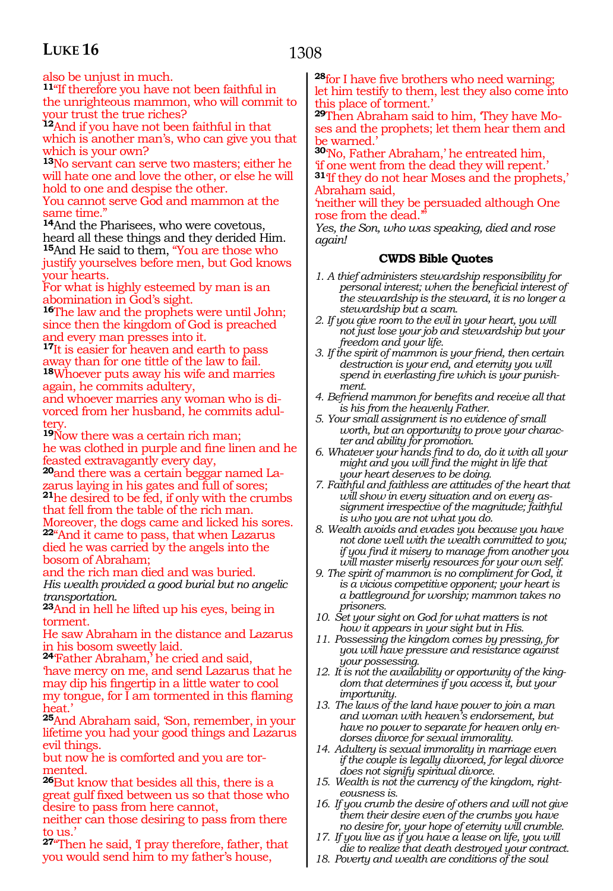also be unjust in much.

**11**"If therefore you have not been faithful in the unrighteous mammon, who will commit to your trust the true riches?

**12**And if you have not been faithful in that which is another man's, who can give you that which is your own?

**13**No servant can serve two masters; either he will hate one and love the other, or else he will hold to one and despise the other.
You cannot serve God and mammon at the same time."

**14**And the Pharisees, who were covetous, heard all these things and they derided Him.

**15**And He said to them, "You are those who justify yourselves before men, but God knows your hearts.
For what is highly esteemed by man is an abomination in God's sight.

**16**The law and the prophets were until John; since then the kingdom of God is preached and every man presses into it.

**17**It is easier for heaven and earth to pass away than for one tittle of the law to fail.

**18**Whoever puts away his wife and marries again, he commits adultery,
and whoever marries any woman who is divorced from her husband, he commits adultery.

**19**Now there was a certain rich man;
he was clothed in purple and fine linen and he feasted extravagantly every day,

**20**and there was a certain beggar named Lazarus laying in his gates and full of sores;

**21**he desired to be fed, if only with the crumbs that fell from the table of the rich man.
Moreover, the dogs came and licked his sores.

**22**"And it came to pass, that when Lazarus died he was carried by the angels into the bosom of Abraham;
and the rich man died and was buried.
*His wealth provided a good burial but no angelic transportation.*

**23**And in hell he lifted up his eyes, being in torment.
He saw Abraham in the distance and Lazarus in his bosom sweetly laid.

**24**'Father Abraham,' he cried and said,
'have mercy on me, and send Lazarus that he may dip his fingertip in a little water to cool my tongue, for I am tormented in this flaming heat.'

**25**And Abraham said, 'Son, remember, in your lifetime you had your good things and Lazarus evil things.
but now he is comforted and you are tormented.

**26**But know that besides all this, there is a great gulf fixed between us so that those who desire to pass from here cannot,
neither can those desiring to pass from there to us.'

**27**"Then he said, 'I pray therefore, father, that you would send him to my father's house,

**28**for I have five brothers who need warning; let him testify to them, lest they also come into this place of torment.'

**29**Then Abraham said to him, 'They have Moses and the prophets; let them hear them and be warned.'

**30**'No, Father Abraham,' he entreated him,
'if one went from the dead they will repent.'

**31**'If they do not hear Moses and the prophets,' Abraham said,
'neither will they be persuaded although One rose from the dead.'"
*Yes, the Son, who was speaking, died and rose again!*

### CWDS Bible Quotes

1. *A thief administers stewardship responsibility for personal interest; when the beneficial interest of the stewardship is the steward, it is no longer a stewardship but a scam.*
2. *If you give room to the evil in your heart, you will not just lose your job and stewardship but your freedom and your life.*
3. *If the spirit of mammon is your friend, then certain destruction is your end, and eternity you will spend in everlasting fire which is your punishment.*
4. *Befriend mammon for benefits and receive all that is his from the heavenly Father.*
5. *Your small assignment is no evidence of small worth, but an opportunity to prove your character and ability for promotion.*
6. *Whatever your hands find to do, do it with all your might and you will find the might in life that your heart deserves to be doing.*
7. *Faithful and faithless are attitudes of the heart that will show in every situation and on every assignment irrespective of the magnitude; faithful is who you are not what you do.*
8. *Wealth avoids and evades you because you have not done well with the wealth committed to you; if you find it misery to manage from another you will master miserly resources for your own self.*
9. *The spirit of mammon is no compliment for God, it is a vicious competitive opponent; your heart is a battleground for worship; mammon takes no prisoners.*
10. *Set your sight on God for what matters is not how it appears in your sight but in His.*
11. *Possessing the kingdom comes by pressing, for you will have pressure and resistance against your possessing.*
12. *It is not the availability or opportunity of the kingdom that determines if you access it, but your importunity.*
13. *The laws of the land have power to join a man and woman with heaven's endorsement, but have no power to separate for heaven only endorses divorce for sexual immorality.*
14. *Adultery is sexual immorality in marriage even if the couple is legally divorced, for legal divorce does not signify spiritual divorce.*
15. *Wealth is not the currency of the kingdom, righteousness is.*
16. *If you crumb the desire of others and will not give them their desire even of the crumbs you have no desire for, your hope of eternity will crumble.*
17. *If you live as if you have a lease on life, you will die to realize that death destroyed your contract.*
18. *Poverty and wealth are conditions of the soul*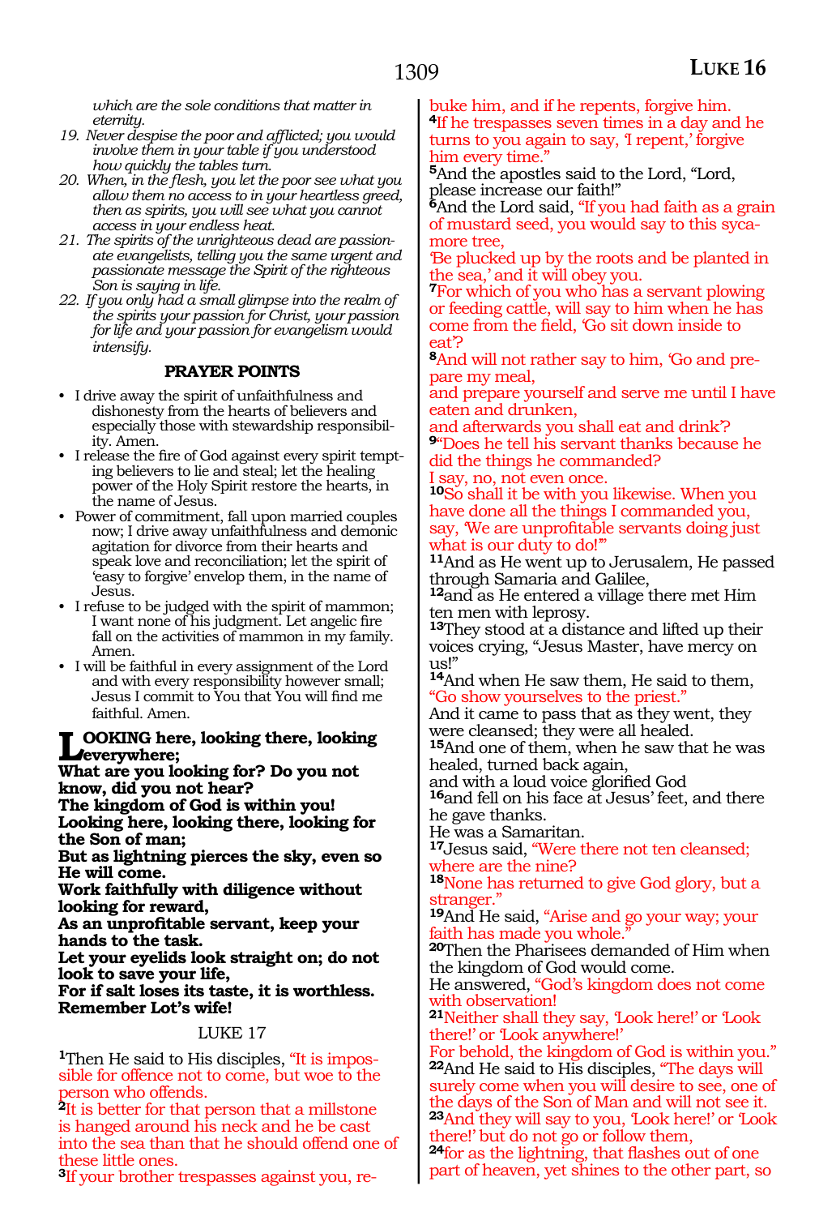*which are the sole conditions that matter in eternity.*

19. *Never despise the poor and afflicted; you would involve them in your table if you understood how quickly the tables turn.*
20. *When, in the flesh, you let the poor see what you allow them no access to in your heartless greed, then as spirits, you will see what you cannot access in your endless heat.*
21. *The spirits of the unrighteous dead are passionate evangelists, telling you the same urgent and passionate message the Spirit of the righteous Son is saying in life.*
22. *If you only had a small glimpse into the realm of the spirits your passion for Christ, your passion for life and your passion for evangelism would intensify.*

**PRAYER POINTS**

- I drive away the spirit of unfaithfulness and dishonesty from the hearts of believers and especially those with stewardship responsibility. Amen.
- I release the fire of God against every spirit tempting believers to lie and steal; let the healing power of the Holy Spirit restore the hearts, in the name of Jesus.
- Power of commitment, fall upon married couples now; I drive away unfaithfulness and demonic agitation for divorce from their hearts and speak love and reconciliation; let the spirit of 'easy to forgive' envelop them, in the name of Jesus.
- I refuse to be judged with the spirit of mammon; I want none of his judgment. Let angelic fire fall on the activities of mammon in my family. Amen.
- I will be faithful in every assignment of the Lord and with every responsibility however small; Jesus I commit to You that You will find me faithful. Amen.

**LOOKING here, looking there, looking everywhere;**
**What are you looking for? Do you not know, did you not hear?**
**The kingdom of God is within you!**
**Looking here, looking there, looking for the Son of man;**
**But as lightning pierces the sky, even so He will come.**
**Work faithfully with diligence without looking for reward,**
**As an unprofitable servant, keep your hands to the task.**
**Let your eyelids look straight on; do not look to save your life,**
**For if salt loses its taste, it is worthless.**
**Remember Lot's wife!**

## LUKE 17

[1]Then He said to His disciples, "It is impossible for offence not to come, but woe to the person who offends.
[2]It is better for that person that a millstone is hanged around his neck and he be cast into the sea than that he should offend one of these little ones.
[3]If your brother trespasses against you, rebuke him, and if he repents, forgive him.
[4]If he trespasses seven times in a day and he turns to you again to say, 'I repent,' forgive him every time."
[5]And the apostles said to the Lord, "Lord, please increase our faith!"
[6]And the Lord said, "If you had faith as a grain of mustard seed, you would say to this sycamore tree,
'Be plucked up by the roots and be planted in the sea,' and it will obey you.
[7]For which of you who has a servant plowing or feeding cattle, will say to him when he has come from the field, 'Go sit down inside to eat'?
[8]And will not rather say to him, 'Go and prepare my meal,
and prepare yourself and serve me until I have eaten and drunken,
and afterwards you shall eat and drink'?
[9]"Does he tell his servant thanks because he did the things he commanded?
I say, no, not even once.
[10]So shall it be with you likewise. When you have done all the things I commanded you, say, 'We are unprofitable servants doing just what is our duty to do!'"
[11]And as He went up to Jerusalem, He passed through Samaria and Galilee,
[12]and as He entered a village there met Him ten men with leprosy.
[13]They stood at a distance and lifted up their voices crying, "Jesus Master, have mercy on us!"
[14]And when He saw them, He said to them, "Go show yourselves to the priest."
And it came to pass that as they went, they were cleansed; they were all healed.
[15]And one of them, when he saw that he was healed, turned back again,
and with a loud voice glorified God
[16]and fell on his face at Jesus' feet, and there he gave thanks.
He was a Samaritan.
[17]Jesus said, "Were there not ten cleansed; where are the nine?
[18]None has returned to give God glory, but a stranger."
[19]And He said, "Arise and go your way; your faith has made you whole."
[20]Then the Pharisees demanded of Him when the kingdom of God would come.
He answered, "God's kingdom does not come with observation!
[21]Neither shall they say, 'Look here!' or 'Look there!' or 'Look anywhere!'
For behold, the kingdom of God is within you."
[22]And He said to His disciples, "The days will surely come when you will desire to see, one of the days of the Son of Man and will not see it.
[23]And they will say to you, 'Look here!' or 'Look there!' but do not go or follow them,
[24]for as the lightning, that flashes out of one part of heaven, yet shines to the other part, so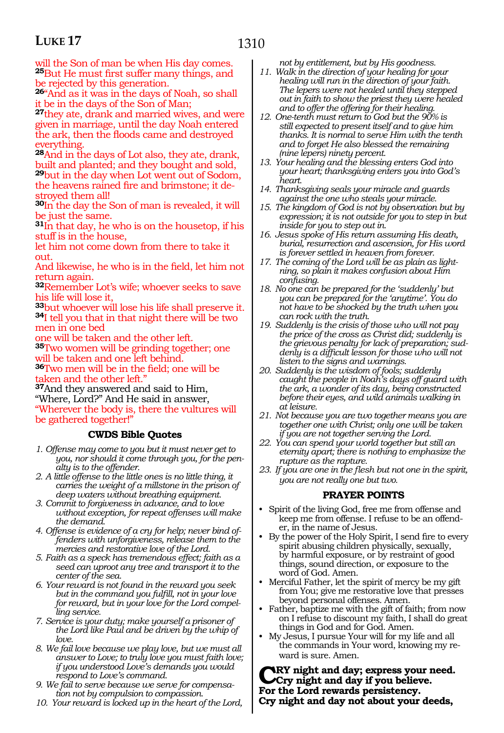will the Son of man be when His day comes. **25**But He must first suffer many things, and be rejected by this generation.

**26**"And as it was in the days of Noah, so shall it be in the days of the Son of Man;

**27**they ate, drank and married wives, and were given in marriage, until the day Noah entered the ark, then the floods came and destroyed everything.

**28**And in the days of Lot also, they ate, drank, built and planted; and they bought and sold,

**29**but in the day when Lot went out of Sodom, the heavens rained fire and brimstone; it destroyed them all!

**30**In the day the Son of man is revealed, it will be just the same.

**31**In that day, he who is on the housetop, if his stuff is in the house,
let him not come down from there to take it out.
And likewise, he who is in the field, let him not return again.

**32**Remember Lot's wife; whoever seeks to save his life will lose it,

**33**but whoever will lose his life shall preserve it.

**34**I tell you that in that night there will be two men in one bed
one will be taken and the other left.

**35**Two women will be grinding together; one will be taken and one left behind.

**36**Two men will be in the field; one will be taken and the other left."

**37**And they answered and said to Him, "Where, Lord?" And He said in answer, "Wherever the body is, there the vultures will be gathered together!"

### CWDS Bible Quotes

1. *Offense may come to you but it must never get to you, nor should it come through you, for the penalty is to the offender.*
2. *A little offense to the little ones is no little thing, it carries the weight of a millstone in the prison of deep waters without breathing equipment.*
3. *Commit to forgiveness in advance, and to love without exception, for repeat offenses will make the demand.*
4. *Offense is evidence of a cry for help; never bind offenders with unforgiveness, release them to the mercies and restorative love of the Lord.*
5. *Faith as a speck has tremendous effect; faith as a seed can uproot any tree and transport it to the center of the sea.*
6. *Your reward is not found in the reward you seek but in the command you fulfill, not in your love for reward, but in your love for the Lord compelling service.*
7. *Service is your duty; make yourself a prisoner of the Lord like Paul and be driven by the whip of love.*
8. *We fail love because we play love, but we must all answer to Love; to truly love you must faith love; if you understood Love's demands you would respond to Love's command.*
9. *We fail to serve because we serve for compensation not by compulsion to compassion.*
10. *Your reward is locked up in the heart of the Lord, not by entitlement, but by His goodness.*
11. *Walk in the direction of your healing for your healing will run in the direction of your faith. The lepers were not healed until they stepped out in faith to show the priest they were healed and to offer the offering for their healing.*
12. *One-tenth must return to God but the 90% is still expected to present itself and to give him thanks. It is normal to serve Him with the tenth and to forget He also blessed the remaining (nine lepers) ninety percent.*
13. *Your healing and the blessing enters God into your heart; thanksgiving enters you into God's heart.*
14. *Thanksgiving seals your miracle and guards against the one who steals your miracle.*
15. *The kingdom of God is not by observation but by expression; it is not outside for you to step in but inside for you to step out in.*
16. *Jesus spoke of His return assuming His death, burial, resurrection and ascension, for His word is forever settled in heaven from forever.*
17. *The coming of the Lord will be as plain as lightning, so plain it makes confusion about Him confusing.*
18. *No one can be prepared for the 'suddenly' but you can be prepared for the 'anytime'. You do not have to be shocked by the truth when you can rock with the truth.*
19. *Suddenly is the crisis of those who will not pay the price of the cross as Christ did; suddenly is the grievous penalty for lack of preparation; suddenly is a difficult lesson for those who will not listen to the signs and warnings.*
20. *Suddenly is the wisdom of fools; suddenly caught the people in Noah's days off guard with the ark, a wonder of its day, being constructed before their eyes, and wild animals walking in at leisure.*
21. *Not because you are two together means you are together one with Christ; only one will be taken if you are not together serving the Lord.*
22. *You can spend your world together but still an eternity apart; there is nothing to emphasize the rupture as the rapture.*
23. *If you are one in the flesh but not one in the spirit, you are not really one but two.*

### PRAYER POINTS

- Spirit of the living God, free me from offense and keep me from offense. I refuse to be an offender, in the name of Jesus.
- By the power of the Holy Spirit, I send fire to every spirit abusing children physically, sexually, by harmful exposure, or by restraint of good things, sound direction, or exposure to the word of God. Amen.
- Merciful Father, let the spirit of mercy be my gift from You; give me restorative love that presses beyond personal offenses. Amen.
- Father, baptize me with the gift of faith; from now on I refuse to discount my faith, I shall do great things in God and for God. Amen.
- My Jesus, I pursue Your will for my life and all the commands in Your word, knowing my reward is sure. Amen.

**CRY night and day; express your need.**
**Cry night and day if you believe.**
**For the Lord rewards persistency.**
**Cry night and day not about your deeds,**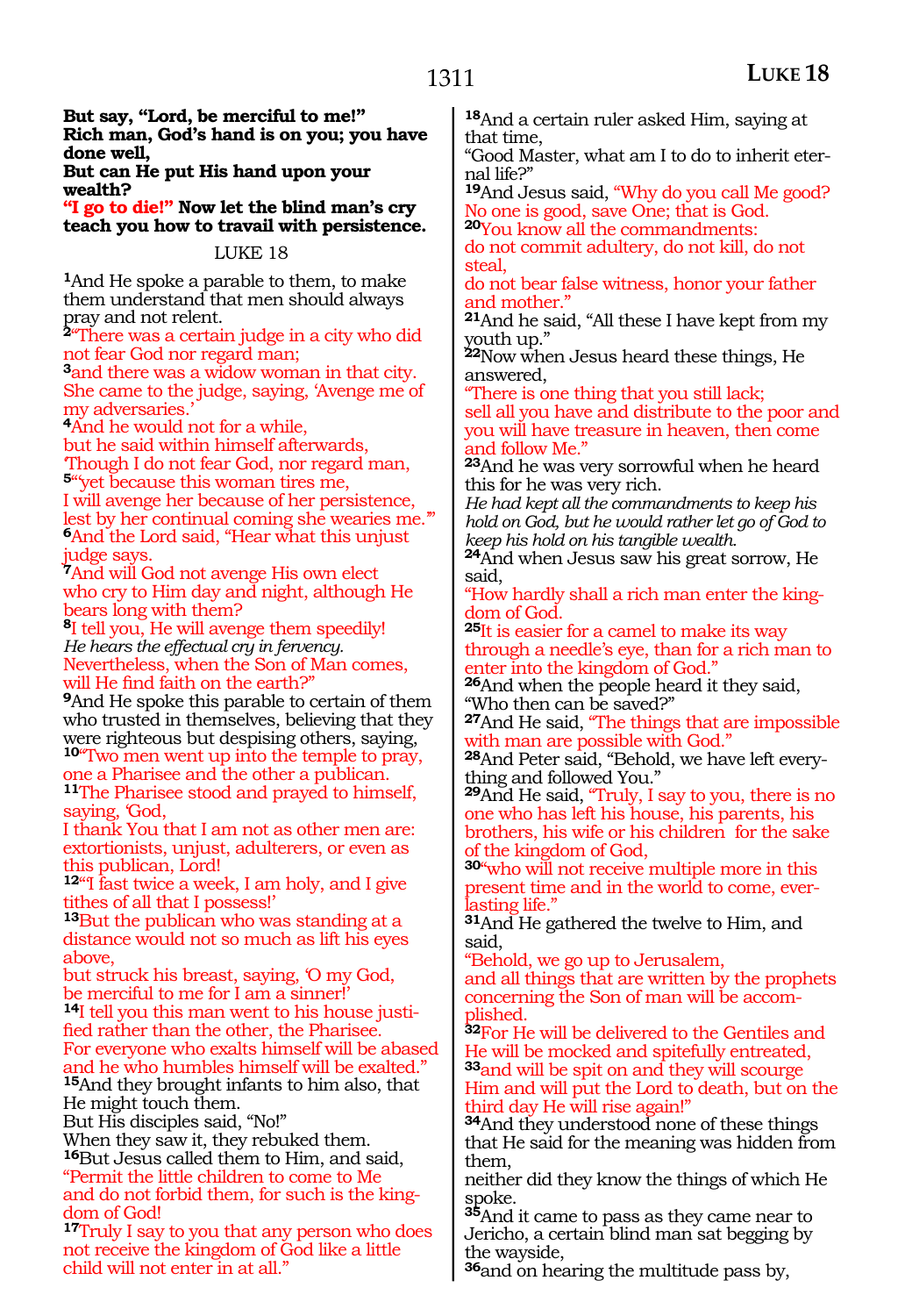**But say, "Lord, be merciful to me!"**
**Rich man, God's hand is on you; you have done well,**
**But can He put His hand upon your wealth?**
**"I go to die!" Now let the blind man's cry teach you how to travail with persistence.**

LUKE 18

[1]And He spoke a parable to them, to make them understand that men should always pray and not relent.
[2]"There was a certain judge in a city who did not fear God nor regard man;
[3]and there was a widow woman in that city. She came to the judge, saying, 'Avenge me of my adversaries.'
[4]And he would not for a while,
but he said within himself afterwards,
'Though I do not fear God, nor regard man,
[5]"yet because this woman tires me,
I will avenge her because of her persistence, lest by her continual coming she wearies me.'"
[6]And the Lord said, "Hear what this unjust judge says.
[7]And will God not avenge His own elect who cry to Him day and night, although He bears long with them?
[8]I tell you, He will avenge them speedily!
*He hears the effectual cry in fervency.*
Nevertheless, when the Son of Man comes, will He find faith on the earth?"
[9]And He spoke this parable to certain of them who trusted in themselves, believing that they were righteous but despising others, saying,
[10]"Two men went up into the temple to pray, one a Pharisee and the other a publican.
[11]The Pharisee stood and prayed to himself, saying, 'God,
I thank You that I am not as other men are: extortionists, unjust, adulterers, or even as this publican, Lord!
[12]"I fast twice a week, I am holy, and I give tithes of all that I possess!'
[13]But the publican who was standing at a distance would not so much as lift his eyes above,
but struck his breast, saying, 'O my God, be merciful to me for I am a sinner!'
[14]I tell you this man went to his house justified rather than the other, the Pharisee.
For everyone who exalts himself will be abased and he who humbles himself will be exalted."
[15]And they brought infants to him also, that He might touch them.
But His disciples said, "No!"
When they saw it, they rebuked them.
[16]But Jesus called them to Him, and said,
"Permit the little children to come to Me and do not forbid them, for such is the kingdom of God!
[17]Truly I say to you that any person who does not receive the kingdom of God like a little child will not enter in at all."
[18]And a certain ruler asked Him, saying at that time,
"Good Master, what am I to do to inherit eternal life?"
[19]And Jesus said, "Why do you call Me good? No one is good, save One; that is God.
[20]You know all the commandments:
do not commit adultery, do not kill, do not steal,
do not bear false witness, honor your father and mother."
[21]And he said, "All these I have kept from my youth up."
[22]Now when Jesus heard these things, He answered,
"There is one thing that you still lack;
sell all you have and distribute to the poor and you will have treasure in heaven, then come and follow Me."
[23]And he was very sorrowful when he heard this for he was very rich.
*He had kept all the commandments to keep his hold on God, but he would rather let go of God to keep his hold on his tangible wealth.*
[24]And when Jesus saw his great sorrow, He said,
"How hardly shall a rich man enter the kingdom of God.
[25]It is easier for a camel to make its way through a needle's eye, than for a rich man to enter into the kingdom of God."
[26]And when the people heard it they said, "Who then can be saved?"
[27]And He said, "The things that are impossible with man are possible with God."
[28]And Peter said, "Behold, we have left everything and followed You."
[29]And He said, "Truly, I say to you, there is no one who has left his house, his parents, his brothers, his wife or his children for the sake of the kingdom of God,
[30]"who will not receive multiple more in this present time and in the world to come, everlasting life."
[31]And He gathered the twelve to Him, and said,
"Behold, we go up to Jerusalem,
and all things that are written by the prophets concerning the Son of man will be accomplished.
[32]For He will be delivered to the Gentiles and He will be mocked and spitefully entreated,
[33]and will be spit on and they will scourge Him and will put the Lord to death, but on the third day He will rise again!"
[34]And they understood none of these things that He said for the meaning was hidden from them,
neither did they know the things of which He spoke.
[35]And it came to pass as they came near to Jericho, a certain blind man sat begging by the wayside,
[36]and on hearing the multitude pass by,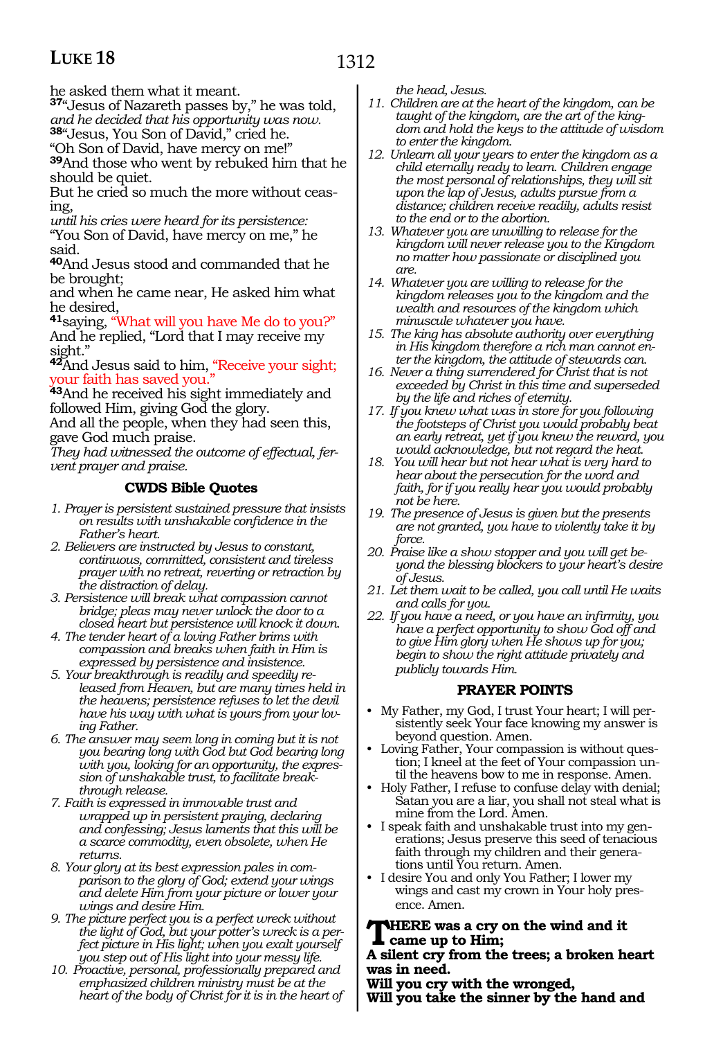he asked them what it meant.

**37**"Jesus of Nazareth passes by," he was told, *and he decided that his opportunity was now.*

**38**"Jesus, You Son of David," cried he.

"Oh Son of David, have mercy on me!"

**39**And those who went by rebuked him that he should be quiet.

But he cried so much the more without ceasing,

*until his cries were heard for its persistence:*

"You Son of David, have mercy on me," he said.

**40**And Jesus stood and commanded that he be brought;

and when he came near, He asked him what he desired,

**41**saying, "What will you have Me do to you?"

And he replied, "Lord that I may receive my sight."

**42**And Jesus said to him, "Receive your sight; your faith has saved you."

**43**And he received his sight immediately and followed Him, giving God the glory.

And all the people, when they had seen this, gave God much praise.

*They had witnessed the outcome of effectual, fervent prayer and praise.*

### CWDS Bible Quotes

1. *Prayer is persistent sustained pressure that insists on results with unshakable confidence in the Father's heart.*
2. *Believers are instructed by Jesus to constant, continuous, committed, consistent and tireless prayer with no retreat, reverting or retraction by the distraction of delay.*
3. *Persistence will break what compassion cannot bridge; pleas may never unlock the door to a closed heart but persistence will knock it down.*
4. *The tender heart of a loving Father brims with compassion and breaks when faith in Him is expressed by persistence and insistence.*
5. *Your breakthrough is readily and speedily released from Heaven, but are many times held in the heavens; persistence refuses to let the devil have his way with what is yours from your loving Father.*
6. *The answer may seem long in coming but it is not you bearing long with God but God bearing long with you, looking for an opportunity, the expression of unshakable trust, to facilitate breakthrough release.*
7. *Faith is expressed in immovable trust and wrapped up in persistent praying, declaring and confessing; Jesus laments that this will be a scarce commodity, even obsolete, when He returns.*
8. *Your glory at its best expression pales in comparison to the glory of God; extend your wings and delete Him from your picture or lower your wings and desire Him.*
9. *The picture perfect you is a perfect wreck without the light of God, but your potter's wreck is a perfect picture in His light; when you exalt yourself you step out of His light into your messy life.*
10. *Proactive, personal, professionally prepared and emphasized children ministry must be at the heart of the body of Christ for it is in the heart of the head, Jesus.*
11. *Children are at the heart of the kingdom, can be taught of the kingdom, are the art of the kingdom and hold the keys to the attitude of wisdom to enter the kingdom.*
12. *Unlearn all your years to enter the kingdom as a child eternally ready to learn. Children engage the most personal of relationships, they will sit upon the lap of Jesus, adults pursue from a distance; children receive readily, adults resist to the end or to the abortion.*
13. *Whatever you are unwilling to release for the kingdom will never release you to the Kingdom no matter how passionate or disciplined you are.*
14. *Whatever you are willing to release for the kingdom releases you to the kingdom and the wealth and resources of the kingdom which minuscule whatever you have.*
15. *The king has absolute authority over everything in His kingdom therefore a rich man cannot enter the kingdom, the attitude of stewards can.*
16. *Never a thing surrendered for Christ that is not exceeded by Christ in this time and superseded by the life and riches of eternity.*
17. *If you knew what was in store for you following the footsteps of Christ you would probably beat an early retreat, yet if you knew the reward, you would acknowledge, but not regard the heat.*
18. *You will hear but not hear what is very hard to hear about the persecution for the word and faith, for if you really hear you would probably not be here.*
19. *The presence of Jesus is given but the presents are not granted, you have to violently take it by force.*
20. *Praise like a show stopper and you will get beyond the blessing blockers to your heart's desire of Jesus.*
21. *Let them wait to be called, you call until He waits and calls for you.*
22. *If you have a need, or you have an infirmity, you have a perfect opportunity to show God off and to give Him glory when He shows up for you; begin to show the right attitude privately and publicly towards Him.*

### PRAYER POINTS

- My Father, my God, I trust Your heart; I will persistently seek Your face knowing my answer is beyond question. Amen.
- Loving Father, Your compassion is without question; I kneel at the feet of Your compassion until the heavens bow to me in response. Amen.
- Holy Father, I refuse to confuse delay with denial; Satan you are a liar, you shall not steal what is mine from the Lord. Amen.
- I speak faith and unshakable trust into my generations; Jesus preserve this seed of tenacious faith through my children and their generations until You return. Amen.
- I desire You and only You Father; I lower my wings and cast my crown in Your holy presence. Amen.

**THERE was a cry on the wind and it came up to Him;**
**A silent cry from the trees; a broken heart was in need.**
**Will you cry with the wronged,**
**Will you take the sinner by the hand and**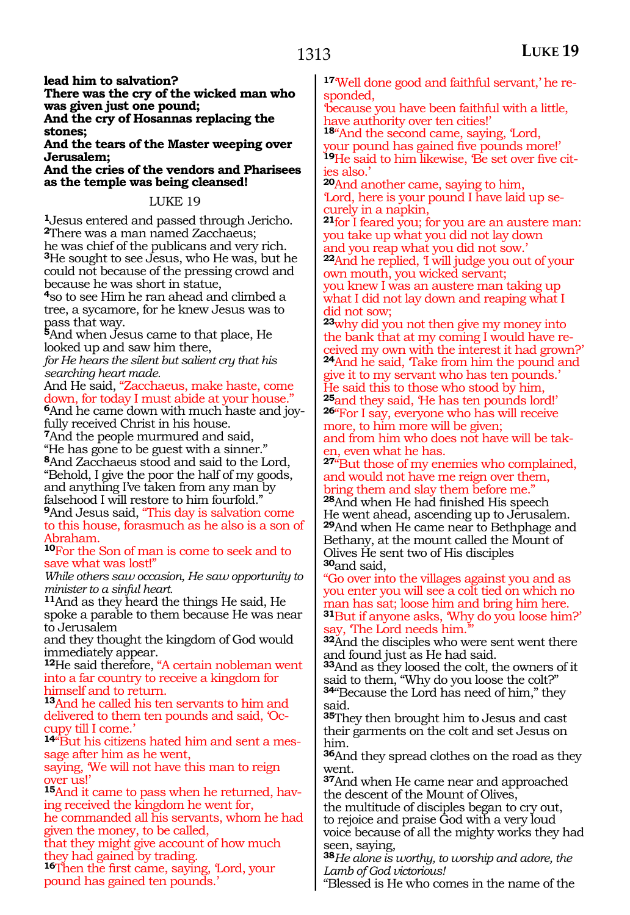**lead him to salvation?**
**There was the cry of the wicked man who was given just one pound;**
**And the cry of Hosannas replacing the stones;**
**And the tears of the Master weeping over Jerusalem;**
**And the cries of the vendors and Pharisees as the temple was being cleansed!**

LUKE 19

**1**Jesus entered and passed through Jericho.
**2**There was a man named Zacchaeus;
he was chief of the publicans and very rich.
**3**He sought to see Jesus, who He was, but he could not because of the pressing crowd and because he was short in statue,
**4**so to see Him he ran ahead and climbed a tree, a sycamore, for he knew Jesus was to pass that way.
**5**And when Jesus came to that place, He looked up and saw him there,
*for He hears the silent but salient cry that his searching heart made.*
And He said, "Zacchaeus, make haste, come down, for today I must abide at your house."
**6**And he came down with much haste and joyfully received Christ in his house.
**7**And the people murmured and said,
"He has gone to be guest with a sinner."
**8**And Zacchaeus stood and said to the Lord,
"Behold, I give the poor the half of my goods, and anything I've taken from any man by falsehood I will restore to him fourfold."
**9**And Jesus said, "This day is salvation come to this house, forasmuch as he also is a son of Abraham.
**10**For the Son of man is come to seek and to save what was lost!"
*While others saw occasion, He saw opportunity to minister to a sinful heart.*
**11**And as they heard the things He said, He spoke a parable to them because He was near to Jerusalem
and they thought the kingdom of God would immediately appear.
**12**He said therefore, "A certain nobleman went into a far country to receive a kingdom for himself and to return.
**13**And he called his ten servants to him and delivered to them ten pounds and said, 'Occupy till I come.'
**14**"But his citizens hated him and sent a message after him as he went,
saying, 'We will not have this man to reign over us!'
**15**And it came to pass when he returned, having received the kingdom he went for,
he commanded all his servants, whom he had given the money, to be called,
that they might give account of how much they had gained by trading.
**16**Then the first came, saying, 'Lord, your pound has gained ten pounds.'
**17**'Well done good and faithful servant,' he responded,
'because you have been faithful with a little, have authority over ten cities!'
**18**"And the second came, saying, 'Lord,
your pound has gained five pounds more!'
**19**He said to him likewise, 'Be set over five cities also.'
**20**And another came, saying to him,
'Lord, here is your pound I have laid up securely in a napkin,
**21**for I feared you; for you are an austere man:
you take up what you did not lay down
and you reap what you did not sow.'
**22**And he replied, 'I will judge you out of your own mouth, you wicked servant;
you knew I was an austere man taking up what I did not lay down and reaping what I did not sow;
**23**why did you not then give my money into the bank that at my coming I would have received my own with the interest it had grown?'
**24**And he said, 'Take from him the pound and give it to my servant who has ten pounds.'
He said this to those who stood by him,
**25**and they said, 'He has ten pounds lord!'
**26**"For I say, everyone who has will receive more, to him more will be given;
and from him who does not have will be taken, even what he has.
**27**"But those of my enemies who complained, and would not have me reign over them,
bring them and slay them before me."
**28**And when He had finished His speech
He went ahead, ascending up to Jerusalem.
**29**And when He came near to Bethphage and Bethany, at the mount called the Mount of Olives He sent two of His disciples
**30**and said,
"Go over into the villages against you and as you enter you will see a colt tied on which no man has sat; loose him and bring him here.
**31**But if anyone asks, 'Why do you loose him?'
say, 'The Lord needs him.'"
**32**And the disciples who were sent went there and found just as He had said.
**33**And as they loosed the colt, the owners of it said to them, "Why do you loose the colt?"
**34**"Because the Lord has need of him," they said.
**35**They then brought him to Jesus and cast their garments on the colt and set Jesus on him.
**36**And they spread clothes on the road as they went.
**37**And when He came near and approached the descent of the Mount of Olives,
the multitude of disciples began to cry out,
to rejoice and praise God with a very loud voice because of all the mighty works they had seen, saying,
**38***He alone is worthy, to worship and adore, the Lamb of God victorious!*
"Blessed is He who comes in the name of the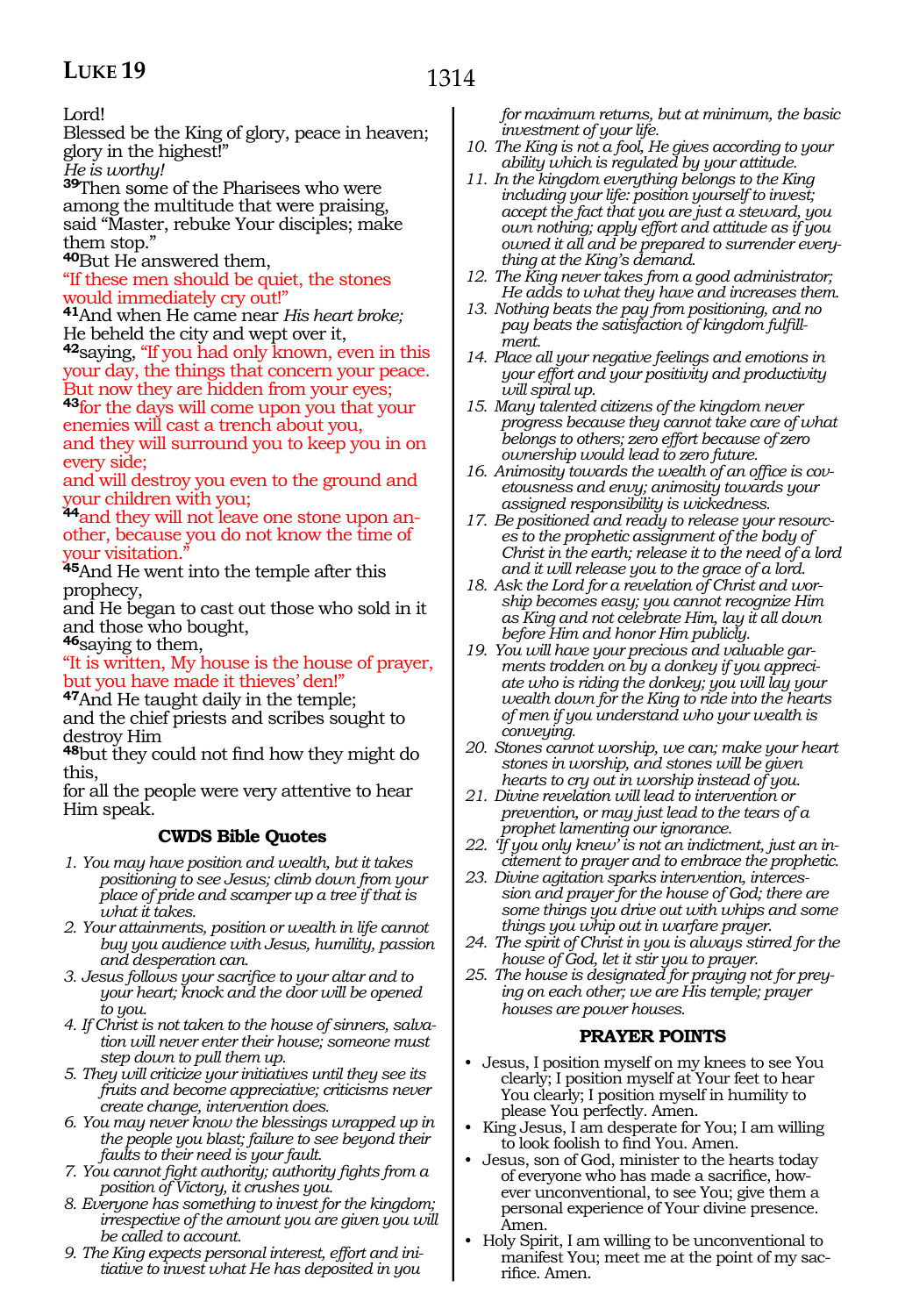Lord!
Blessed be the King of glory, peace in heaven; glory in the highest!"
*He is worthy!*
**39**Then some of the Pharisees who were among the multitude that were praising, said "Master, rebuke Your disciples; make them stop."
**40**But He answered them,
"If these men should be quiet, the stones would immediately cry out!"
**41**And when He came near *His heart broke;* He beheld the city and wept over it,
**42**saying, "If you had only known, even in this your day, the things that concern your peace. But now they are hidden from your eyes;
**43**for the days will come upon you that your enemies will cast a trench about you,
and they will surround you to keep you in on every side;
and will destroy you even to the ground and your children with you;
**44**and they will not leave one stone upon another, because you do not know the time of your visitation."
**45**And He went into the temple after this prophecy,
and He began to cast out those who sold in it and those who bought,
**46**saying to them,
"It is written, My house is the house of prayer, but you have made it thieves' den!"
**47**And He taught daily in the temple;
and the chief priests and scribes sought to destroy Him
**48**but they could not find how they might do this,
for all the people were very attentive to hear Him speak.

### CWDS Bible Quotes

1. *You may have position and wealth, but it takes positioning to see Jesus; climb down from your place of pride and scamper up a tree if that is what it takes.*
2. *Your attainments, position or wealth in life cannot buy you audience with Jesus, humility, passion and desperation can.*
3. *Jesus follows your sacrifice to your altar and to your heart; knock and the door will be opened to you.*
4. *If Christ is not taken to the house of sinners, salvation will never enter their house; someone must step down to pull them up.*
5. *They will criticize your initiatives until they see its fruits and become appreciative; criticisms never create change, intervention does.*
6. *You may never know the blessings wrapped up in the people you blast; failure to see beyond their faults to their need is your fault.*
7. *You cannot fight authority; authority fights from a position of Victory, it crushes you.*
8. *Everyone has something to invest for the kingdom; irrespective of the amount you are given you will be called to account.*
9. *The King expects personal interest, effort and initiative to invest what He has deposited in you for maximum returns, but at minimum, the basic investment of your life.*
10. *The King is not a fool, He gives according to your ability which is regulated by your attitude.*
11. *In the kingdom everything belongs to the King including your life: position yourself to invest; accept the fact that you are just a steward, you own nothing; apply effort and attitude as if you owned it all and be prepared to surrender everything at the King's demand.*
12. *The King never takes from a good administrator; He adds to what they have and increases them.*
13. *Nothing beats the pay from positioning, and no pay beats the satisfaction of kingdom fulfillment.*
14. *Place all your negative feelings and emotions in your effort and your positivity and productivity will spiral up.*
15. *Many talented citizens of the kingdom never progress because they cannot take care of what belongs to others; zero effort because of zero ownership would lead to zero future.*
16. *Animosity towards the wealth of an office is covetousness and envy; animosity towards your assigned responsibility is wickedness.*
17. *Be positioned and ready to release your resources to the prophetic assignment of the body of Christ in the earth; release it to the need of a lord and it will release you to the grace of a lord.*
18. *Ask the Lord for a revelation of Christ and worship becomes easy; you cannot recognize Him as King and not celebrate Him, lay it all down before Him and honor Him publicly.*
19. *You will have your precious and valuable garments trodden on by a donkey if you appreciate who is riding the donkey; you will lay your wealth down for the King to ride into the hearts of men if you understand who your wealth is conveying.*
20. *Stones cannot worship, we can; make your heart stones in worship, and stones will be given hearts to cry out in worship instead of you.*
21. *Divine revelation will lead to intervention or prevention, or may just lead to the tears of a prophet lamenting our ignorance.*
22. *'If you only knew' is not an indictment, just an incitement to prayer and to embrace the prophetic.*
23. *Divine agitation sparks intervention, intercession and prayer for the house of God; there are some things you drive out with whips and some things you whip out in warfare prayer.*
24. *The spirit of Christ in you is always stirred for the house of God, let it stir you to prayer.*
25. *The house is designated for praying not for preying on each other; we are His temple; prayer houses are power houses.*

### PRAYER POINTS

- Jesus, I position myself on my knees to see You clearly; I position myself at Your feet to hear You clearly; I position myself in humility to please You perfectly. Amen.
- King Jesus, I am desperate for You; I am willing to look foolish to find You. Amen.
- Jesus, son of God, minister to the hearts today of everyone who has made a sacrifice, however unconventional, to see You; give them a personal experience of Your divine presence. Amen.
- Holy Spirit, I am willing to be unconventional to manifest You; meet me at the point of my sacrifice. Amen.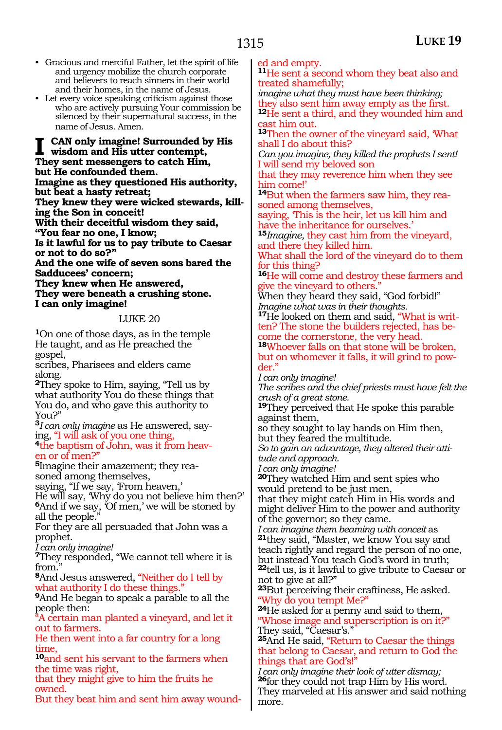- Gracious and merciful Father, let the spirit of life and urgency mobilize the church corporate and believers to reach sinners in their world and their homes, in the name of Jesus.
- Let every voice speaking criticism against those who are actively pursuing Your commission be silenced by their supernatural success, in the name of Jesus. Amen.

**I CAN only imagine! Surrounded by His wisdom and His utter contempt,**
**They sent messengers to catch Him, but He confounded them.**
**Imagine as they questioned His authority, but beat a hasty retreat;**
**They knew they were wicked stewards, killing the Son in conceit!**
**With their deceitful wisdom they said,**
**"You fear no one, I know;**
**Is it lawful for us to pay tribute to Caesar or not to do so?"**
**And the one wife of seven sons bared the Sadducees' concern;**
**They knew when He answered,**
**They were beneath a crushing stone.**
**I can only imagine!**

## LUKE 20

[1]On one of those days, as in the temple He taught, and as He preached the gospel,
scribes, Pharisees and elders came along.
[2]They spoke to Him, saying, "Tell us by what authority You do these things that You do, and who gave this authority to You?"
[3]*I can only imagine* as He answered, saying, "I will ask of you one thing,
[4]the baptism of John, was it from heaven or of men?"
[5]Imagine their amazement; they reasoned among themselves,
saying, "If we say, 'From heaven,'
He will say, 'Why do you not believe him then?'
[6]And if we say, 'Of men,' we will be stoned by all the people."
For they are all persuaded that John was a prophet.
*I can only imagine!*
[7]They responded, "We cannot tell where it is from."
[8]And Jesus answered, "Neither do I tell by what authority I do these things."
[9]And He began to speak a parable to all the people then:
"A certain man planted a vineyard, and let it out to farmers.
He then went into a far country for a long time,
[10]and sent his servant to the farmers when the time was right,
that they might give to him the fruits he owned.
But they beat him and sent him away wounded and empty.
[11]He sent a second whom they beat also and treated shamefully;
*imagine what they must have been thinking;*
they also sent him away empty as the first.
[12]He sent a third, and they wounded him and cast him out.
[13]Then the owner of the vineyard said, 'What shall I do about this?
*Can you imagine, they killed the prophets I sent!*
I will send my beloved son
that they may reverence him when they see him come!'
[14]But when the farmers saw him, they reasoned among themselves,
saying, 'This is the heir, let us kill him and have the inheritance for ourselves.'
[15]*Imagine,* they cast him from the vineyard, and there they killed him.
What shall the lord of the vineyard do to them for this thing?
[16]He will come and destroy these farmers and give the vineyard to others."
When they heard they said, "God forbid!"
*Imagine what was in their thoughts.*
[17]He looked on them and said, "What is written? The stone the builders rejected, has become the cornerstone, the very head.
[18]Whoever falls on that stone will be broken, but on whomever it falls, it will grind to powder."
*I can only imagine!*
*The scribes and the chief priests must have felt the crush of a great stone.*
[19]They perceived that He spoke this parable against them,
so they sought to lay hands on Him then,
but they feared the multitude.
*So to gain an advantage, they altered their attitude and approach.*
*I can only imagine!*
[20]They watched Him and sent spies who would pretend to be just men,
that they might catch Him in His words and might deliver Him to the power and authority of the governor; so they came.
*I can imagine them beaming with conceit* as
[21]they said, "Master, we know You say and teach rightly and regard the person of no one, but instead You teach God's word in truth;
[22]tell us, is it lawful to give tribute to Caesar or not to give at all?"
[23]But perceiving their craftiness, He asked. "Why do you tempt Me?"
[24]He asked for a penny and said to them, "Whose image and superscription is on it?"
They said, "Caesar's."
[25]And He said, "Return to Caesar the things that belong to Caesar, and return to God the things that are God's!"
*I can only imagine their look of utter dismay;*
[26]for they could not trap Him by His word.
They marveled at His answer and said nothing more.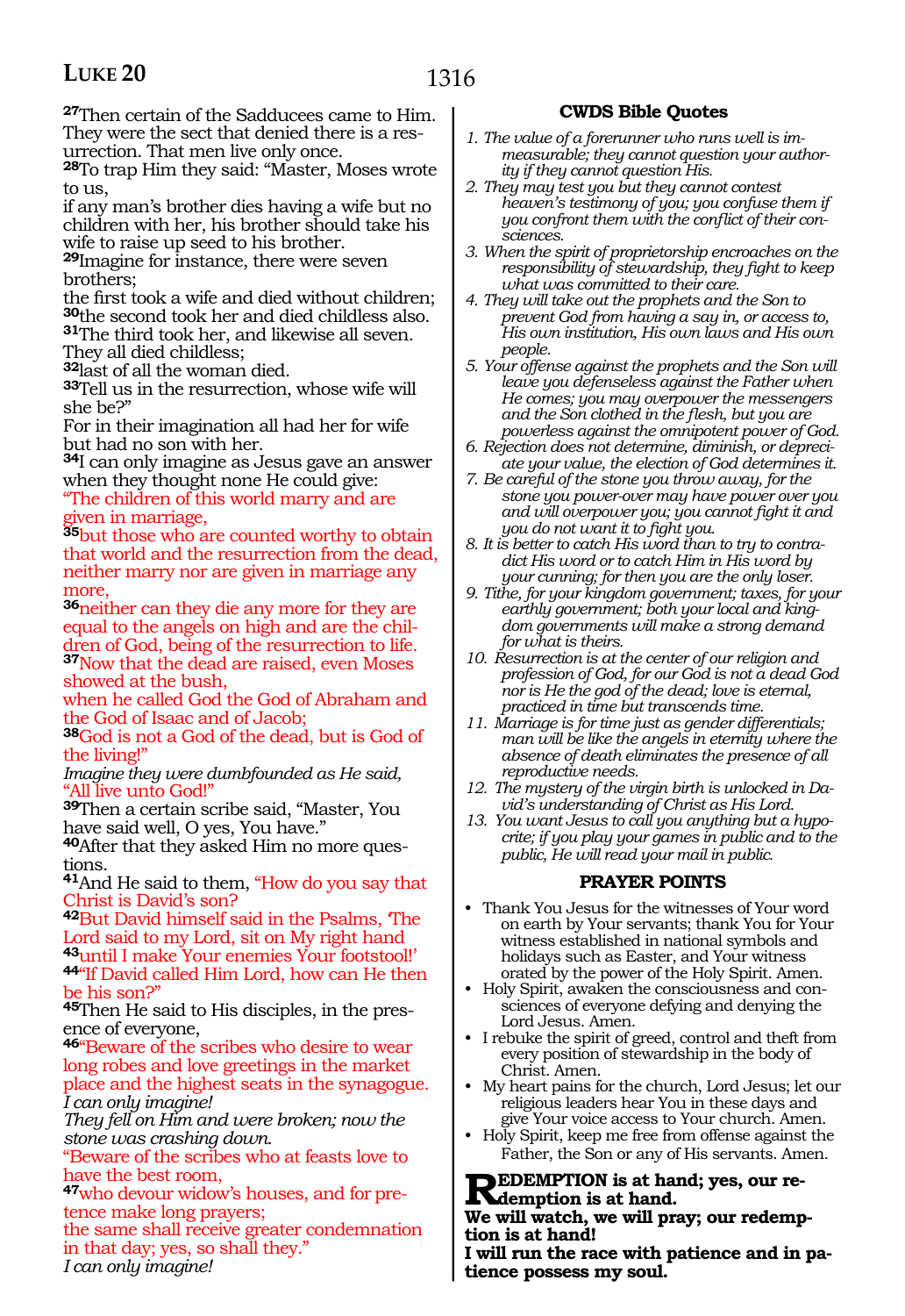[27]Then certain of the Sadducees came to Him. They were the sect that denied there is a resurrection. That men live only once.
[28]To trap Him they said: "Master, Moses wrote to us,
if any man's brother dies having a wife but no children with her, his brother should take his wife to raise up seed to his brother.
[29]Imagine for instance, there were seven brothers;
the first took a wife and died without children;
[30]the second took her and died childless also.
[31]The third took her, and likewise all seven. They all died childless;
[32]last of all the woman died.
[33]Tell us in the resurrection, whose wife will she be?"
For in their imagination all had her for wife but had no son with her.
[34]I can only imagine as Jesus gave an answer when they thought none He could give:
"The children of this world marry and are given in marriage,
[35]but those who are counted worthy to obtain that world and the resurrection from the dead, neither marry nor are given in marriage any more,
[36]neither can they die any more for they are equal to the angels on high and are the children of God, being of the resurrection to life.
[37]Now that the dead are raised, even Moses showed at the bush,
when he called God the God of Abraham and the God of Isaac and of Jacob;
[38]God is not a God of the dead, but is God of the living!"
*Imagine they were dumbfounded as He said,*
"All live unto God!"
[39]Then a certain scribe said, "Master, You have said well, O yes, You have."
[40]After that they asked Him no more questions.
[41]And He said to them, "How do you say that Christ is David's son?
[42]But David himself said in the Psalms, 'The Lord said to my Lord, sit on My right hand
[43]until I make Your enemies Your footstool!'
[44]"If David called Him Lord, how can He then be his son?"
[45]Then He said to His disciples, in the presence of everyone,
[46]"Beware of the scribes who desire to wear long robes and love greetings in the market place and the highest seats in the synagogue.
*I can only imagine!*
*They fell on Him and were broken; now the stone was crashing down.*
"Beware of the scribes who at feasts love to have the best room,
[47]who devour widow's houses, and for pretence make long prayers;
the same shall receive greater condemnation in that day; yes, so shall they."
*I can only imagine!*

### CWDS Bible Quotes

1. *The value of a forerunner who runs well is immeasurable; they cannot question your authority if they cannot question His.*
2. *They may test you but they cannot contest heaven's testimony of you; you confuse them if you confront them with the conflict of their consciences.*
3. *When the spirit of proprietorship encroaches on the responsibility of stewardship, they fight to keep what was committed to their care.*
4. *They will take out the prophets and the Son to prevent God from having a say in, or access to, His own institution, His own laws and His own people.*
5. *Your offense against the prophets and the Son will leave you defenseless against the Father when He comes; you may overpower the messengers and the Son clothed in the flesh, but you are powerless against the omnipotent power of God.*
6. *Rejection does not determine, diminish, or depreciate your value, the election of God determines it.*
7. *Be careful of the stone you throw away, for the stone you power-over may have power over you and will overpower you; you cannot fight it and you do not want it to fight you.*
8. *It is better to catch His word than to try to contradict His word or to catch Him in His word by your cunning; for then you are the only loser.*
9. *Tithe, for your kingdom government; taxes, for your earthly government; both your local and kingdom governments will make a strong demand for what is theirs.*
10. *Resurrection is at the center of our religion and profession of God, for our God is not a dead God nor is He the god of the dead; love is eternal, practiced in time but transcends time.*
11. *Marriage is for time just as gender differentials; man will be like the angels in eternity where the absence of death eliminates the presence of all reproductive needs.*
12. *The mystery of the virgin birth is unlocked in David's understanding of Christ as His Lord.*
13. *You want Jesus to call you anything but a hypocrite; if you play your games in public and to the public, He will read your mail in public.*

### PRAYER POINTS

- Thank You Jesus for the witnesses of Your word on earth by Your servants; thank You for Your witness established in national symbols and holidays such as Easter, and Your witness orated by the power of the Holy Spirit. Amen.
- Holy Spirit, awaken the consciousness and consciences of everyone defying and denying the Lord Jesus. Amen.
- I rebuke the spirit of greed, control and theft from every position of stewardship in the body of Christ. Amen.
- My heart pains for the church, Lord Jesus; let our religious leaders hear You in these days and give Your voice access to Your church. Amen.
- Holy Spirit, keep me free from offense against the Father, the Son or any of His servants. Amen.

**REDEMPTION is at hand; yes, our redemption is at hand.**
**We will watch, we will pray; our redemption is at hand!**
**I will run the race with patience and in patience possess my soul.**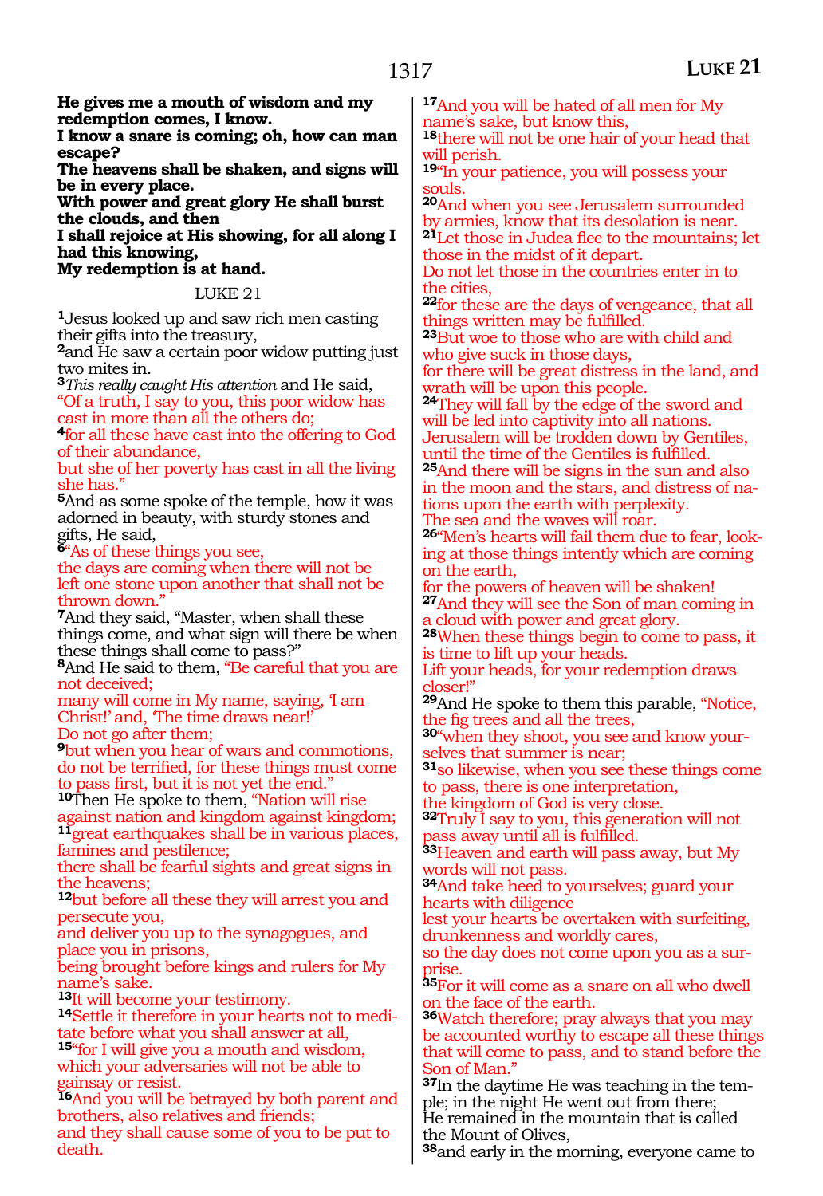**He gives me a mouth of wisdom and my redemption comes, I know.**
**I know a snare is coming; oh, how can man escape?**
**The heavens shall be shaken, and signs will be in every place.**
**With power and great glory He shall burst the clouds, and then**
**I shall rejoice at His showing, for all along I had this knowing,**
**My redemption is at hand.**

LUKE 21

1Jesus looked up and saw rich men casting their gifts into the treasury,
2and He saw a certain poor widow putting just two mites in.
3*This really caught His attention* and He said,
"Of a truth, I say to you, this poor widow has cast in more than all the others do;
4for all these have cast into the offering to God of their abundance,
but she of her poverty has cast in all the living she has."
5And as some spoke of the temple, how it was adorned in beauty, with sturdy stones and gifts, He said,
6"As of these things you see,
the days are coming when there will not be left one stone upon another that shall not be thrown down."
7And they said, "Master, when shall these things come, and what sign will there be when these things shall come to pass?"
8And He said to them, "Be careful that you are not deceived;
many will come in My name, saying, 'I am Christ!' and, 'The time draws near!'
Do not go after them;
9but when you hear of wars and commotions, do not be terrified, for these things must come to pass first, but it is not yet the end."
10Then He spoke to them, "Nation will rise against nation and kingdom against kingdom;
11great earthquakes shall be in various places, famines and pestilence;
there shall be fearful sights and great signs in the heavens;
12but before all these they will arrest you and persecute you,
and deliver you up to the synagogues, and place you in prisons,
being brought before kings and rulers for My name's sake.
13It will become your testimony.
14Settle it therefore in your hearts not to meditate before what you shall answer at all,
15"for I will give you a mouth and wisdom, which your adversaries will not be able to gainsay or resist.
16And you will be betrayed by both parent and brothers, also relatives and friends;
and they shall cause some of you to be put to death.
17And you will be hated of all men for My name's sake, but know this,
18there will not be one hair of your head that will perish.
19"In your patience, you will possess your souls.
20And when you see Jerusalem surrounded by armies, know that its desolation is near.
21Let those in Judea flee to the mountains; let those in the midst of it depart.
Do not let those in the countries enter in to the cities,
22for these are the days of vengeance, that all things written may be fulfilled.
23But woe to those who are with child and who give suck in those days,
for there will be great distress in the land, and wrath will be upon this people.
24They will fall by the edge of the sword and will be led into captivity into all nations.
Jerusalem will be trodden down by Gentiles, until the time of the Gentiles is fulfilled.
25And there will be signs in the sun and also in the moon and the stars, and distress of nations upon the earth with perplexity.
The sea and the waves will roar.
26"Men's hearts will fail them due to fear, looking at those things intently which are coming on the earth,
for the powers of heaven will be shaken!
27And they will see the Son of man coming in a cloud with power and great glory.
28When these things begin to come to pass, it is time to lift up your heads.
Lift your heads, for your redemption draws closer!"
29And He spoke to them this parable, "Notice, the fig trees and all the trees,
30"when they shoot, you see and know yourselves that summer is near;
31so likewise, when you see these things come to pass, there is one interpretation,
the kingdom of God is very close.
32Truly I say to you, this generation will not pass away until all is fulfilled.
33Heaven and earth will pass away, but My words will not pass.
34And take heed to yourselves; guard your hearts with diligence
lest your hearts be overtaken with surfeiting, drunkenness and worldly cares,
so the day does not come upon you as a surprise.
35For it will come as a snare on all who dwell on the face of the earth.
36Watch therefore; pray always that you may be accounted worthy to escape all these things that will come to pass, and to stand before the Son of Man."
37In the daytime He was teaching in the temple; in the night He went out from there;
He remained in the mountain that is called the Mount of Olives,
38and early in the morning, everyone came to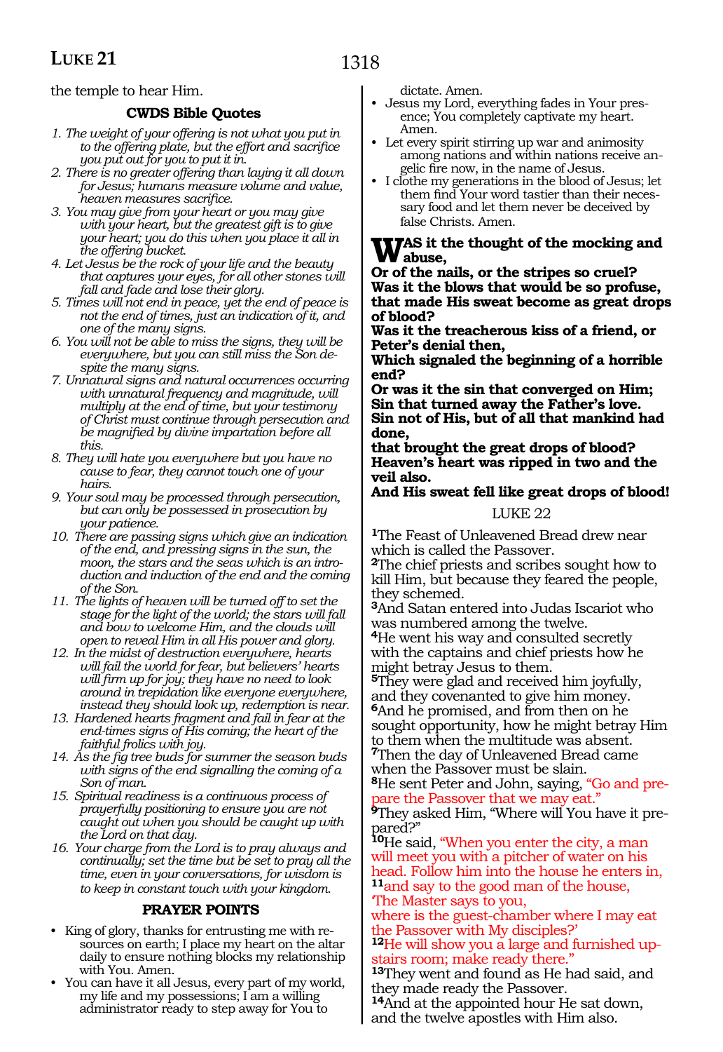the temple to hear Him.

### CWDS Bible Quotes

1. *The weight of your offering is not what you put in to the offering plate, but the effort and sacrifice you put out for you to put it in.*
2. *There is no greater offering than laying it all down for Jesus; humans measure volume and value, heaven measures sacrifice.*
3. *You may give from your heart or you may give with your heart, but the greatest gift is to give your heart; you do this when you place it all in the offering bucket.*
4. *Let Jesus be the rock of your life and the beauty that captures your eyes, for all other stones will fall and fade and lose their glory.*
5. *Times will not end in peace, yet the end of peace is not the end of times, just an indication of it, and one of the many signs.*
6. *You will not be able to miss the signs, they will be everywhere, but you can still miss the Son despite the many signs.*
7. *Unnatural signs and natural occurrences occurring with unnatural frequency and magnitude, will multiply at the end of time, but your testimony of Christ must continue through persecution and be magnified by divine impartation before all this.*
8. *They will hate you everywhere but you have no cause to fear, they cannot touch one of your hairs.*
9. *Your soul may be processed through persecution, but can only be possessed in prosecution by your patience.*
10. *There are passing signs which give an indication of the end, and pressing signs in the sun, the moon, the stars and the seas which is an introduction and induction of the end and the coming of the Son.*
11. *The lights of heaven will be turned off to set the stage for the light of the world; the stars will fall and bow to welcome Him, and the clouds will open to reveal Him in all His power and glory.*
12. *In the midst of destruction everywhere, hearts will fail the world for fear, but believers' hearts will firm up for joy; they have no need to look around in trepidation like everyone everywhere, instead they should look up, redemption is near.*
13. *Hardened hearts fragment and fail in fear at the end-times signs of His coming; the heart of the faithful frolics with joy.*
14. *As the fig tree buds for summer the season buds with signs of the end signalling the coming of a Son of man.*
15. *Spiritual readiness is a continuous process of prayerfully positioning to ensure you are not caught out when you should be caught up with the Lord on that day.*
16. *Your charge from the Lord is to pray always and continually; set the time but be set to pray all the time, even in your conversations, for wisdom is to keep in constant touch with your kingdom.*

### PRAYER POINTS

- King of glory, thanks for entrusting me with resources on earth; I place my heart on the altar daily to ensure nothing blocks my relationship with You. Amen.
- You can have it all Jesus, every part of my world, my life and my possessions; I am a willing administrator ready to step away for You to dictate. Amen.
- Jesus my Lord, everything fades in Your presence; You completely captivate my heart. Amen.
- Let every spirit stirring up war and animosity among nations and within nations receive angelic fire now, in the name of Jesus.
- I clothe my generations in the blood of Jesus; let them find Your word tastier than their necessary food and let them never be deceived by false Christs. Amen.

**WAS it the thought of the mocking and abuse,**
**Or of the nails, or the stripes so cruel?**
**Was it the blows that would be so profuse,**
**that made His sweat become as great drops of blood?**
**Was it the treacherous kiss of a friend, or Peter's denial then,**
**Which signaled the beginning of a horrible end?**
**Or was it the sin that converged on Him;**
**Sin that turned away the Father's love.**
**Sin not of His, but of all that mankind had done,**
**that brought the great drops of blood?**
**Heaven's heart was ripped in two and the veil also.**
**And His sweat fell like great drops of blood!**

## LUKE 22

**1**The Feast of Unleavened Bread drew near which is called the Passover.
**2**The chief priests and scribes sought how to kill Him, but because they feared the people, they schemed.
**3**And Satan entered into Judas Iscariot who was numbered among the twelve.
**4**He went his way and consulted secretly with the captains and chief priests how he might betray Jesus to them.
**5**They were glad and received him joyfully, and they covenanted to give him money.
**6**And he promised, and from then on he sought opportunity, how he might betray Him to them when the multitude was absent.
**7**Then the day of Unleavened Bread came when the Passover must be slain.
**8**He sent Peter and John, saying, "Go and prepare the Passover that we may eat."
**9**They asked Him, "Where will You have it prepared?"
**10**He said, "When you enter the city, a man will meet you with a pitcher of water on his head. Follow him into the house he enters in,
**11**and say to the good man of the house, 'The Master says to you, where is the guest-chamber where I may eat the Passover with My disciples?'
**12**He will show you a large and furnished upstairs room; make ready there."
**13**They went and found as He had said, and they made ready the Passover.
**14**And at the appointed hour He sat down, and the twelve apostles with Him also.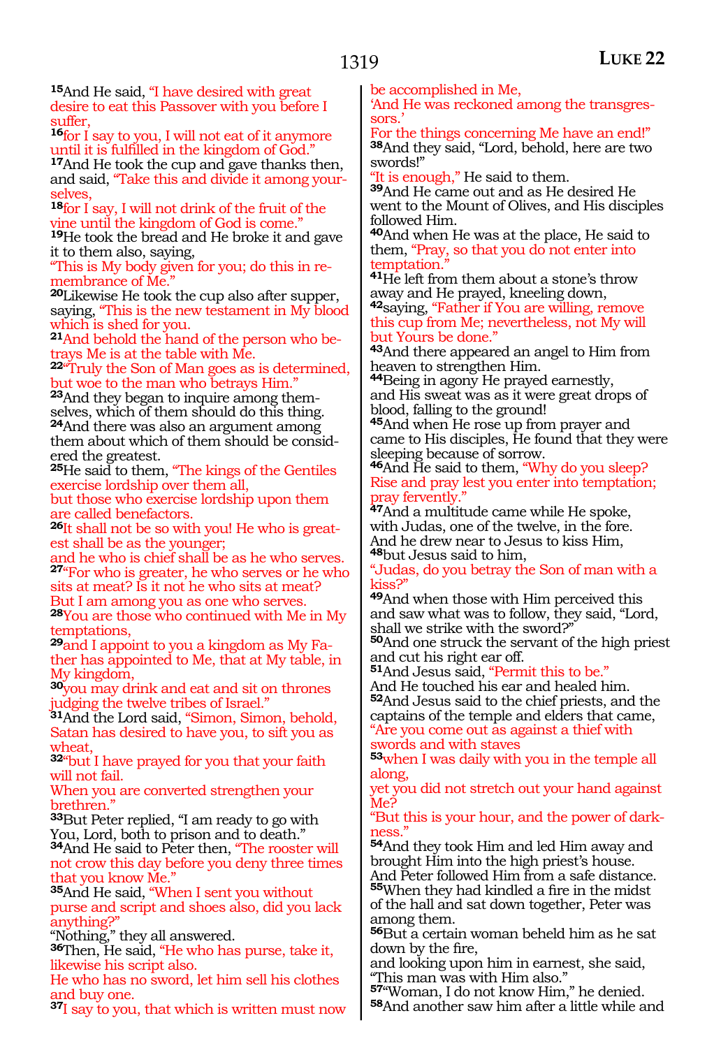[15]And He said, "I have desired with great desire to eat this Passover with you before I suffer,
[16]for I say to you, I will not eat of it anymore until it is fulfilled in the kingdom of God."
[17]And He took the cup and gave thanks then, and said, "Take this and divide it among yourselves,
[18]for I say, I will not drink of the fruit of the vine until the kingdom of God is come."
[19]He took the bread and He broke it and gave it to them also, saying,
"This is My body given for you; do this in remembrance of Me."
[20]Likewise He took the cup also after supper, saying, "This is the new testament in My blood which is shed for you.
[21]And behold the hand of the person who betrays Me is at the table with Me.
[22]"Truly the Son of Man goes as is determined, but woe to the man who betrays Him."
[23]And they began to inquire among themselves, which of them should do this thing.
[24]And there was also an argument among them about which of them should be considered the greatest.
[25]He said to them, "The kings of the Gentiles exercise lordship over them all,
but those who exercise lordship upon them are called benefactors.
[26]It shall not be so with you! He who is greatest shall be as the younger;
and he who is chief shall be as he who serves.
[27]"For who is greater, he who serves or he who sits at meat? Is it not he who sits at meat?
But I am among you as one who serves.
[28]You are those who continued with Me in My temptations,
[29]and I appoint to you a kingdom as My Father has appointed to Me, that at My table, in My kingdom,
[30]you may drink and eat and sit on thrones judging the twelve tribes of Israel."
[31]And the Lord said, "Simon, Simon, behold, Satan has desired to have you, to sift you as wheat,
[32]"but I have prayed for you that your faith will not fail.
When you are converted strengthen your brethren."
[33]But Peter replied, "I am ready to go with You, Lord, both to prison and to death."
[34]And He said to Peter then, "The rooster will not crow this day before you deny three times that you know Me."
[35]And He said, "When I sent you without purse and script and shoes also, did you lack anything?"
"Nothing," they all answered.
[36]Then, He said, "He who has purse, take it, likewise his script also.
He who has no sword, let him sell his clothes and buy one.
[37]I say to you, that which is written must now be accomplished in Me,
'And He was reckoned among the transgressors.'
For the things concerning Me have an end!"
[38]And they said, "Lord, behold, here are two swords!"
"It is enough," He said to them.
[39]And He came out and as He desired He went to the Mount of Olives, and His disciples followed Him.
[40]And when He was at the place, He said to them, "Pray, so that you do not enter into temptation."
[41]He left from them about a stone's throw away and He prayed, kneeling down,
[42]saying, "Father if You are willing, remove this cup from Me; nevertheless, not My will but Yours be done."
[43]And there appeared an angel to Him from heaven to strengthen Him.
[44]Being in agony He prayed earnestly,
and His sweat was as it were great drops of blood, falling to the ground!
[45]And when He rose up from prayer and came to His disciples, He found that they were sleeping because of sorrow.
[46]And He said to them, "Why do you sleep? Rise and pray lest you enter into temptation; pray fervently."
[47]And a multitude came while He spoke, with Judas, one of the twelve, in the fore.
And he drew near to Jesus to kiss Him,
[48]but Jesus said to him,
"Judas, do you betray the Son of man with a kiss?"
[49]And when those with Him perceived this and saw what was to follow, they said, "Lord, shall we strike with the sword?"
[50]And one struck the servant of the high priest and cut his right ear off.
[51]And Jesus said, "Permit this to be."
And He touched his ear and healed him.
[52]And Jesus said to the chief priests, and the captains of the temple and elders that came,
"Are you come out as against a thief with swords and with staves
[53]when I was daily with you in the temple all along,
yet you did not stretch out your hand against Me?
"But this is your hour, and the power of darkness."
[54]And they took Him and led Him away and brought Him into the high priest's house.
And Peter followed Him from a safe distance.
[55]When they had kindled a fire in the midst of the hall and sat down together, Peter was among them.
[56]But a certain woman beheld him as he sat down by the fire,
and looking upon him in earnest, she said,
"This man was with Him also."
[57]"Woman, I do not know Him," he denied.
[58]And another saw him after a little while and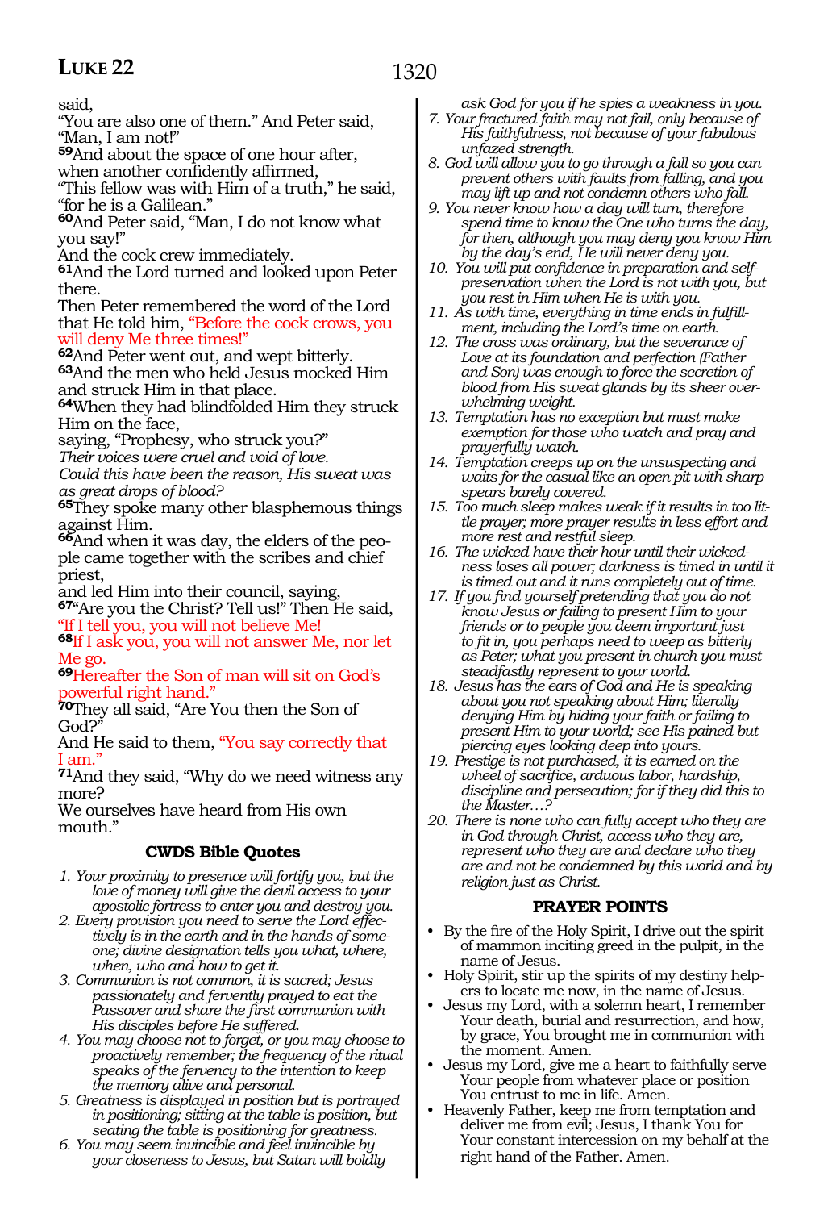said,
"You are also one of them." And Peter said, "Man, I am not!"
**59**And about the space of one hour after, when another confidently affirmed,
"This fellow was with Him of a truth," he said, "for he is a Galilean."
**60**And Peter said, "Man, I do not know what you say!"
And the cock crew immediately.
**61**And the Lord turned and looked upon Peter there.
Then Peter remembered the word of the Lord that He told him, "Before the cock crows, you will deny Me three times!"
**62**And Peter went out, and wept bitterly.
**63**And the men who held Jesus mocked Him and struck Him in that place.
**64**When they had blindfolded Him they struck Him on the face,
saying, "Prophesy, who struck you?"
*Their voices were cruel and void of love.*
*Could this have been the reason, His sweat was as great drops of blood?*
**65**They spoke many other blasphemous things against Him.
**66**And when it was day, the elders of the people came together with the scribes and chief priest,
and led Him into their council, saying,
**67**"Are you the Christ? Tell us!" Then He said, "If I tell you, you will not believe Me!
**68**If I ask you, you will not answer Me, nor let Me go.
**69**Hereafter the Son of man will sit on God's powerful right hand."
**70**They all said, "Are You then the Son of God?"
And He said to them, "You say correctly that I am."
**71**And they said, "Why do we need witness any more?
We ourselves have heard from His own mouth."

### CWDS Bible Quotes

1. *Your proximity to presence will fortify you, but the love of money will give the devil access to your apostolic fortress to enter you and destroy you.*
2. *Every provision you need to serve the Lord effectively is in the earth and in the hands of someone; divine designation tells you what, where, when, who and how to get it.*
3. *Communion is not common, it is sacred; Jesus passionately and fervently prayed to eat the Passover and share the first communion with His disciples before He suffered.*
4. *You may choose not to forget, or you may choose to proactively remember; the frequency of the ritual speaks of the fervency to the intention to keep the memory alive and personal.*
5. *Greatness is displayed in position but is portrayed in positioning; sitting at the table is position, but seating the table is positioning for greatness.*
6. *You may seem invincible and feel invincible by your closeness to Jesus, but Satan will boldly ask God for you if he spies a weakness in you.*
7. *Your fractured faith may not fail, only because of His faithfulness, not because of your fabulous unfazed strength.*
8. *God will allow you to go through a fall so you can prevent others with faults from falling, and you may lift up and not condemn others who fall.*
9. *You never know how a day will turn, therefore spend time to know the One who turns the day, for then, although you may deny you know Him by the day's end, He will never deny you.*
10. *You will put confidence in preparation and self-preservation when the Lord is not with you, but you rest in Him when He is with you.*
11. *As with time, everything in time ends in fulfillment, including the Lord's time on earth.*
12. *The cross was ordinary, but the severance of Love at its foundation and perfection (Father and Son) was enough to force the secretion of blood from His sweat glands by its sheer overwhelming weight.*
13. *Temptation has no exception but must make exemption for those who watch and pray and prayerfully watch.*
14. *Temptation creeps up on the unsuspecting and waits for the casual like an open pit with sharp spears barely covered.*
15. *Too much sleep makes weak if it results in too little prayer; more prayer results in less effort and more rest and restful sleep.*
16. *The wicked have their hour until their wickedness loses all power; darkness is timed in until it is timed out and it runs completely out of time.*
17. *If you find yourself pretending that you do not know Jesus or failing to present Him to your friends or to people you deem important just to fit in, you perhaps need to weep as bitterly as Peter; what you present in church you must steadfastly represent to your world.*
18. *Jesus has the ears of God and He is speaking about you not speaking about Him; literally denying Him by hiding your faith or failing to present Him to your world; see His pained but piercing eyes looking deep into yours.*
19. *Prestige is not purchased, it is earned on the wheel of sacrifice, arduous labor, hardship, discipline and persecution; for if they did this to the Master…?*
20. *There is none who can fully accept who they are in God through Christ, access who they are, represent who they are and declare who they are and not be condemned by this world and by religion just as Christ.*

### PRAYER POINTS

- By the fire of the Holy Spirit, I drive out the spirit of mammon inciting greed in the pulpit, in the name of Jesus.
- Holy Spirit, stir up the spirits of my destiny helpers to locate me now, in the name of Jesus.
- Jesus my Lord, with a solemn heart, I remember Your death, burial and resurrection, and how, by grace, You brought me in communion with the moment. Amen.
- Jesus my Lord, give me a heart to faithfully serve Your people from whatever place or position You entrust to me in life. Amen.
- Heavenly Father, keep me from temptation and deliver me from evil; Jesus, I thank You for Your constant intercession on my behalf at the right hand of the Father. Amen.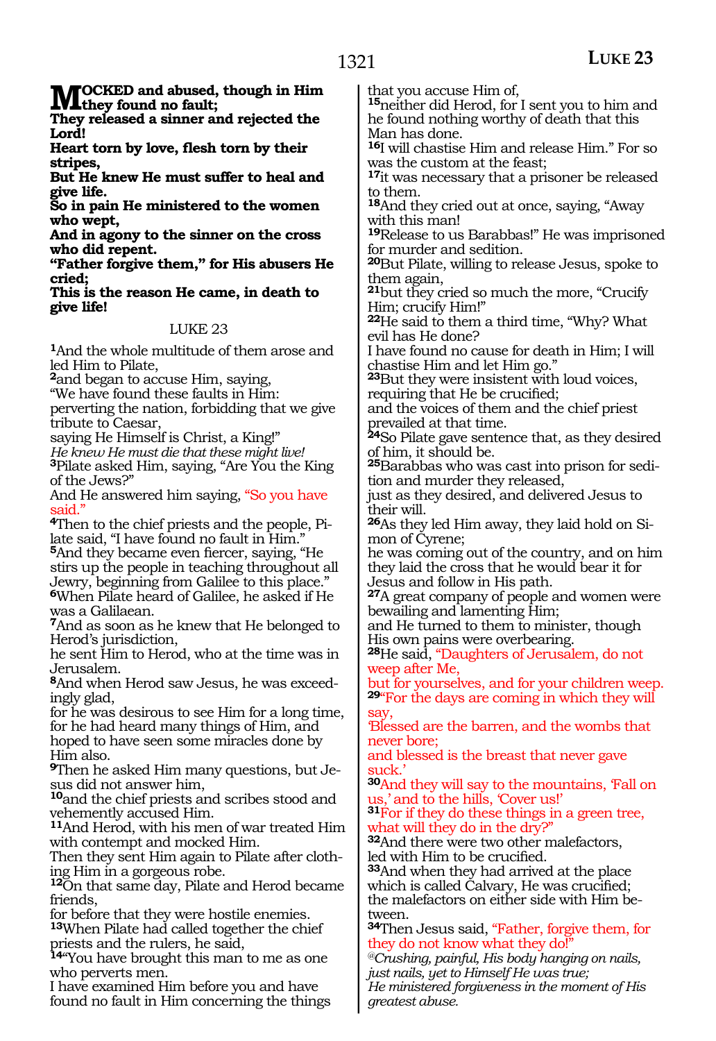**MOCKED and abused, though in Him they found no fault;**
**They released a sinner and rejected the Lord!**
**Heart torn by love, flesh torn by their stripes,**
**But He knew He must suffer to heal and give life.**
**So in pain He ministered to the women who wept,**
**And in agony to the sinner on the cross who did repent.**
**“Father forgive them,” for His abusers He cried;**
**This is the reason He came, in death to give life!**

LUKE 23

1And the whole multitude of them arose and led Him to Pilate,
2and began to accuse Him, saying,
“We have found these faults in Him:
perverting the nation, forbidding that we give tribute to Caesar,
saying He Himself is Christ, a King!”
*He knew He must die that these might live!*
3Pilate asked Him, saying, “Are You the King of the Jews?”
And He answered him saying, “So you have said.”
4Then to the chief priests and the people, Pilate said, “I have found no fault in Him.”
5And they became even fiercer, saying, “He stirs up the people in teaching throughout all Jewry, beginning from Galilee to this place.”
6When Pilate heard of Galilee, he asked if He was a Galilaean.
7And as soon as he knew that He belonged to Herod’s jurisdiction,
he sent Him to Herod, who at the time was in Jerusalem.
8And when Herod saw Jesus, he was exceedingly glad,
for he was desirous to see Him for a long time, for he had heard many things of Him, and hoped to have seen some miracles done by Him also.
9Then he asked Him many questions, but Jesus did not answer him,
10and the chief priests and scribes stood and vehemently accused Him.
11And Herod, with his men of war treated Him with contempt and mocked Him.
Then they sent Him again to Pilate after clothing Him in a gorgeous robe.
12On that same day, Pilate and Herod became friends,
for before that they were hostile enemies.
13When Pilate had called together the chief priests and the rulers, he said,
14“You have brought this man to me as one who perverts men.
I have examined Him before you and have found no fault in Him concerning the things that you accuse Him of,
15neither did Herod, for I sent you to him and he found nothing worthy of death that this Man has done.
16I will chastise Him and release Him.” For so was the custom at the feast;
17it was necessary that a prisoner be released to them.
18And they cried out at once, saying, “Away with this man!
19Release to us Barabbas!” He was imprisoned for murder and sedition.
20But Pilate, willing to release Jesus, spoke to them again,
21but they cried so much the more, “Crucify Him; crucify Him!”
22He said to them a third time, “Why? What evil has He done?
I have found no cause for death in Him; I will chastise Him and let Him go.”
23But they were insistent with loud voices, requiring that He be crucified;
and the voices of them and the chief priest prevailed at that time.
24So Pilate gave sentence that, as they desired of him, it should be.
25Barabbas who was cast into prison for sedition and murder they released,
just as they desired, and delivered Jesus to their will.
26As they led Him away, they laid hold on Simon of Cyrene;
he was coming out of the country, and on him they laid the cross that he would bear it for Jesus and follow in His path.
27A great company of people and women were bewailing and lamenting Him;
and He turned to them to minister, though His own pains were overbearing.
28He said, “Daughters of Jerusalem, do not weep after Me,
but for yourselves, and for your children weep.
29“For the days are coming in which they will say,
‘Blessed are the barren, and the wombs that never bore;
and blessed is the breast that never gave suck.’
30And they will say to the mountains, ‘Fall on us,’ and to the hills, ‘Cover us!’
31For if they do these things in a green tree, what will they do in the dry?”
32And there were two other malefactors, led with Him to be crucified.
33And when they had arrived at the place which is called Calvary, He was crucified;
the malefactors on either side with Him between.
34Then Jesus said, “Father, forgive them, for they do not know what they do!”
*@Crushing, painful, His body hanging on nails, just nails, yet to Himself He was true;*
*He ministered forgiveness in the moment of His greatest abuse.*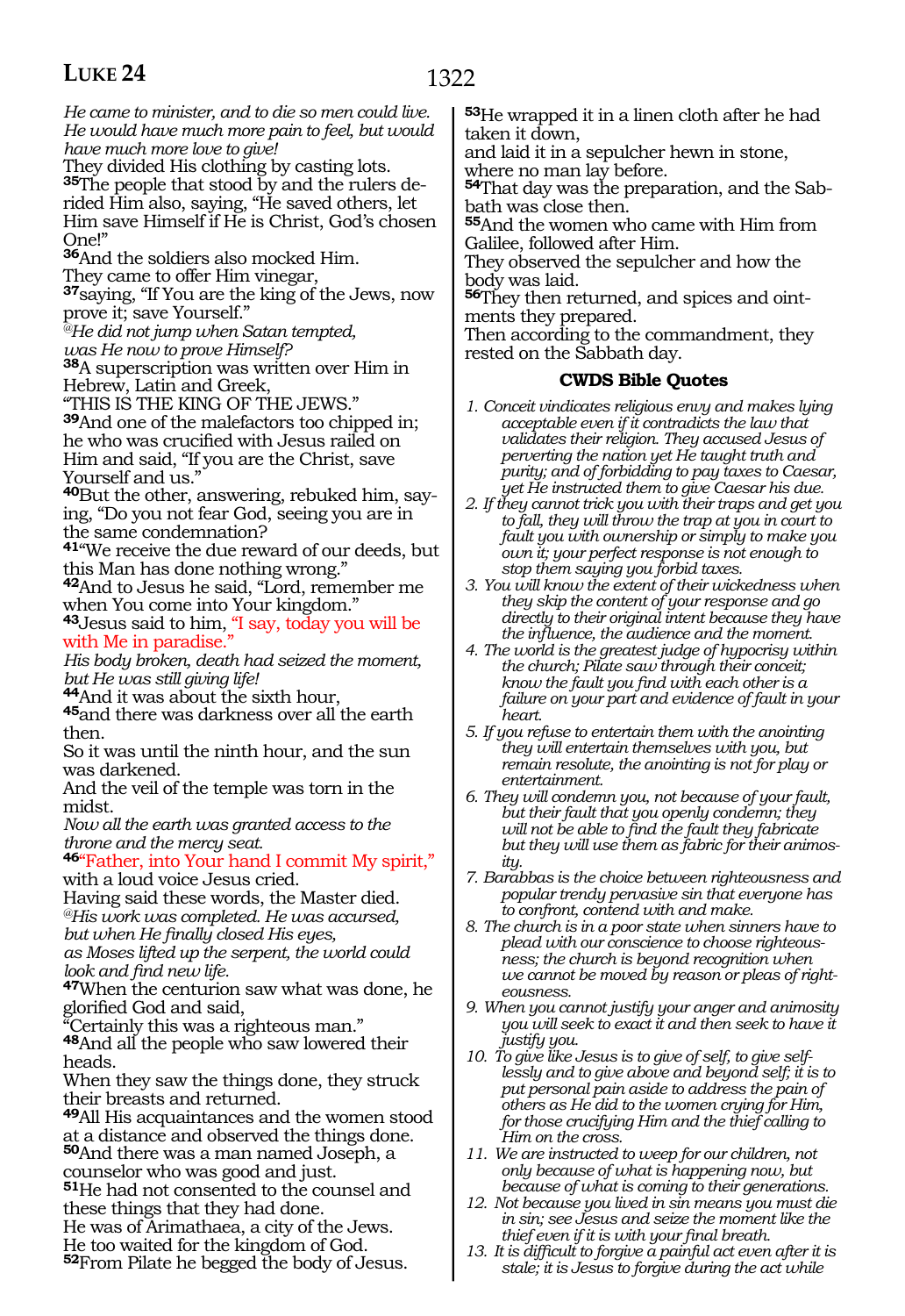*He came to minister, and to die so men could live.*
*He would have much more pain to feel, but would have much more love to give!*
They divided His clothing by casting lots.
**35**The people that stood by and the rulers derided Him also, saying, "He saved others, let Him save Himself if He is Christ, God's chosen One!"
**36**And the soldiers also mocked Him.
They came to offer Him vinegar,
**37**saying, "If You are the king of the Jews, now prove it; save Yourself."
*@He did not jump when Satan tempted,*
*was He now to prove Himself?*
**38**A superscription was written over Him in Hebrew, Latin and Greek,
"THIS IS THE KING OF THE JEWS."
**39**And one of the malefactors too chipped in; he who was crucified with Jesus railed on Him and said, "If you are the Christ, save Yourself and us."
**40**But the other, answering, rebuked him, saying, "Do you not fear God, seeing you are in the same condemnation?
**41**"We receive the due reward of our deeds, but this Man has done nothing wrong."
**42**And to Jesus he said, "Lord, remember me when You come into Your kingdom."
**43**Jesus said to him, "I say, today you will be with Me in paradise."
*His body broken, death had seized the moment, but He was still giving life!*
**44**And it was about the sixth hour,
**45**and there was darkness over all the earth then.
So it was until the ninth hour, and the sun was darkened.
And the veil of the temple was torn in the midst.
*Now all the earth was granted access to the throne and the mercy seat.*
**46**"Father, into Your hand I commit My spirit," with a loud voice Jesus cried.
Having said these words, the Master died.
*@His work was completed. He was accursed,*
*but when He finally closed His eyes,*
*as Moses lifted up the serpent, the world could look and find new life.*
**47**When the centurion saw what was done, he glorified God and said,
"Certainly this was a righteous man."
**48**And all the people who saw lowered their heads.
When they saw the things done, they struck their breasts and returned.
**49**All His acquaintances and the women stood at a distance and observed the things done.
**50**And there was a man named Joseph, a counselor who was good and just.
**51**He had not consented to the counsel and these things that they had done.
He was of Arimathaea, a city of the Jews.
He too waited for the kingdom of God.
**52**From Pilate he begged the body of Jesus.
**53**He wrapped it in a linen cloth after he had taken it down,
and laid it in a sepulcher hewn in stone, where no man lay before.
**54**That day was the preparation, and the Sabbath was close then.
**55**And the women who came with Him from Galilee, followed after Him.
They observed the sepulcher and how the body was laid.
**56**They then returned, and spices and ointments they prepared.
Then according to the commandment, they rested on the Sabbath day.

### CWDS Bible Quotes

1. *Conceit vindicates religious envy and makes lying acceptable even if it contradicts the law that validates their religion. They accused Jesus of perverting the nation yet He taught truth and purity; and of forbidding to pay taxes to Caesar, yet He instructed them to give Caesar his due.*
2. *If they cannot trick you with their traps and get you to fall, they will throw the trap at you in court to fault you with ownership or simply to make you own it; your perfect response is not enough to stop them saying you forbid taxes.*
3. *You will know the extent of their wickedness when they skip the content of your response and go directly to their original intent because they have the influence, the audience and the moment.*
4. *The world is the greatest judge of hypocrisy within the church; Pilate saw through their conceit; know the fault you find with each other is a failure on your part and evidence of fault in your heart.*
5. *If you refuse to entertain them with the anointing they will entertain themselves with you, but remain resolute, the anointing is not for play or entertainment.*
6. *They will condemn you, not because of your fault, but their fault that you openly condemn; they will not be able to find the fault they fabricate but they will use them as fabric for their animosity.*
7. *Barabbas is the choice between righteousness and popular trendy pervasive sin that everyone has to confront, contend with and make.*
8. *The church is in a poor state when sinners have to plead with our conscience to choose righteousness; the church is beyond recognition when we cannot be moved by reason or pleas of righteousness.*
9. *When you cannot justify your anger and animosity you will seek to exact it and then seek to have it justify you.*
10. *To give like Jesus is to give of self, to give selflessly and to give above and beyond self; it is to put personal pain aside to address the pain of others as He did to the women crying for Him, for those crucifying Him and the thief calling to Him on the cross.*
11. *We are instructed to weep for our children, not only because of what is happening now, but because of what is coming to their generations.*
12. *Not because you lived in sin means you must die in sin; see Jesus and seize the moment like the thief even if it is with your final breath.*
13. *It is difficult to forgive a painful act even after it is stale; it is Jesus to forgive during the act while*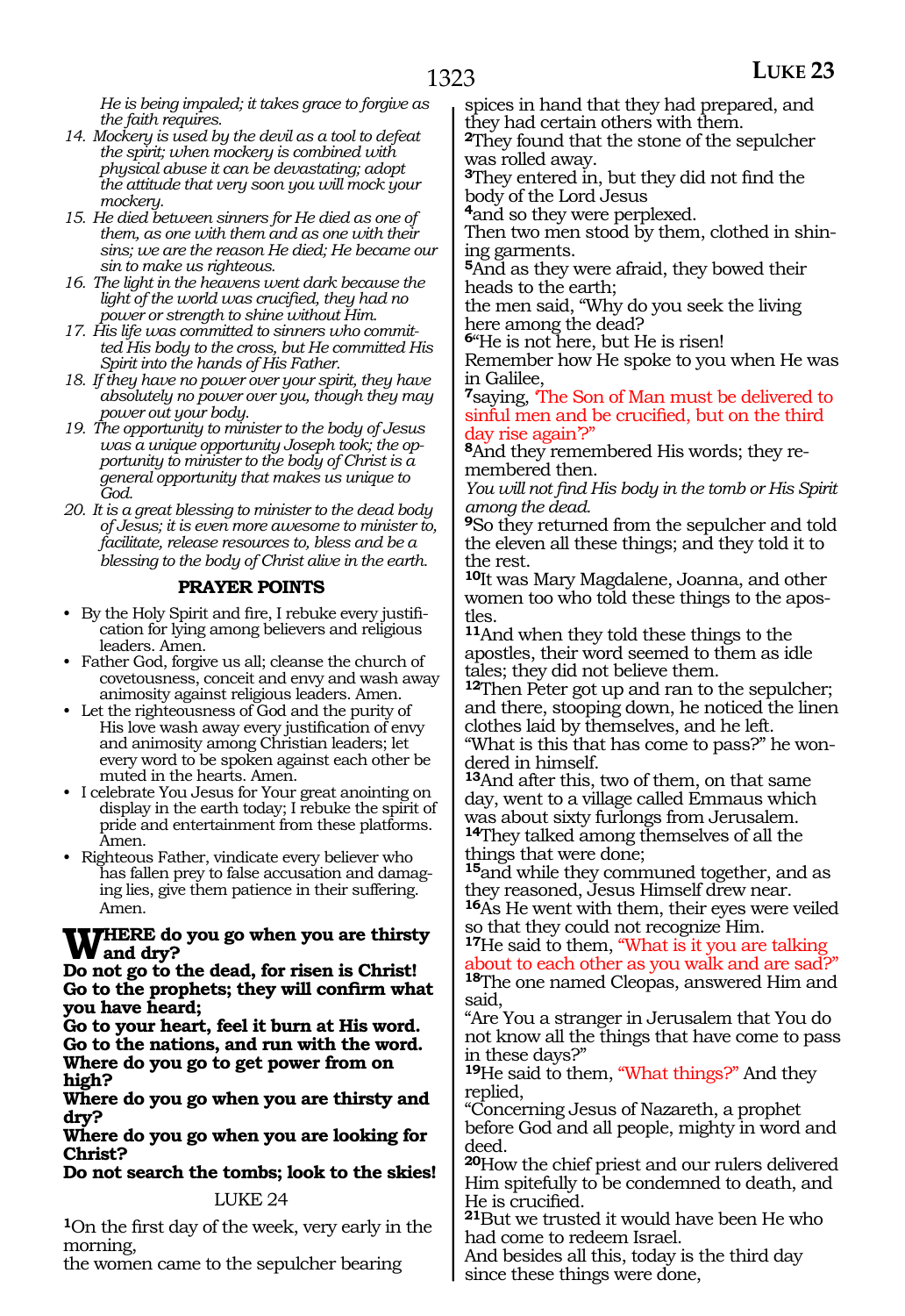*He is being impaled; it takes grace to forgive as the faith requires.*

14. *Mockery is used by the devil as a tool to defeat the spirit; when mockery is combined with physical abuse it can be devastating; adopt the attitude that very soon you will mock your mockery.*
15. *He died between sinners for He died as one of them, as one with them and as one with their sins; we are the reason He died; He became our sin to make us righteous.*
16. *The light in the heavens went dark because the light of the world was crucified, they had no power or strength to shine without Him.*
17. *His life was committed to sinners who committed His body to the cross, but He committed His Spirit into the hands of His Father.*
18. *If they have no power over your spirit, they have absolutely no power over you, though they may power out your body.*
19. *The opportunity to minister to the body of Jesus was a unique opportunity Joseph took; the opportunity to minister to the body of Christ is a general opportunity that makes us unique to God.*
20. *It is a great blessing to minister to the dead body of Jesus; it is even more awesome to minister to, facilitate, release resources to, bless and be a blessing to the body of Christ alive in the earth.*

### PRAYER POINTS

- By the Holy Spirit and fire, I rebuke every justification for lying among believers and religious leaders. Amen.
- Father God, forgive us all; cleanse the church of covetousness, conceit and envy and wash away animosity against religious leaders. Amen.
- Let the righteousness of God and the purity of His love wash away every justification of envy and animosity among Christian leaders; let every word to be spoken against each other be muted in the hearts. Amen.
- I celebrate You Jesus for Your great anointing on display in the earth today; I rebuke the spirit of pride and entertainment from these platforms. Amen.
- Righteous Father, vindicate every believer who has fallen prey to false accusation and damaging lies, give them patience in their suffering. Amen.

**WHERE do you go when you are thirsty and dry?**
**Do not go to the dead, for risen is Christ!**
**Go to the prophets; they will confirm what you have heard;**
**Go to your heart, feel it burn at His word.**
**Go to the nations, and run with the word.**
**Where do you go to get power from on high?**
**Where do you go when you are thirsty and dry?**
**Where do you go when you are looking for Christ?**
**Do not search the tombs; look to the skies!**

## LUKE 24

[1]On the first day of the week, very early in the morning,
the women came to the sepulcher bearing spices in hand that they had prepared, and they had certain others with them.
[2]They found that the stone of the sepulcher was rolled away.
[3]They entered in, but they did not find the body of the Lord Jesus
[4]and so they were perplexed.
Then two men stood by them, clothed in shining garments.
[5]And as they were afraid, they bowed their heads to the earth;
the men said, "Why do you seek the living here among the dead?
[6]"He is not here, but He is risen!
Remember how He spoke to you when He was in Galilee,
[7]saying, 'The Son of Man must be delivered to sinful men and be crucified, but on the third day rise again'?"
[8]And they remembered His words; they remembered then.
*You will not find His body in the tomb or His Spirit among the dead.*
[9]So they returned from the sepulcher and told the eleven all these things; and they told it to the rest.
[10]It was Mary Magdalene, Joanna, and other women too who told these things to the apostles.
[11]And when they told these things to the apostles, their word seemed to them as idle tales; they did not believe them.
[12]Then Peter got up and ran to the sepulcher; and there, stooping down, he noticed the linen clothes laid by themselves, and he left.
"What is this that has come to pass?" he wondered in himself.
[13]And after this, two of them, on that same day, went to a village called Emmaus which was about sixty furlongs from Jerusalem.
[14]They talked among themselves of all the things that were done;
[15]and while they communed together, and as they reasoned, Jesus Himself drew near.
[16]As He went with them, their eyes were veiled so that they could not recognize Him.
[17]He said to them, "What is it you are talking about to each other as you walk and are sad?"
[18]The one named Cleopas, answered Him and said,
"Are You a stranger in Jerusalem that You do not know all the things that have come to pass in these days?"
[19]He said to them, "What things?" And they replied,
"Concerning Jesus of Nazareth, a prophet before God and all people, mighty in word and deed.
[20]How the chief priest and our rulers delivered Him spitefully to be condemned to death, and He is crucified.
[21]But we trusted it would have been He who had come to redeem Israel.
And besides all this, today is the third day since these things were done,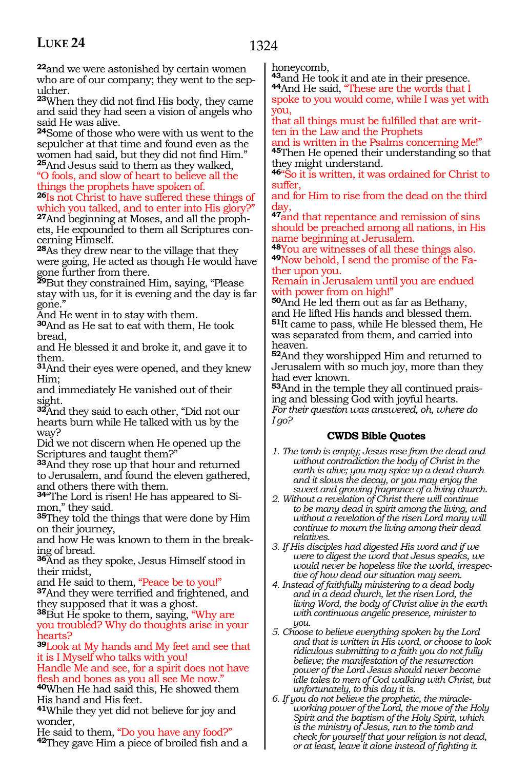[22]and we were astonished by certain women who are of our company; they went to the sepulcher.
[23]When they did not find His body, they came and said they had seen a vision of angels who said He was alive.
[24]Some of those who were with us went to the sepulcher at that time and found even as the women had said, but they did not find Him."
[25]And Jesus said to them as they walked,
"O fools, and slow of heart to believe all the things the prophets have spoken of.
[26]Is not Christ to have suffered these things of which you talked, and to enter into His glory?"
[27]And beginning at Moses, and all the prophets, He expounded to them all Scriptures concerning Himself.
[28]As they drew near to the village that they were going, He acted as though He would have gone further from there.
[29]But they constrained Him, saying, "Please stay with us, for it is evening and the day is far gone."
And He went in to stay with them.
[30]And as He sat to eat with them, He took bread,
and He blessed it and broke it, and gave it to them.
[31]And their eyes were opened, and they knew Him;
and immediately He vanished out of their sight.
[32]And they said to each other, "Did not our hearts burn while He talked with us by the way?
Did we not discern when He opened up the Scriptures and taught them?"
[33]And they rose up that hour and returned to Jerusalem, and found the eleven gathered, and others there with them.
[34]"The Lord is risen! He has appeared to Simon," they said.
[35]They told the things that were done by Him on their journey,
and how He was known to them in the breaking of bread.
[36]And as they spoke, Jesus Himself stood in their midst,
and He said to them, "Peace be to you!"
[37]And they were terrified and frightened, and they supposed that it was a ghost.
[38]But He spoke to them, saying, "Why are you troubled? Why do thoughts arise in your hearts?
[39]Look at My hands and My feet and see that it is I Myself who talks with you!
Handle Me and see, for a spirit does not have flesh and bones as you all see Me now."
[40]When He had said this, He showed them His hand and His feet.
[41]While they yet did not believe for joy and wonder,
He said to them, "Do you have any food?"
[42]They gave Him a piece of broiled fish and a honeycomb,
[43]and He took it and ate in their presence.
[44]And He said, "These are the words that I spoke to you would come, while I was yet with you,
that all things must be fulfilled that are written in the Law and the Prophets
and is written in the Psalms concerning Me!"
[45]Then He opened their understanding so that they might understand.
[46]"So it is written, it was ordained for Christ to suffer,
and for Him to rise from the dead on the third day,
[47]and that repentance and remission of sins should be preached among all nations, in His name beginning at Jerusalem.
[48]You are witnesses of all these things also.
[49]Now behold, I send the promise of the Father upon you.
Remain in Jerusalem until you are endued with power from on high!"
[50]And He led them out as far as Bethany, and He lifted His hands and blessed them.
[51]It came to pass, while He blessed them, He was separated from them, and carried into heaven.
[52]And they worshipped Him and returned to Jerusalem with so much joy, more than they had ever known.
[53]And in the temple they all continued praising and blessing God with joyful hearts.
*For their question was answered, oh, where do I go?*

### CWDS Bible Quotes

1. *The tomb is empty; Jesus rose from the dead and without contradiction the body of Christ in the earth is alive; you may spice up a dead church and it slows the decay, or you may enjoy the sweet and growing fragrance of a living church.*
2. *Without a revelation of Christ there will continue to be many dead in spirit among the living, and without a revelation of the risen Lord many will continue to mourn the living among their dead relatives.*
3. *If His disciples had digested His word and if we were to digest the word that Jesus speaks, we would never be hopeless like the world, irrespective of how dead our situation may seem.*
4. *Instead of faithfully ministering to a dead body and in a dead church, let the risen Lord, the living Word, the body of Christ alive in the earth with continuous angelic presence, minister to you.*
5. *Choose to believe everything spoken by the Lord and that is written in His word, or choose to look ridiculous submitting to a faith you do not fully believe; the manifestation of the resurrection power of the Lord Jesus should never become idle tales to men of God walking with Christ, but unfortunately, to this day it is.*
6. *If you do not believe the prophetic, the miracle-working power of the Lord, the move of the Holy Spirit and the baptism of the Holy Spirit, which is the ministry of Jesus, run to the tomb and check for yourself that your religion is not dead, or at least, leave it alone instead of fighting it.*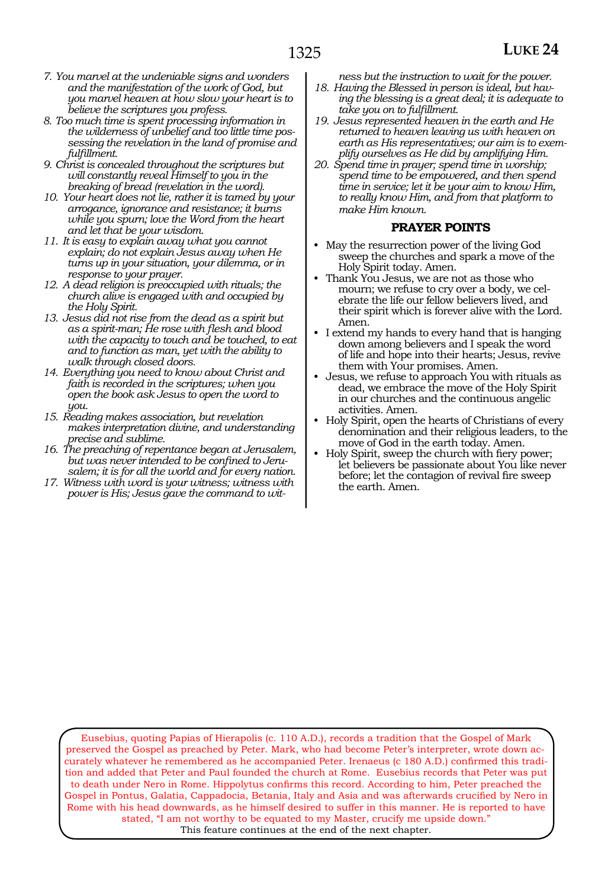7. *You marvel at the undeniable signs and wonders and the manifestation of the work of God, but you marvel heaven at how slow your heart is to believe the scriptures you profess.*
8. *Too much time is spent processing information in the wilderness of unbelief and too little time possessing the revelation in the land of promise and fulfillment.*
9. *Christ is concealed throughout the scriptures but will constantly reveal Himself to you in the breaking of bread (revelation in the word).*
10. *Your heart does not lie, rather it is tamed by your arrogance, ignorance and resistance; it burns while you spurn; love the Word from the heart and let that be your wisdom.*
11. *It is easy to explain away what you cannot explain; do not explain Jesus away when He turns up in your situation, your dilemma, or in response to your prayer.*
12. *A dead religion is preoccupied with rituals; the church alive is engaged with and occupied by the Holy Spirit.*
13. *Jesus did not rise from the dead as a spirit but as a spirit-man; He rose with flesh and blood with the capacity to touch and be touched, to eat and to function as man, yet with the ability to walk through closed doors.*
14. *Everything you need to know about Christ and faith is recorded in the scriptures; when you open the book ask Jesus to open the word to you.*
15. *Reading makes association, but revelation makes interpretation divine, and understanding precise and sublime.*
16. *The preaching of repentance began at Jerusalem, but was never intended to be confined to Jerusalem; it is for all the world and for every nation.*
17. *Witness with word is your witness; witness with power is His; Jesus gave the command to witness but the instruction to wait for the power.*
18. *Having the Blessed in person is ideal, but having the blessing is a great deal; it is adequate to take you on to fulfillment.*
19. *Jesus represented heaven in the earth and He returned to heaven leaving us with heaven on earth as His representatives; our aim is to exemplify ourselves as He did by amplifying Him.*
20. *Spend time in prayer; spend time in worship; spend time to be empowered, and then spend time in service; let it be your aim to know Him, to really know Him, and from that platform to make Him known.*

## PRAYER POINTS

- May the resurrection power of the living God sweep the churches and spark a move of the Holy Spirit today. Amen.
- Thank You Jesus, we are not as those who mourn; we refuse to cry over a body, we celebrate the life our fellow believers lived, and their spirit which is forever alive with the Lord. Amen.
- I extend my hands to every hand that is hanging down among believers and I speak the word of life and hope into their hearts; Jesus, revive them with Your promises. Amen.
- Jesus, we refuse to approach You with rituals as dead, we embrace the move of the Holy Spirit in our churches and the continuous angelic activities. Amen.
- Holy Spirit, open the hearts of Christians of every denomination and their religious leaders, to the move of God in the earth today. Amen.
- Holy Spirit, sweep the church with fiery power; let believers be passionate about You like never before; let the contagion of revival fire sweep the earth. Amen.

Eusebius, quoting Papias of Hierapolis (c. 110 A.D.), records a tradition that the Gospel of Mark preserved the Gospel as preached by Peter. Mark, who had become Peter's interpreter, wrote down accurately whatever he remembered as he accompanied Peter. Irenaeus (c 180 A.D.) confirmed this tradition and added that Peter and Paul founded the church at Rome. Eusebius records that Peter was put to death under Nero in Rome. Hippolytus confirms this record. According to him, Peter preached the Gospel in Pontus, Galatia, Cappadocia, Betania, Italy and Asia and was afterwards crucified by Nero in Rome with his head downwards, as he himself desired to suffer in this manner. He is reported to have stated, "I am not worthy to be equated to my Master, crucify me upside down."
This feature continues at the end of the next chapter.